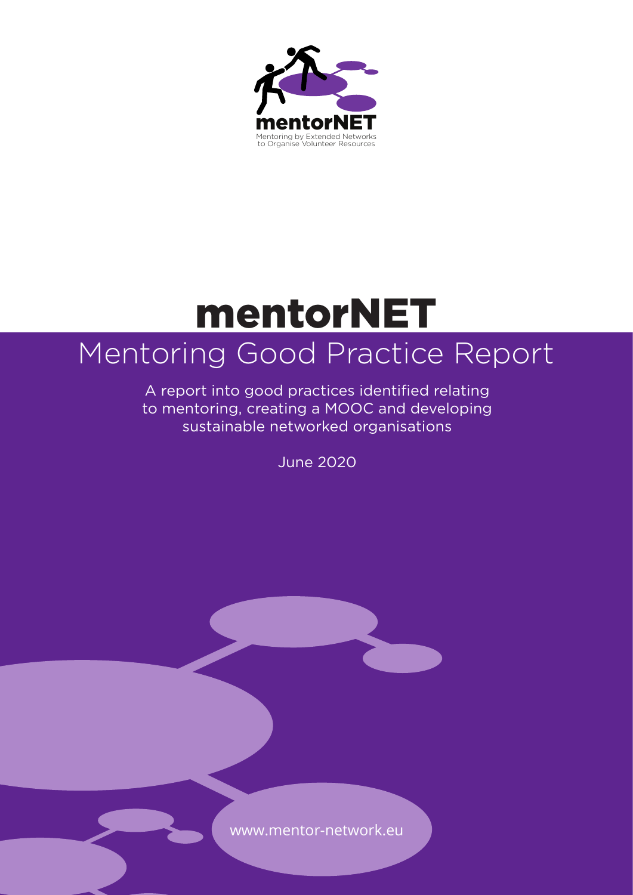mentorNET

Mentoring by Extended Networks to Organise Volunteer Resources

# mentorNET

## Mentoring Good Practice Report

A report into good practices identified relating to mentoring, creating a MOOC and developing sustainable networked organisations

June 2020

www.mentor-network.eu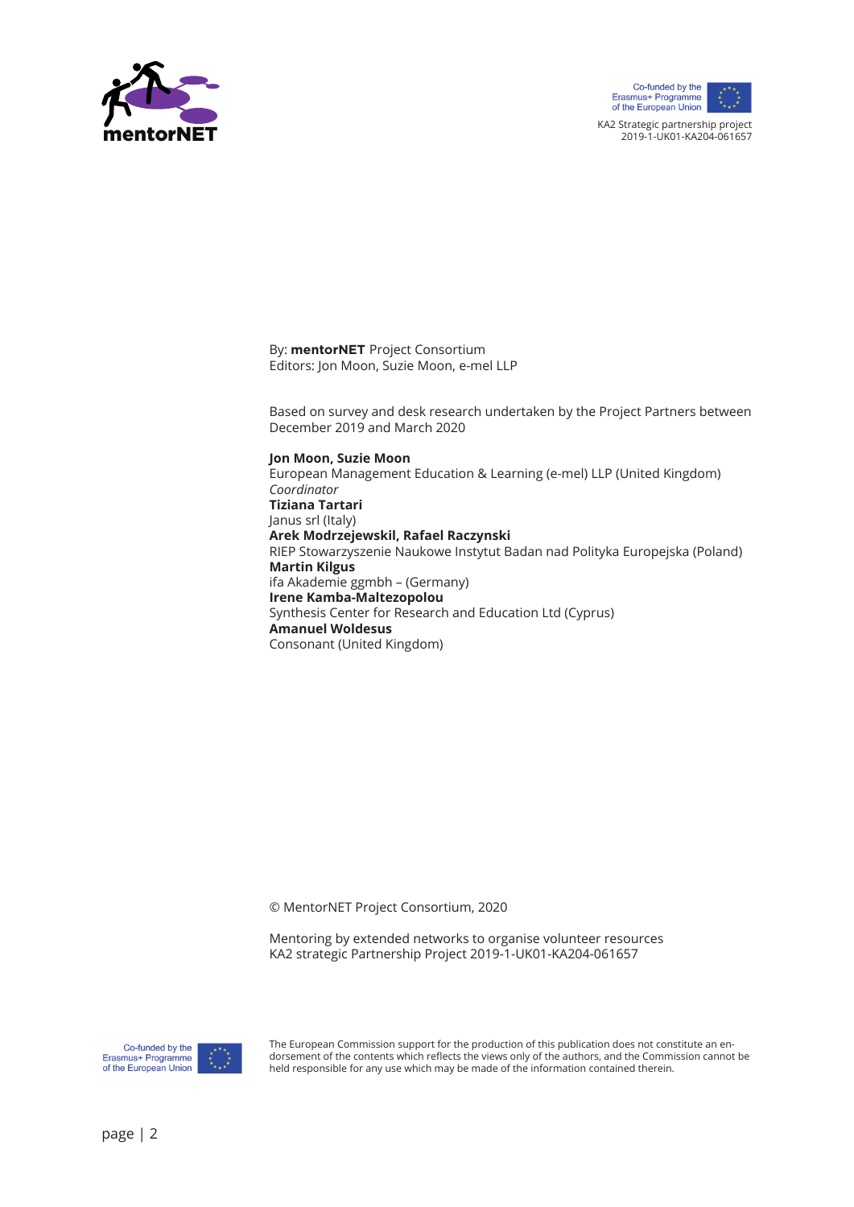KA2 Strategic partnership project
2019-1-UK01-KA204-061657

By: **mentorNET** Project Consortium
Editors: Jon Moon, Suzie Moon, e-mel LLP

Based on survey and desk research undertaken by the Project Partners between December 2019 and March 2020

**Jon Moon, Suzie Moon**
European Management Education & Learning (e-mel) LLP (United Kingdom)
*Coordinator*
**Tiziana Tartari**
Janus srl (Italy)
**Arek Modrzejewskil, Rafael Raczynski**
RIEP Stowarzyszenie Naukowe Instytut Badan nad Polityka Europejska (Poland)
**Martin Kilgus**
ifa Akademie ggmbh – (Germany)
**Irene Kamba-Maltezopolou**
Synthesis Center for Research and Education Ltd (Cyprus)
**Amanuel Woldesus**
Consonant (United Kingdom)

© MentorNET Project Consortium, 2020

Mentoring by extended networks to organise volunteer resources
KA2 strategic Partnership Project 2019-1-UK01-KA204-061657

Co-funded by the Erasmus+ Programme of the European Union

The European Commission support for the production of this publication does not constitute an endorsement of the contents which reflects the views only of the authors, and the Commission cannot be held responsible for any use which may be made of the information contained therein.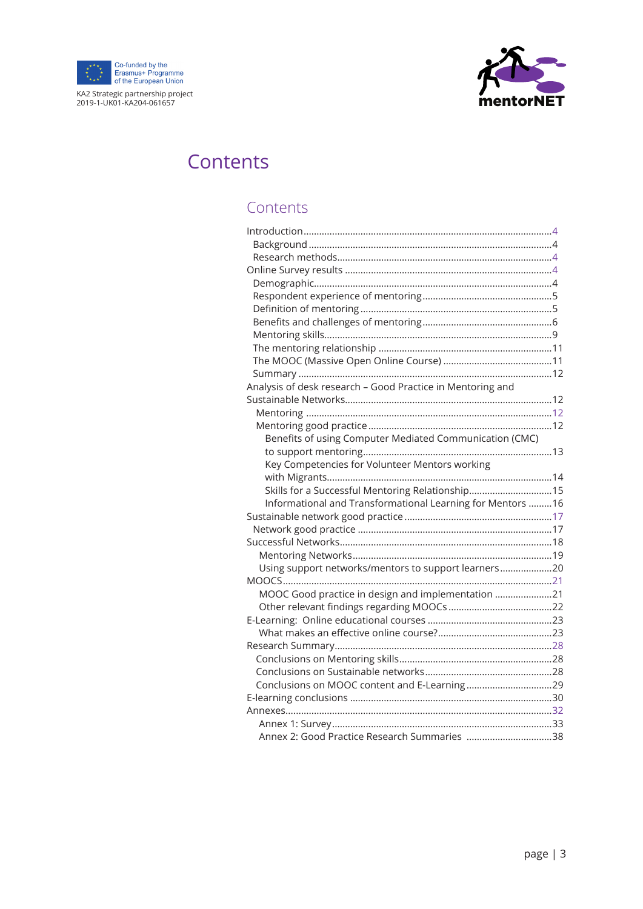# Contents

## Contents

- Introduction ............................................................................................4
  - Background ............................................................................................4
  - Research methods...................................................................................4
- Online Survey results ..............................................................................4
  - Demographic...........................................................................................4
  - Respondent experience of mentoring .................................................5
  - Definition of mentoring .........................................................................5
  - Benefits and challenges of mentoring .................................................6
  - Mentoring skills.......................................................................................9
  - The mentoring relationship ..................................................................11
  - The MOOC (Massive Open Online Course) ..........................................11
  - Summary ................................................................................................12
- Analysis of desk research – Good Practice in Mentoring and Sustainable Networks...............................................................................12
  - Mentoring ..............................................................................................12
  - Mentoring good practice ......................................................................12
    - Benefits of using Computer Mediated Communication (CMC) to support mentoring........................................................................13
    - Key Competencies for Volunteer Mentors working with Migrants......................................................................................14
    - Skills for a Successful Mentoring Relationship................................15
    - Informational and Transformational Learning for Mentors .........16
- Sustainable network good practice ........................................................17
  - Network good practice ..........................................................................17
- Successful Networks.................................................................................18
  - Mentoring Networks.............................................................................19
  - Using support networks/mentors to support learners....................20
- MOOCS.......................................................................................................21
  - MOOC Good practice in design and implementation ......................21
  - Other relevant findings regarding MOOCs ........................................22
- E-Learning: Online educational courses ...............................................23
  - What makes an effective online course?............................................23
- Research Summary...................................................................................28
  - Conclusions on Mentoring skills..........................................................28
  - Conclusions on Sustainable networks.................................................28
  - Conclusions on MOOC content and E-Learning.................................29
- E-learning conclusions .............................................................................30
- Annexes......................................................................................................32
  - Annex 1: Survey.....................................................................................33
  - Annex 2: Good Practice Research Summaries .................................38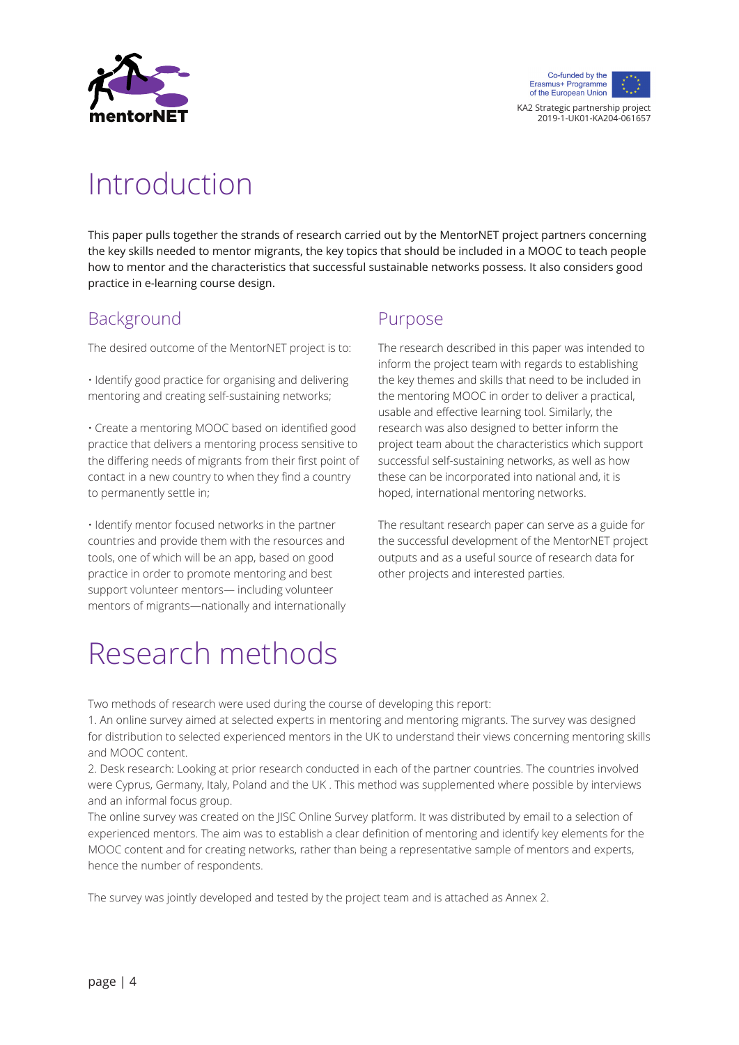# Introduction

This paper pulls together the strands of research carried out by the MentorNET project partners concerning the key skills needed to mentor migrants, the key topics that should be included in a MOOC to teach people how to mentor and the characteristics that successful sustainable networks possess. It also considers good practice in e-learning course design.

## Background

The desired outcome of the MentorNET project is to:

• Identify good practice for organising and delivering mentoring and creating self-sustaining networks;

• Create a mentoring MOOC based on identified good practice that delivers a mentoring process sensitive to the differing needs of migrants from their first point of contact in a new country to when they find a country to permanently settle in;

• Identify mentor focused networks in the partner countries and provide them with the resources and tools, one of which will be an app, based on good practice in order to promote mentoring and best support volunteer mentors— including volunteer mentors of migrants—nationally and internationally

## Purpose

The research described in this paper was intended to inform the project team with regards to establishing the key themes and skills that need to be included in the mentoring MOOC in order to deliver a practical, usable and effective learning tool. Similarly, the research was also designed to better inform the project team about the characteristics which support successful self-sustaining networks, as well as how these can be incorporated into national and, it is hoped, international mentoring networks.

The resultant research paper can serve as a guide for the successful development of the MentorNET project outputs and as a useful source of research data for other projects and interested parties.

# Research methods

Two methods of research were used during the course of developing this report:

1. An online survey aimed at selected experts in mentoring and mentoring migrants. The survey was designed for distribution to selected experienced mentors in the UK to understand their views concerning mentoring skills and MOOC content.
2. Desk research: Looking at prior research conducted in each of the partner countries. The countries involved were Cyprus, Germany, Italy, Poland and the UK . This method was supplemented where possible by interviews and an informal focus group.

The online survey was created on the JISC Online Survey platform. It was distributed by email to a selection of experienced mentors. The aim was to establish a clear definition of mentoring and identify key elements for the MOOC content and for creating networks, rather than being a representative sample of mentors and experts, hence the number of respondents.

The survey was jointly developed and tested by the project team and is attached as Annex 2.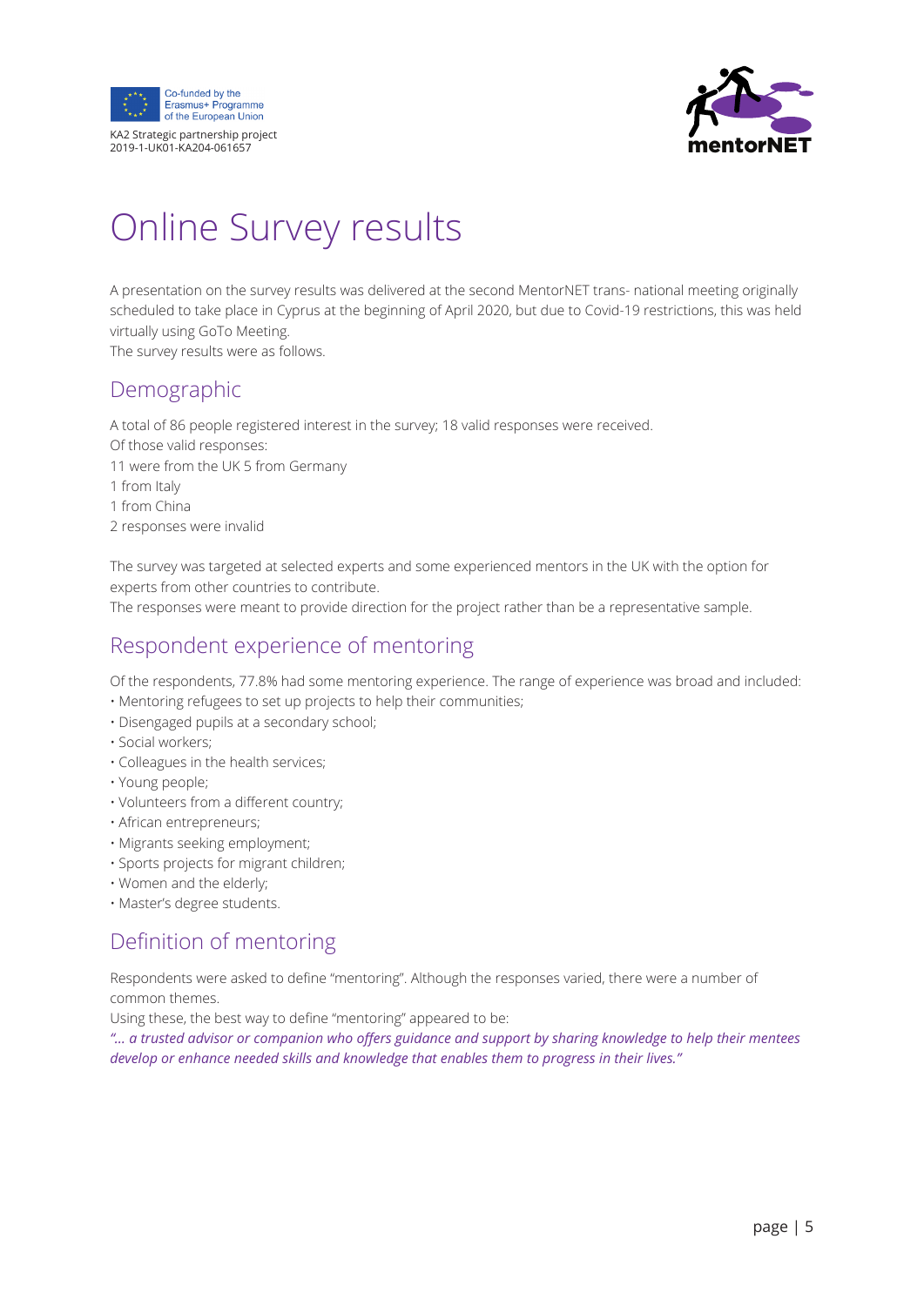# Online Survey results

A presentation on the survey results was delivered at the second MentorNET trans- national meeting originally scheduled to take place in Cyprus at the beginning of April 2020, but due to Covid-19 restrictions, this was held virtually using GoTo Meeting.
The survey results were as follows.

## Demographic

A total of 86 people registered interest in the survey; 18 valid responses were received.
Of those valid responses:
11 were from the UK 5 from Germany
1 from Italy
1 from China
2 responses were invalid

The survey was targeted at selected experts and some experienced mentors in the UK with the option for experts from other countries to contribute.
The responses were meant to provide direction for the project rather than be a representative sample.

## Respondent experience of mentoring

Of the respondents, 77.8% had some mentoring experience. The range of experience was broad and included:

- Mentoring refugees to set up projects to help their communities;
- Disengaged pupils at a secondary school;
- Social workers;
- Colleagues in the health services;
- Young people;
- Volunteers from a different country;
- African entrepreneurs;
- Migrants seeking employment;
- Sports projects for migrant children;
- Women and the elderly;
- Master's degree students.

## Definition of mentoring

Respondents were asked to define "mentoring". Although the responses varied, there were a number of common themes.
Using these, the best way to define "mentoring" appeared to be:
*"... a trusted advisor or companion who offers guidance and support by sharing knowledge to help their mentees develop or enhance needed skills and knowledge that enables them to progress in their lives."*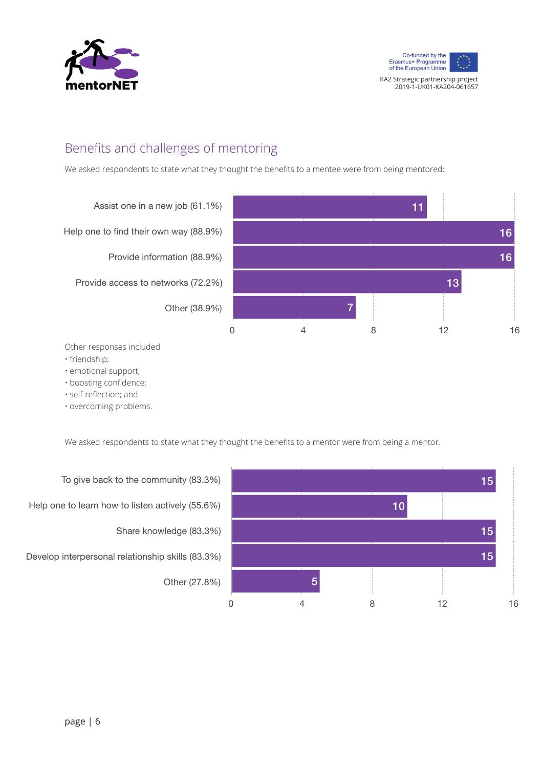## Benefits and challenges of mentoring

We asked respondents to state what they thought the benefits to a mentee were from being mentored:

| Benefit | Responses |
|---|---|
| Assist one in a new job (61.1%) | 11 |
| Help one to find their own way (88.9%) | 16 |
| Provide information (88.9%) | 16 |
| Provide access to networks (72.2%) | 13 |
| Other (38.9%) | 7 |

Other responses included
- friendship;
- emotional support;
- boosting confidence;
- self-reflection; and
- overcoming problems.

We asked respondents to state what they thought the benefits to a mentor were from being a mentor.

| Benefit | Responses |
|---|---|
| To give back to the community (83.3%) | 15 |
| Help one to learn how to listen actively (55.6%) | 10 |
| Share knowledge (83.3%) | 15 |
| Develop interpersonal relationship skills (83.3%) | 15 |
| Other (27.8%) | 5 |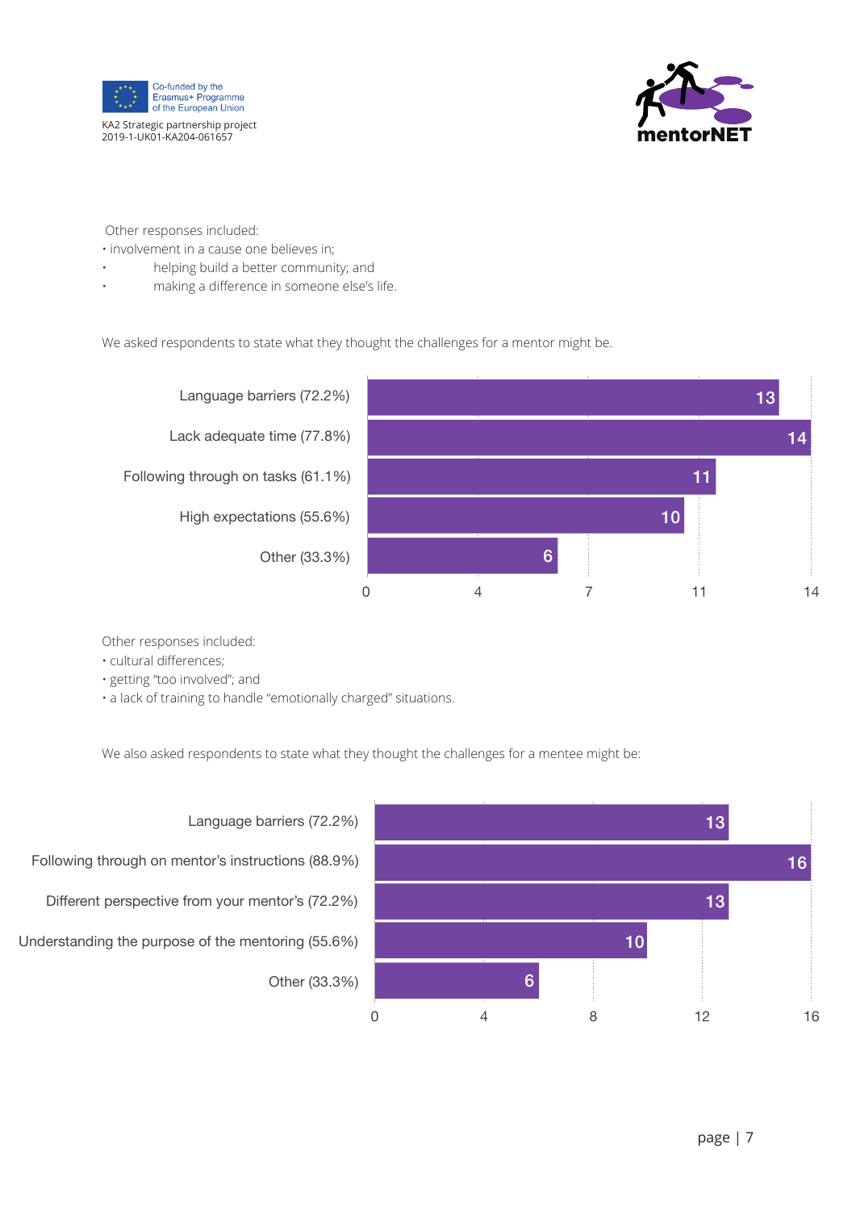Other responses included:

- involvement in a cause one believes in;
- helping build a better community; and
- making a difference in someone else's life.

We asked respondents to state what they thought the challenges for a mentor might be.

| Challenge | Responses |
| --- | --- |
| Language barriers (72.2%) | 13 |
| Lack adequate time (77.8%) | 14 |
| Following through on tasks (61.1%) | 11 |
| High expectations (55.6%) | 10 |
| Other (33.3%) | 6 |

Other responses included:

- cultural differences;
- getting "too involved"; and
- a lack of training to handle "emotionally charged" situations.

We also asked respondents to state what they thought the challenges for a mentee might be:

| Challenge | Responses |
| --- | --- |
| Language barriers (72.2%) | 13 |
| Following through on mentor's instructions (88.9%) | 16 |
| Different perspective from your mentor's (72.2%) | 13 |
| Understanding the purpose of the mentoring (55.6%) | 10 |
| Other (33.3%) | 6 |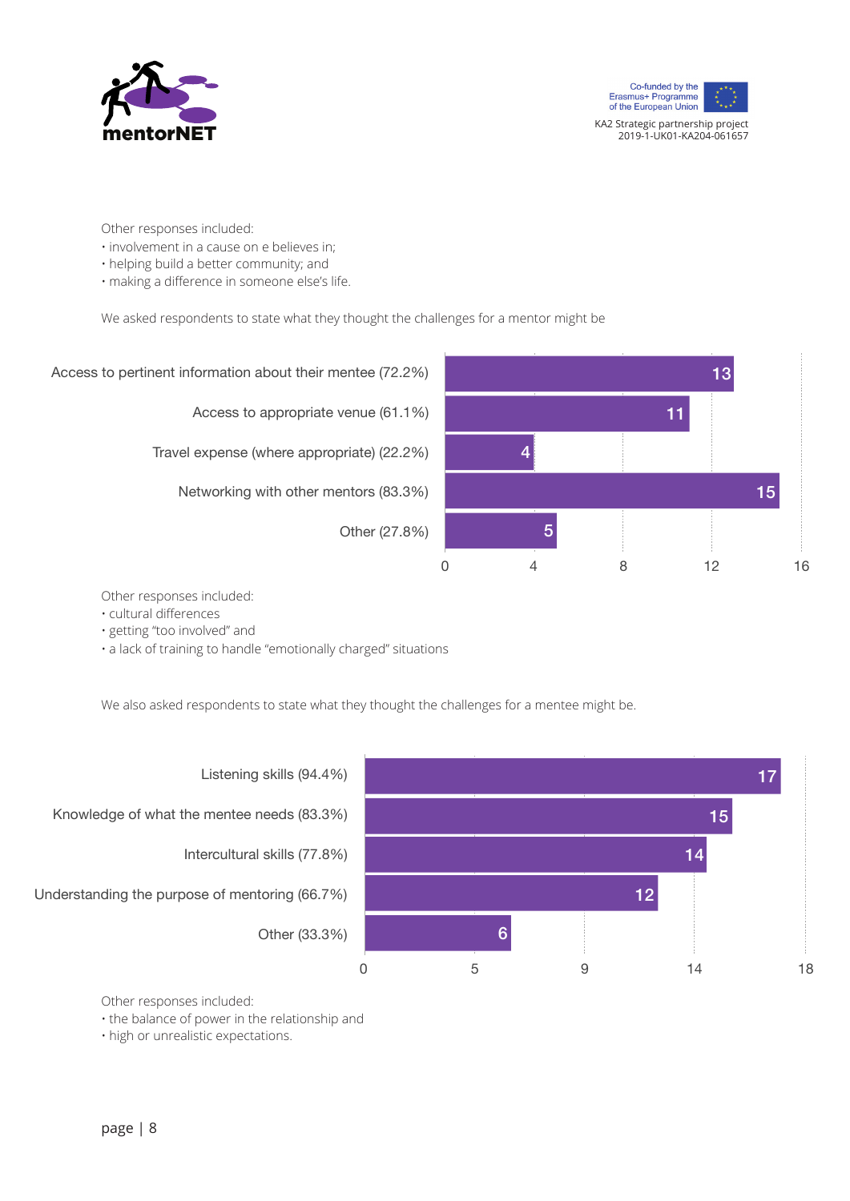Other responses included:

- involvement in a cause on e believes in;
- helping build a better community; and
- making a difference in someone else's life.

We asked respondents to state what they thought the challenges for a mentor might be

| Challenge | Responses |
|---|---|
| Access to pertinent information about their mentee (72.2%) | 13 |
| Access to appropriate venue (61.1%) | 11 |
| Travel expense (where appropriate) (22.2%) | 4 |
| Networking with other mentors (83.3%) | 15 |
| Other (27.8%) | 5 |

Other responses included:

- cultural differences
- getting "too involved" and
- a lack of training to handle "emotionally charged" situations

We also asked respondents to state what they thought the challenges for a mentee might be.

| Challenge | Responses |
|---|---|
| Listening skills (94.4%) | 17 |
| Knowledge of what the mentee needs (83.3%) | 15 |
| Intercultural skills (77.8%) | 14 |
| Understanding the purpose of mentoring (66.7%) | 12 |
| Other (33.3%) | 6 |

Other responses included:

- the balance of power in the relationship and
- high or unrealistic expectations.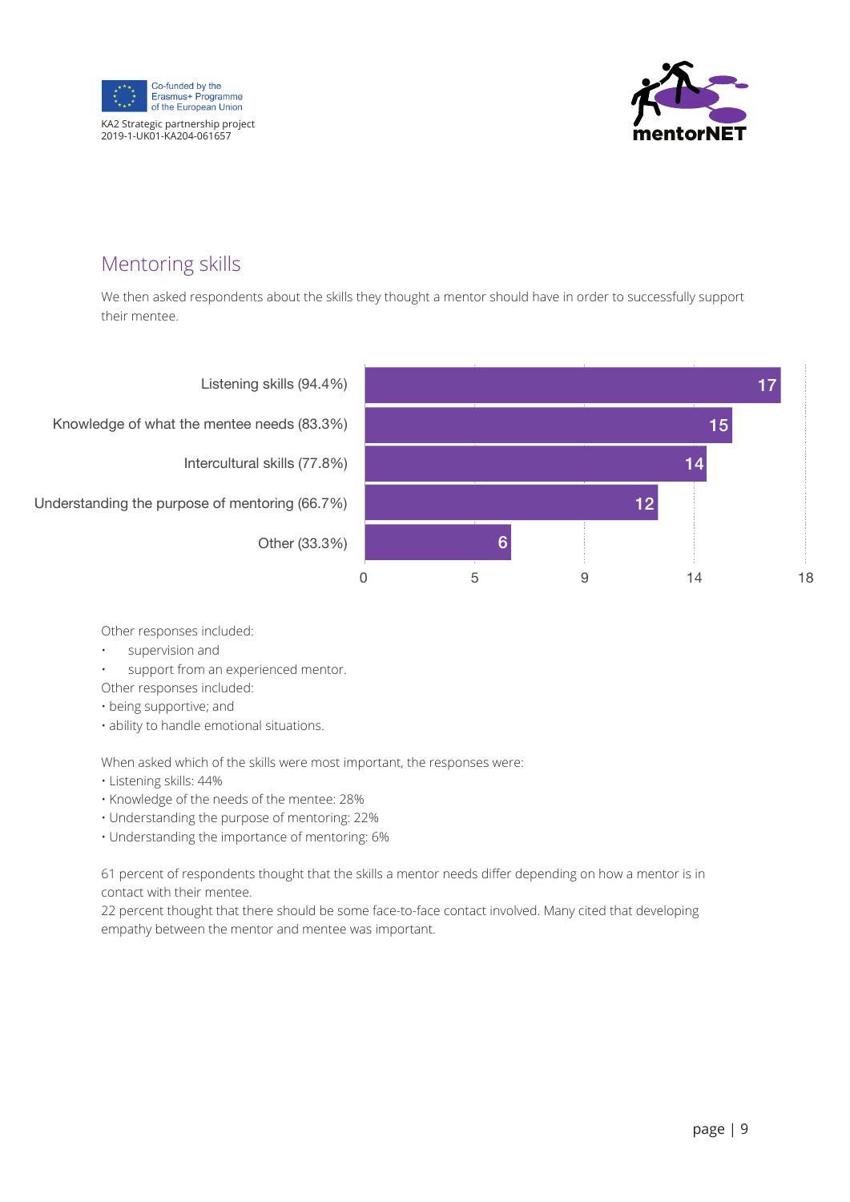## Mentoring skills

We then asked respondents about the skills they thought a mentor should have in order to successfully support their mentee.

| Skill | Responses |
|---|---|
| Listening skills (94.4%) | 17 |
| Knowledge of what the mentee needs (83.3%) | 15 |
| Intercultural skills (77.8%) | 14 |
| Understanding the purpose of mentoring (66.7%) | 12 |
| Other (33.3%) | 6 |

Other responses included:

- supervision and
- support from an experienced mentor.

Other responses included:

- being supportive; and
- ability to handle emotional situations.

When asked which of the skills were most important, the responses were:

- Listening skills: 44%
- Knowledge of the needs of the mentee: 28%
- Understanding the purpose of mentoring: 22%
- Understanding the importance of mentoring: 6%

61 percent of respondents thought that the skills a mentor needs differ depending on how a mentor is in contact with their mentee.

22 percent thought that there should be some face-to-face contact involved. Many cited that developing empathy between the mentor and mentee was important.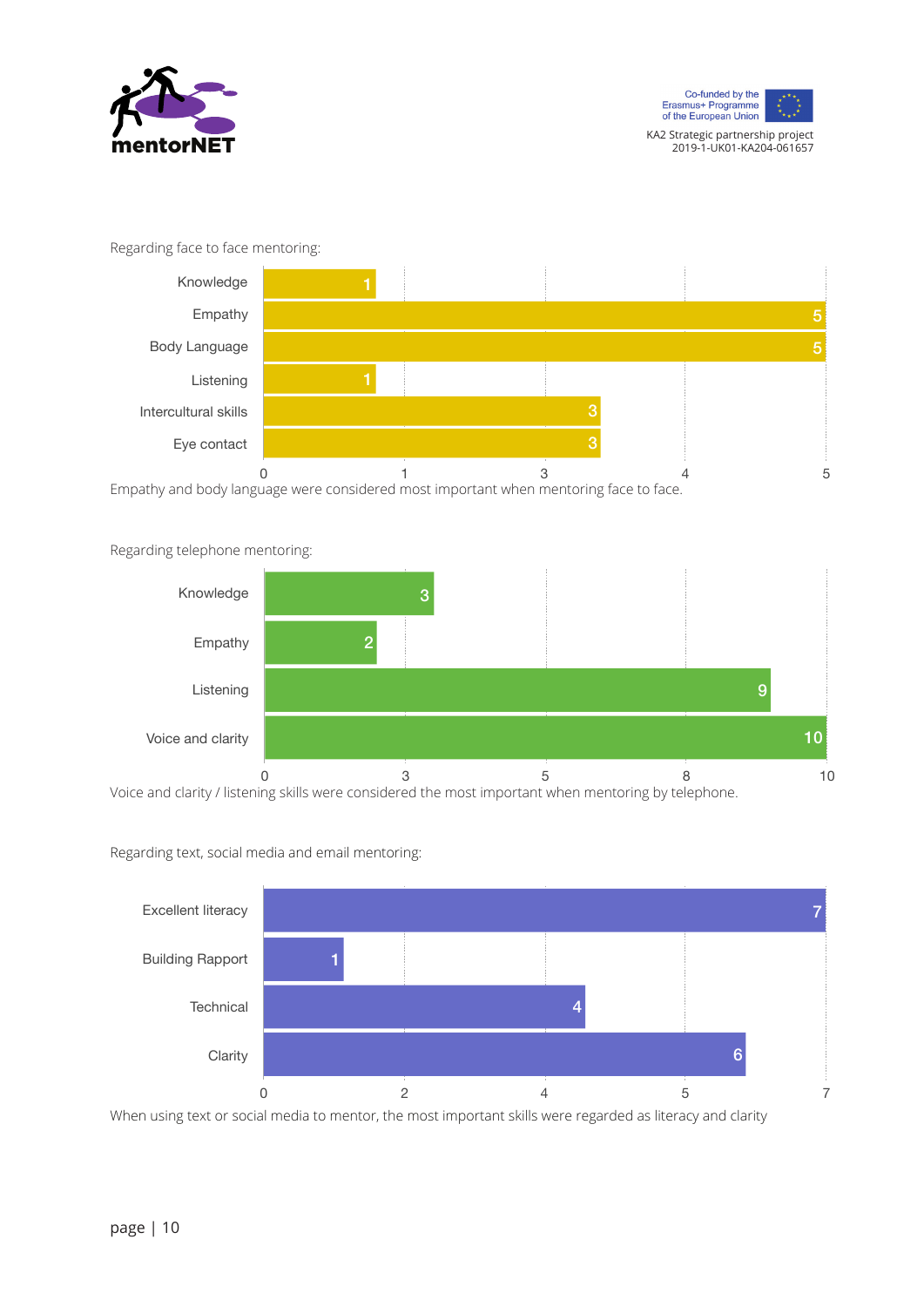Regarding face to face mentoring:

| Skill | Count |
| --- | --- |
| Knowledge | 1 |
| Empathy | 5 |
| Body Language | 5 |
| Listening | 1 |
| Intercultural skills | 3 |
| Eye contact | 3 |

Empathy and body language were considered most important when mentoring face to face.

Regarding telephone mentoring:

| Skill | Count |
| --- | --- |
| Knowledge | 3 |
| Empathy | 2 |
| Listening | 9 |
| Voice and clarity | 10 |

Voice and clarity / listening skills were considered the most important when mentoring by telephone.

Regarding text, social media and email mentoring:

| Skill | Count |
| --- | --- |
| Excellent literacy | 7 |
| Building Rapport | 1 |
| Technical | 4 |
| Clarity | 6 |

When using text or social media to mentor, the most important skills were regarded as literacy and clarity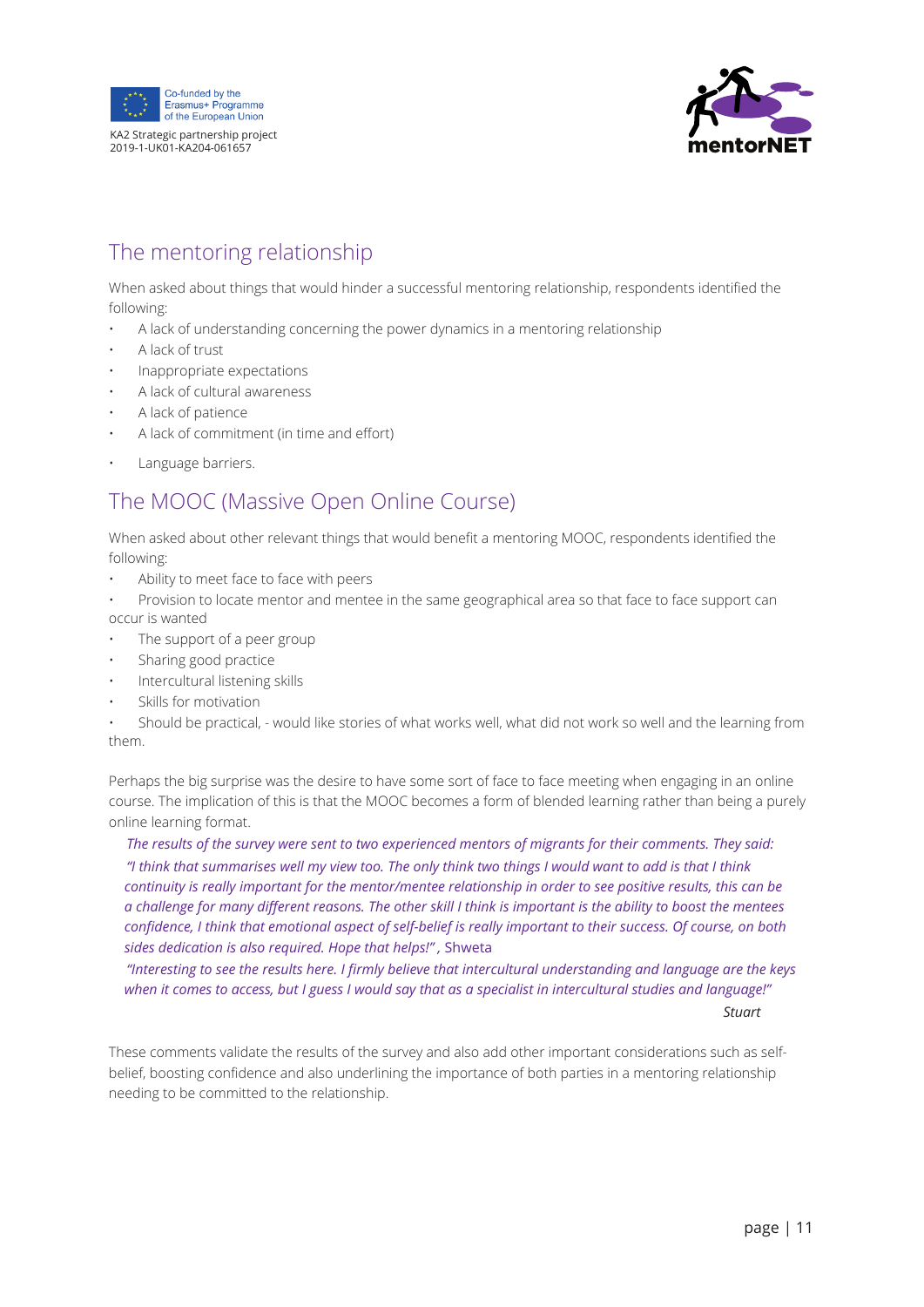## The mentoring relationship

When asked about things that would hinder a successful mentoring relationship, respondents identified the following:

- A lack of understanding concerning the power dynamics in a mentoring relationship
- A lack of trust
- Inappropriate expectations
- A lack of cultural awareness
- A lack of patience
- A lack of commitment (in time and effort)
- Language barriers.

## The MOOC (Massive Open Online Course)

When asked about other relevant things that would benefit a mentoring MOOC, respondents identified the following:

- Ability to meet face to face with peers
- Provision to locate mentor and mentee in the same geographical area so that face to face support can occur is wanted
- The support of a peer group
- Sharing good practice
- Intercultural listening skills
- Skills for motivation
- Should be practical, - would like stories of what works well, what did not work so well and the learning from them.

Perhaps the big surprise was the desire to have some sort of face to face meeting when engaging in an online course. The implication of this is that the MOOC becomes a form of blended learning rather than being a purely online learning format.

*The results of the survey were sent to two experienced mentors of migrants for their comments. They said:*

*"I think that summarises well my view too. The only think two things I would want to add is that I think continuity is really important for the mentor/mentee relationship in order to see positive results, this can be a challenge for many different reasons. The other skill I think is important is the ability to boost the mentees confidence, I think that emotional aspect of self-belief is really important to their success. Of course, on both sides dedication is also required. Hope that helps!"* , Shweta

*"Interesting to see the results here. I firmly believe that intercultural understanding and language are the keys when it comes to access, but I guess I would say that as a specialist in intercultural studies and language!"*

*Stuart*

These comments validate the results of the survey and also add other important considerations such as self-belief, boosting confidence and also underlining the importance of both parties in a mentoring relationship needing to be committed to the relationship.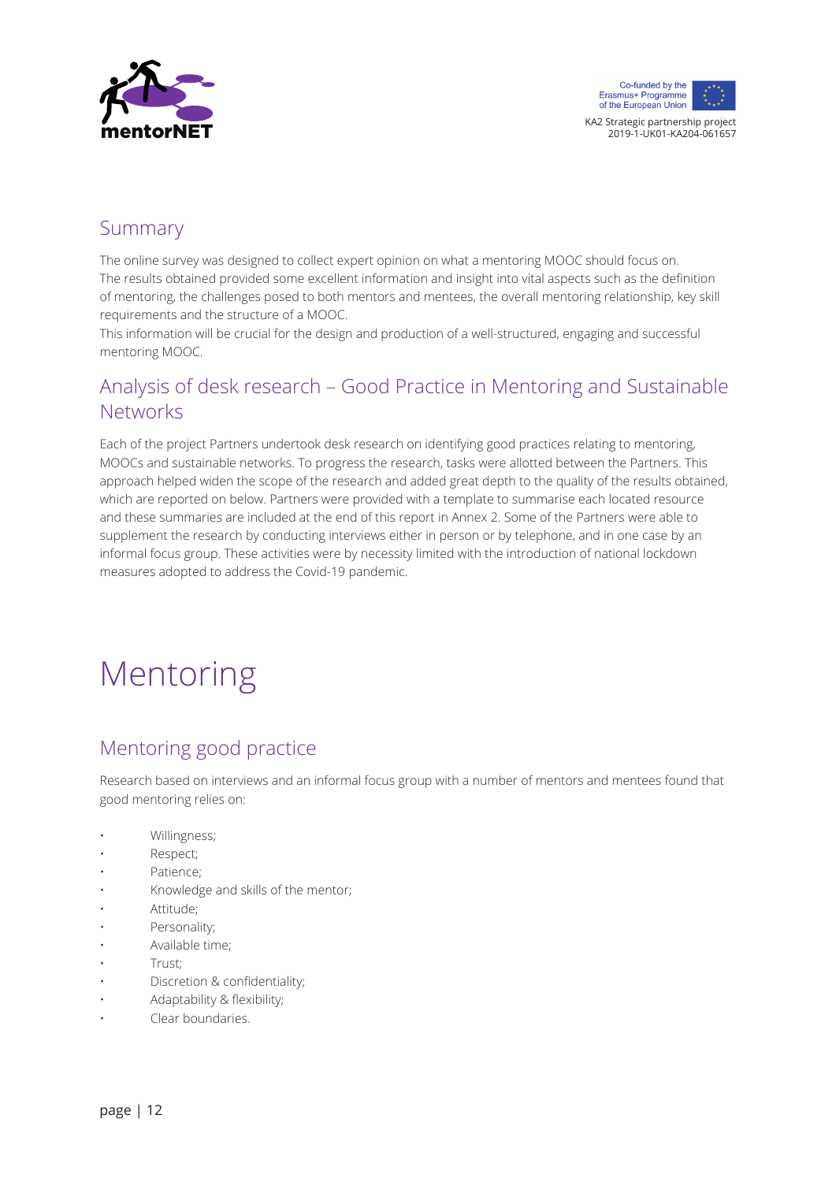## Summary

The online survey was designed to collect expert opinion on what a mentoring MOOC should focus on. The results obtained provided some excellent information and insight into vital aspects such as the definition of mentoring, the challenges posed to both mentors and mentees, the overall mentoring relationship, key skill requirements and the structure of a MOOC.

This information will be crucial for the design and production of a well-structured, engaging and successful mentoring MOOC.

## Analysis of desk research – Good Practice in Mentoring and Sustainable Networks

Each of the project Partners undertook desk research on identifying good practices relating to mentoring, MOOCs and sustainable networks. To progress the research, tasks were allotted between the Partners. This approach helped widen the scope of the research and added great depth to the quality of the results obtained, which are reported on below. Partners were provided with a template to summarise each located resource and these summaries are included at the end of this report in Annex 2. Some of the Partners were able to supplement the research by conducting interviews either in person or by telephone, and in one case by an informal focus group. These activities were by necessity limited with the introduction of national lockdown measures adopted to address the Covid-19 pandemic.

# Mentoring

## Mentoring good practice

Research based on interviews and an informal focus group with a number of mentors and mentees found that good mentoring relies on:

- Willingness;
- Respect;
- Patience;
- Knowledge and skills of the mentor;
- Attitude;
- Personality;
- Available time;
- Trust;
- Discretion & confidentiality;
- Adaptability & flexibility;
- Clear boundaries.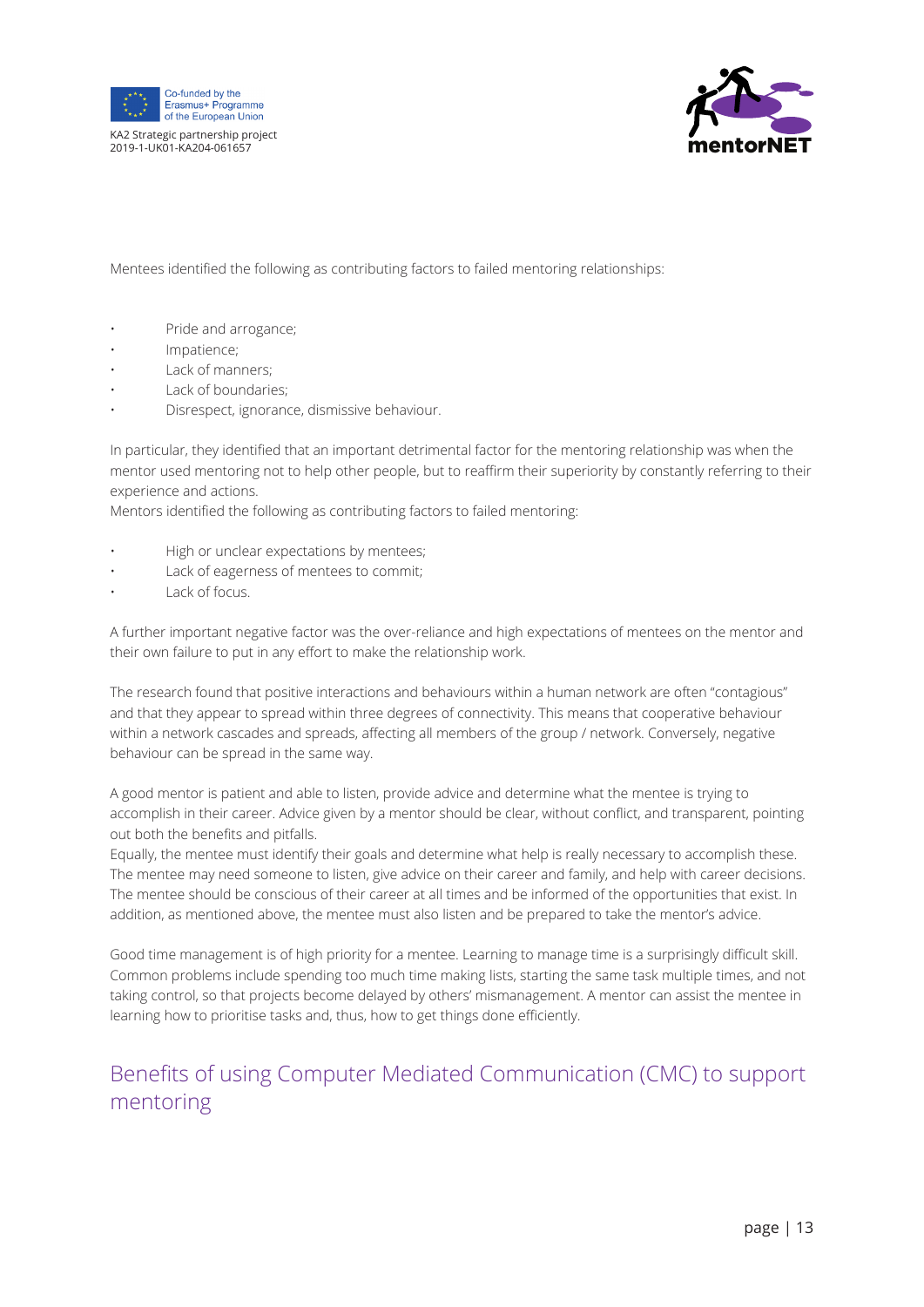Mentees identified the following as contributing factors to failed mentoring relationships:

- Pride and arrogance;
- Impatience;
- Lack of manners;
- Lack of boundaries;
- Disrespect, ignorance, dismissive behaviour.

In particular, they identified that an important detrimental factor for the mentoring relationship was when the mentor used mentoring not to help other people, but to reaffirm their superiority by constantly referring to their experience and actions.

Mentors identified the following as contributing factors to failed mentoring:

- High or unclear expectations by mentees;
- Lack of eagerness of mentees to commit;
- Lack of focus.

A further important negative factor was the over-reliance and high expectations of mentees on the mentor and their own failure to put in any effort to make the relationship work.

The research found that positive interactions and behaviours within a human network are often "contagious" and that they appear to spread within three degrees of connectivity. This means that cooperative behaviour within a network cascades and spreads, affecting all members of the group / network. Conversely, negative behaviour can be spread in the same way.

A good mentor is patient and able to listen, provide advice and determine what the mentee is trying to accomplish in their career. Advice given by a mentor should be clear, without conflict, and transparent, pointing out both the benefits and pitfalls.

Equally, the mentee must identify their goals and determine what help is really necessary to accomplish these. The mentee may need someone to listen, give advice on their career and family, and help with career decisions. The mentee should be conscious of their career at all times and be informed of the opportunities that exist. In addition, as mentioned above, the mentee must also listen and be prepared to take the mentor's advice.

Good time management is of high priority for a mentee. Learning to manage time is a surprisingly difficult skill. Common problems include spending too much time making lists, starting the same task multiple times, and not taking control, so that projects become delayed by others' mismanagement. A mentor can assist the mentee in learning how to prioritise tasks and, thus, how to get things done efficiently.

## Benefits of using Computer Mediated Communication (CMC) to support mentoring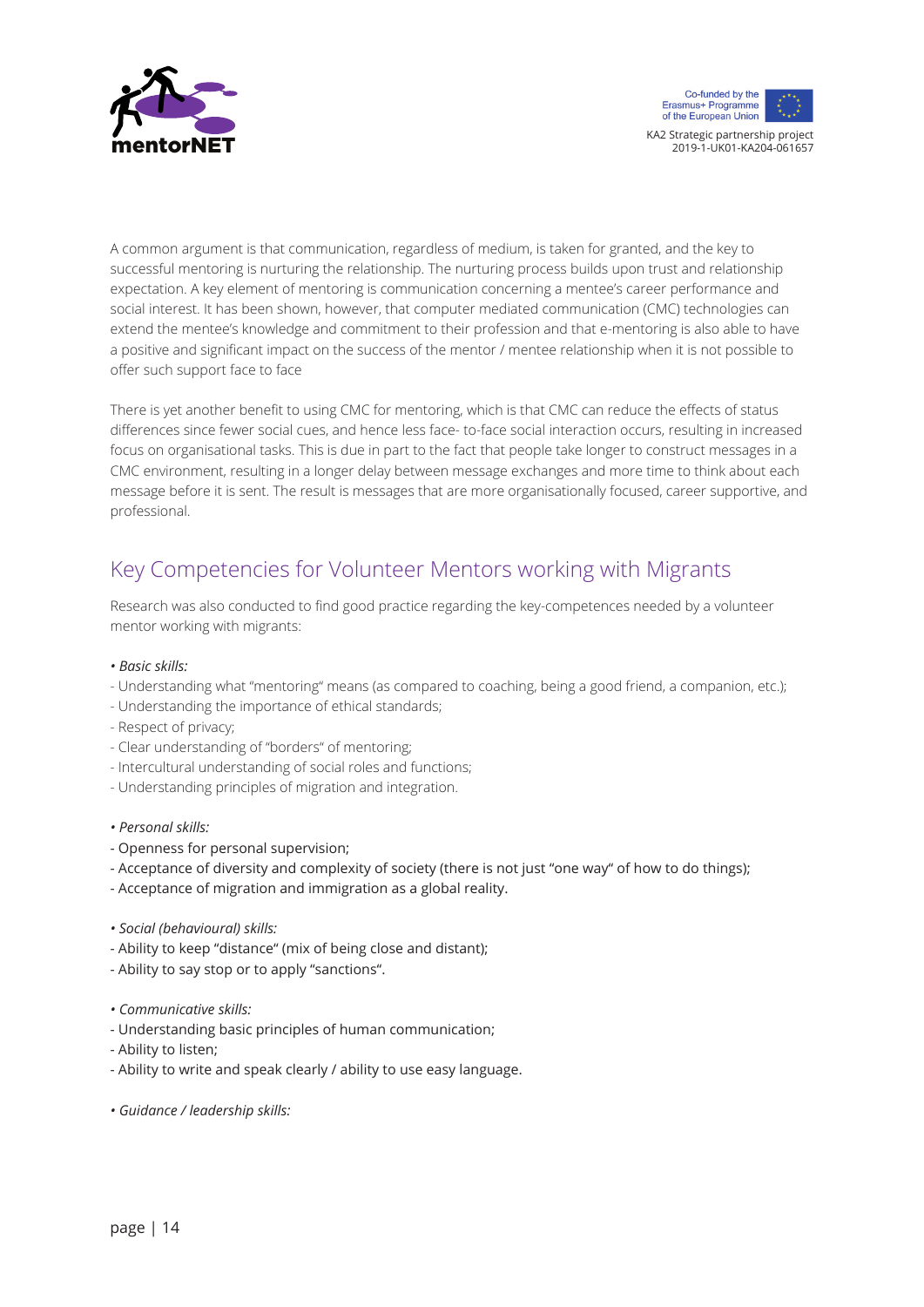A common argument is that communication, regardless of medium, is taken for granted, and the key to successful mentoring is nurturing the relationship. The nurturing process builds upon trust and relationship expectation. A key element of mentoring is communication concerning a mentee's career performance and social interest. It has been shown, however, that computer mediated communication (CMC) technologies can extend the mentee's knowledge and commitment to their profession and that e-mentoring is also able to have a positive and significant impact on the success of the mentor / mentee relationship when it is not possible to offer such support face to face

There is yet another benefit to using CMC for mentoring, which is that CMC can reduce the effects of status differences since fewer social cues, and hence less face- to-face social interaction occurs, resulting in increased focus on organisational tasks. This is due in part to the fact that people take longer to construct messages in a CMC environment, resulting in a longer delay between message exchanges and more time to think about each message before it is sent. The result is messages that are more organisationally focused, career supportive, and professional.

## Key Competencies for Volunteer Mentors working with Migrants

Research was also conducted to find good practice regarding the key-competences needed by a volunteer mentor working with migrants:

• *Basic skills:*
- Understanding what "mentoring" means (as compared to coaching, being a good friend, a companion, etc.);
- Understanding the importance of ethical standards;
- Respect of privacy;
- Clear understanding of "borders" of mentoring;
- Intercultural understanding of social roles and functions;
- Understanding principles of migration and integration.

• *Personal skills:*
- Openness for personal supervision;
- Acceptance of diversity and complexity of society (there is not just "one way" of how to do things);
- Acceptance of migration and immigration as a global reality.

• *Social (behavioural) skills:*
- Ability to keep "distance" (mix of being close and distant);
- Ability to say stop or to apply "sanctions".

• *Communicative skills:*
- Understanding basic principles of human communication;
- Ability to listen;
- Ability to write and speak clearly / ability to use easy language.

• *Guidance / leadership skills:*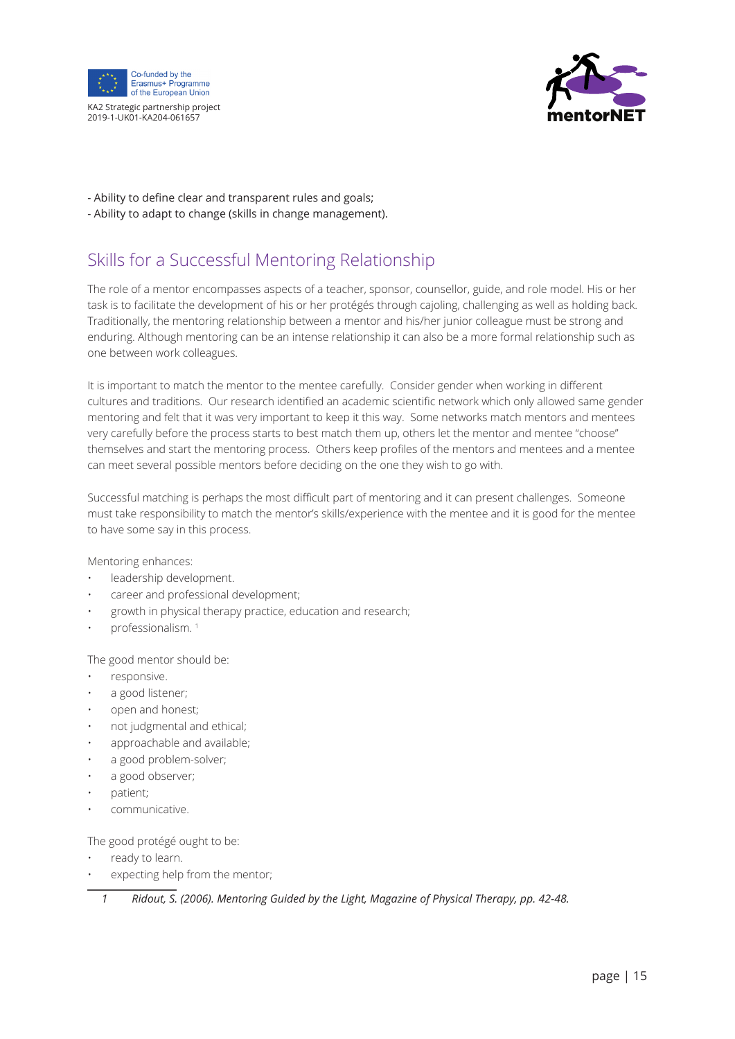- Ability to define clear and transparent rules and goals;
- Ability to adapt to change (skills in change management).

## Skills for a Successful Mentoring Relationship

The role of a mentor encompasses aspects of a teacher, sponsor, counsellor, guide, and role model. His or her task is to facilitate the development of his or her protégés through cajoling, challenging as well as holding back. Traditionally, the mentoring relationship between a mentor and his/her junior colleague must be strong and enduring. Although mentoring can be an intense relationship it can also be a more formal relationship such as one between work colleagues.

It is important to match the mentor to the mentee carefully. Consider gender when working in different cultures and traditions. Our research identified an academic scientific network which only allowed same gender mentoring and felt that it was very important to keep it this way. Some networks match mentors and mentees very carefully before the process starts to best match them up, others let the mentor and mentee "choose" themselves and start the mentoring process. Others keep profiles of the mentors and mentees and a mentee can meet several possible mentors before deciding on the one they wish to go with.

Successful matching is perhaps the most difficult part of mentoring and it can present challenges. Someone must take responsibility to match the mentor's skills/experience with the mentee and it is good for the mentee to have some say in this process.

Mentoring enhances:

- leadership development.
- career and professional development;
- growth in physical therapy practice, education and research;
- professionalism. [1]

The good mentor should be:

- responsive.
- a good listener;
- open and honest;
- not judgmental and ethical;
- approachable and available;
- a good problem-solver;
- a good observer;
- patient;
- communicative.

The good protégé ought to be:

- ready to learn.
- expecting help from the mentor;

---

1 *Ridout, S. (2006). Mentoring Guided by the Light, Magazine of Physical Therapy, pp. 42-48.*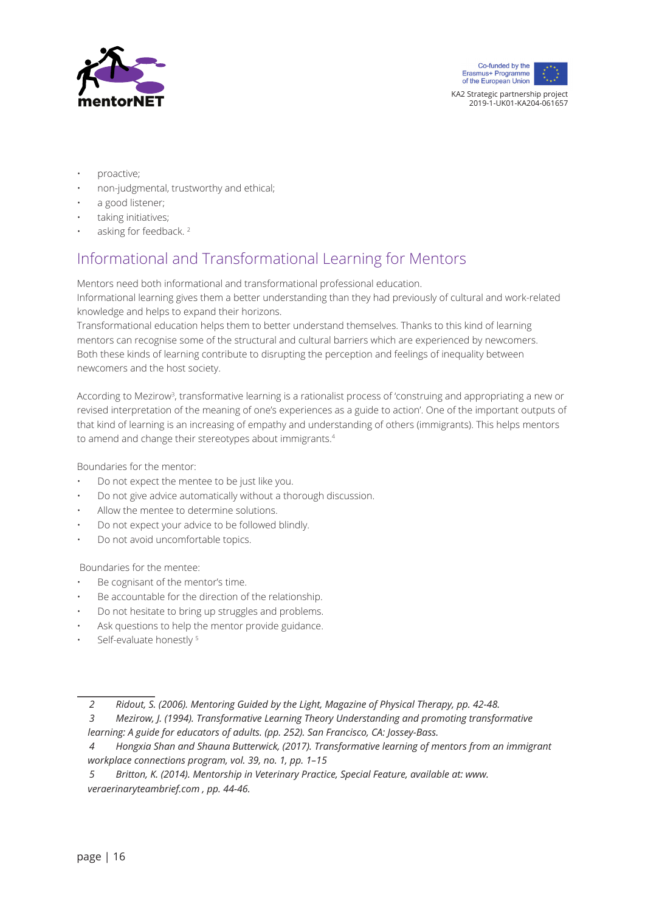- proactive;
- non-judgmental, trustworthy and ethical;
- a good listener;
- taking initiatives;
- asking for feedback. [2]

## Informational and Transformational Learning for Mentors

Mentors need both informational and transformational professional education.
Informational learning gives them a better understanding than they had previously of cultural and work-related knowledge and helps to expand their horizons.
Transformational education helps them to better understand themselves. Thanks to this kind of learning mentors can recognise some of the structural and cultural barriers which are experienced by newcomers. Both these kinds of learning contribute to disrupting the perception and feelings of inequality between newcomers and the host society.

According to Mezirow[3], transformative learning is a rationalist process of 'construing and appropriating a new or revised interpretation of the meaning of one's experiences as a guide to action'. One of the important outputs of that kind of learning is an increasing of empathy and understanding of others (immigrants). This helps mentors to amend and change their stereotypes about immigrants.[4]

Boundaries for the mentor:

- Do not expect the mentee to be just like you.
- Do not give advice automatically without a thorough discussion.
- Allow the mentee to determine solutions.
- Do not expect your advice to be followed blindly.
- Do not avoid uncomfortable topics.

Boundaries for the mentee:

- Be cognisant of the mentor's time.
- Be accountable for the direction of the relationship.
- Do not hesitate to bring up struggles and problems.
- Ask questions to help the mentor provide guidance.
- Self-evaluate honestly [5]

---

*2 Ridout, S. (2006). Mentoring Guided by the Light, Magazine of Physical Therapy, pp. 42-48.*

*3 Mezirow, J. (1994). Transformative Learning Theory Understanding and promoting transformative learning: A guide for educators of adults. (pp. 252). San Francisco, CA: Jossey-Bass.*

*4 Hongxia Shan and Shauna Butterwick, (2017). Transformative learning of mentors from an immigrant workplace connections program, vol. 39, no. 1, pp. 1–15*

*5 Britton, K. (2014). Mentorship in Veterinary Practice, Special Feature, available at: www.veraerinaryteambrief.com , pp. 44-46.*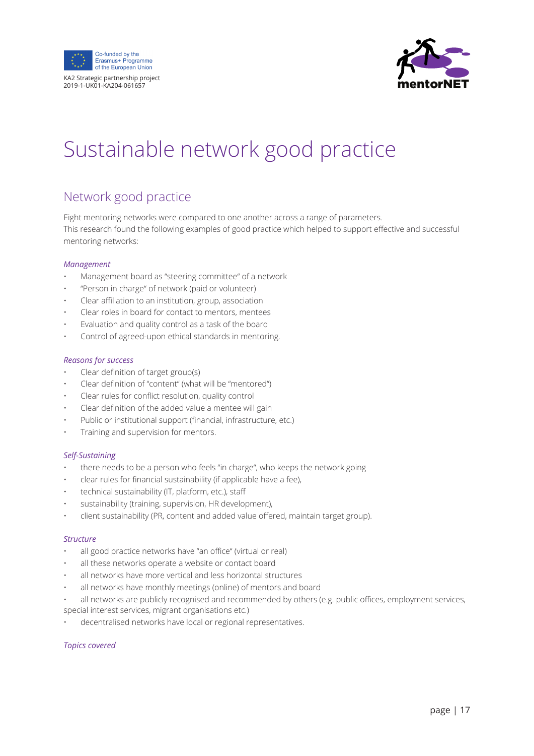# Sustainable network good practice

## Network good practice

Eight mentoring networks were compared to one another across a range of parameters.
This research found the following examples of good practice which helped to support effective and successful mentoring networks:

*Management*

- Management board as "steering committee" of a network
- "Person in charge" of network (paid or volunteer)
- Clear affiliation to an institution, group, association
- Clear roles in board for contact to mentors, mentees
- Evaluation and quality control as a task of the board
- Control of agreed-upon ethical standards in mentoring.

*Reasons for success*

- Clear definition of target group(s)
- Clear definition of "content" (what will be "mentored")
- Clear rules for conflict resolution, quality control
- Clear definition of the added value a mentee will gain
- Public or institutional support (financial, infrastructure, etc.)
- Training and supervision for mentors.

*Self-Sustaining*

- there needs to be a person who feels "in charge", who keeps the network going
- clear rules for financial sustainability (if applicable have a fee),
- technical sustainability (IT, platform, etc.), staff
- sustainability (training, supervision, HR development),
- client sustainability (PR, content and added value offered, maintain target group).

*Structure*

- all good practice networks have "an office" (virtual or real)
- all these networks operate a website or contact board
- all networks have more vertical and less horizontal structures
- all networks have monthly meetings (online) of mentors and board
- all networks are publicly recognised and recommended by others (e.g. public offices, employment services, special interest services, migrant organisations etc.)
- decentralised networks have local or regional representatives.

*Topics covered*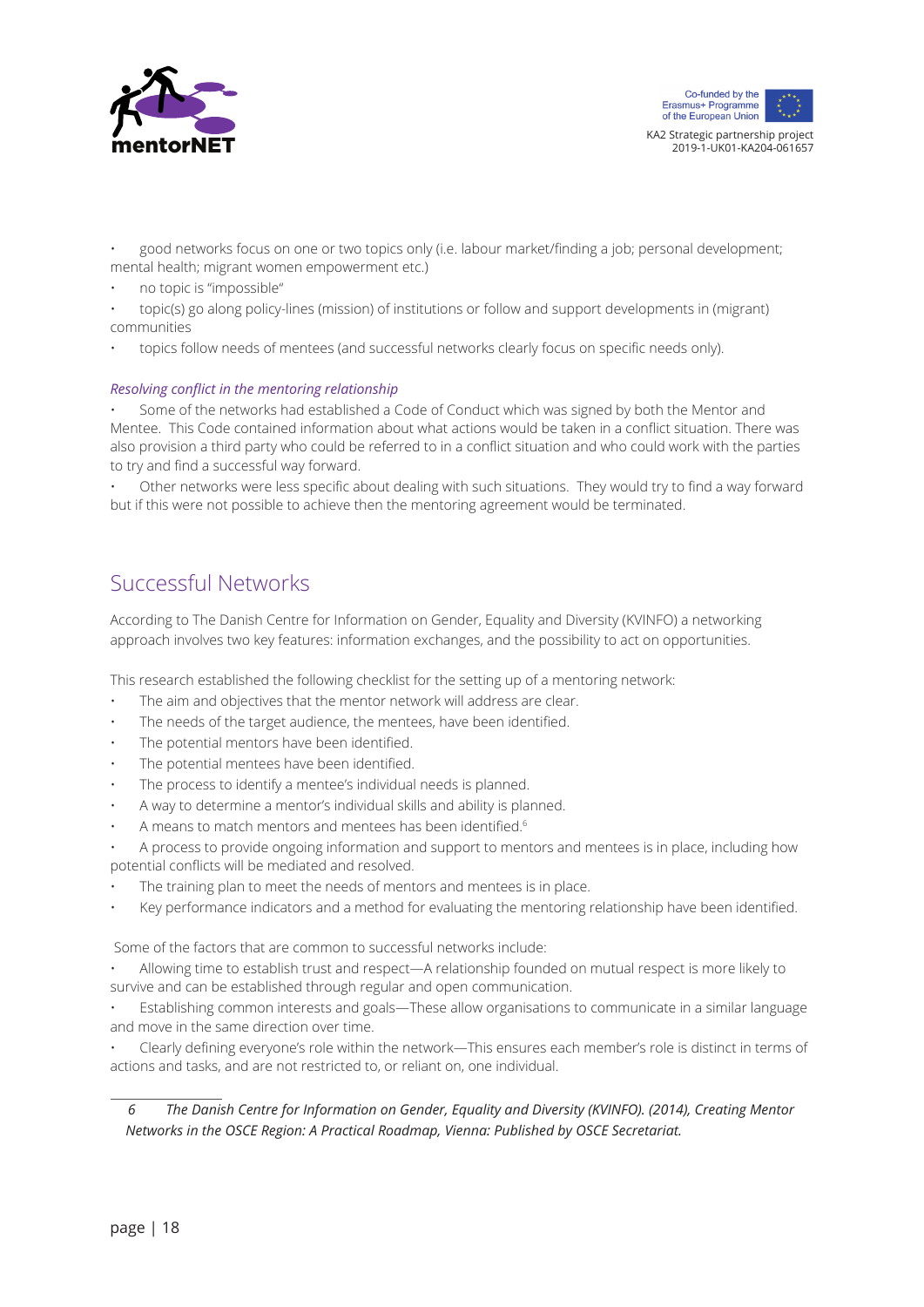- good networks focus on one or two topics only (i.e. labour market/finding a job; personal development; mental health; migrant women empowerment etc.)
- no topic is "impossible"
- topic(s) go along policy-lines (mission) of institutions or follow and support developments in (migrant) communities
- topics follow needs of mentees (and successful networks clearly focus on specific needs only).

*Resolving conflict in the mentoring relationship*

- Some of the networks had established a Code of Conduct which was signed by both the Mentor and Mentee. This Code contained information about what actions would be taken in a conflict situation. There was also provision a third party who could be referred to in a conflict situation and who could work with the parties to try and find a successful way forward.
- Other networks were less specific about dealing with such situations. They would try to find a way forward but if this were not possible to achieve then the mentoring agreement would be terminated.

## Successful Networks

According to The Danish Centre for Information on Gender, Equality and Diversity (KVINFO) a networking approach involves two key features: information exchanges, and the possibility to act on opportunities.

This research established the following checklist for the setting up of a mentoring network:

- The aim and objectives that the mentor network will address are clear.
- The needs of the target audience, the mentees, have been identified.
- The potential mentors have been identified.
- The potential mentees have been identified.
- The process to identify a mentee's individual needs is planned.
- A way to determine a mentor's individual skills and ability is planned.
- A means to match mentors and mentees has been identified.[6]
- A process to provide ongoing information and support to mentors and mentees is in place, including how potential conflicts will be mediated and resolved.
- The training plan to meet the needs of mentors and mentees is in place.
- Key performance indicators and a method for evaluating the mentoring relationship have been identified.

Some of the factors that are common to successful networks include:

- Allowing time to establish trust and respect—A relationship founded on mutual respect is more likely to survive and can be established through regular and open communication.
- Establishing common interests and goals—These allow organisations to communicate in a similar language and move in the same direction over time.
- Clearly defining everyone's role within the network—This ensures each member's role is distinct in terms of actions and tasks, and are not restricted to, or reliant on, one individual.

---

*6 The Danish Centre for Information on Gender, Equality and Diversity (KVINFO). (2014), Creating Mentor Networks in the OSCE Region: A Practical Roadmap, Vienna: Published by OSCE Secretariat.*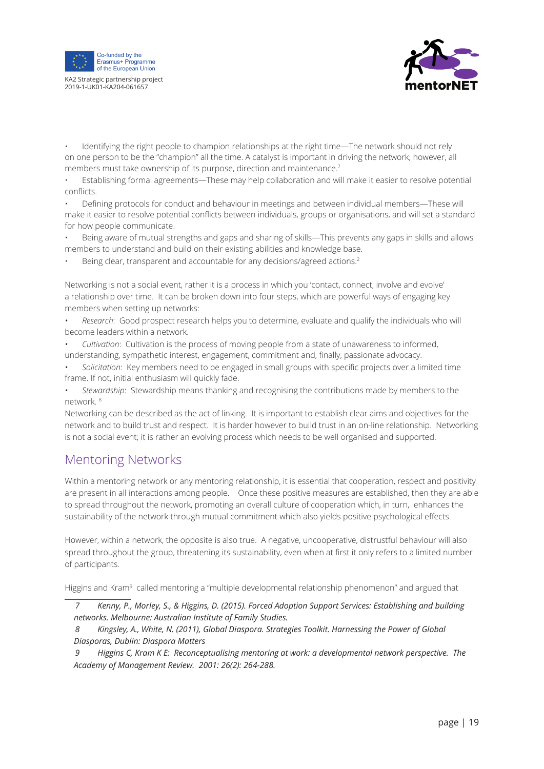- Identifying the right people to champion relationships at the right time—The network should not rely on one person to be the "champion" all the time. A catalyst is important in driving the network; however, all members must take ownership of its purpose, direction and maintenance.[7]
- Establishing formal agreements—These may help collaboration and will make it easier to resolve potential conflicts.
- Defining protocols for conduct and behaviour in meetings and between individual members—These will make it easier to resolve potential conflicts between individuals, groups or organisations, and will set a standard for how people communicate.
- Being aware of mutual strengths and gaps and sharing of skills—This prevents any gaps in skills and allows members to understand and build on their existing abilities and knowledge base.
- Being clear, transparent and accountable for any decisions/agreed actions.[2]

Networking is not a social event, rather it is a process in which you 'contact, connect, involve and evolve' a relationship over time. It can be broken down into four steps, which are powerful ways of engaging key members when setting up networks:

- *Research*: Good prospect research helps you to determine, evaluate and qualify the individuals who will become leaders within a network.
- *Cultivation*: Cultivation is the process of moving people from a state of unawareness to informed, understanding, sympathetic interest, engagement, commitment and, finally, passionate advocacy.
- *Solicitation*: Key members need to be engaged in small groups with specific projects over a limited time frame. If not, initial enthusiasm will quickly fade.
- *Stewardship*: Stewardship means thanking and recognising the contributions made by members to the network. [8]

Networking can be described as the act of linking. It is important to establish clear aims and objectives for the network and to build trust and respect. It is harder however to build trust in an on-line relationship. Networking is not a social event; it is rather an evolving process which needs to be well organised and supported.

## Mentoring Networks

Within a mentoring network or any mentoring relationship, it is essential that cooperation, respect and positivity are present in all interactions among people. Once these positive measures are established, then they are able to spread throughout the network, promoting an overall culture of cooperation which, in turn, enhances the sustainability of the network through mutual commitment which also yields positive psychological effects.

However, within a network, the opposite is also true. A negative, uncooperative, distrustful behaviour will also spread throughout the group, threatening its sustainability, even when at first it only refers to a limited number of participants.

Higgins and Kram[9] called mentoring a "multiple developmental relationship phenomenon" and argued that

---

*7 Kenny, P., Morley, S., & Higgins, D. (2015). Forced Adoption Support Services: Establishing and building networks. Melbourne: Australian Institute of Family Studies.*

*8 Kingsley, A., White, N. (2011), Global Diaspora. Strategies Toolkit. Harnessing the Power of Global Diasporas, Dublin: Diaspora Matters*

*9 Higgins C, Kram K E: Reconceptualising mentoring at work: a developmental network perspective. The Academy of Management Review. 2001: 26(2): 264-288.*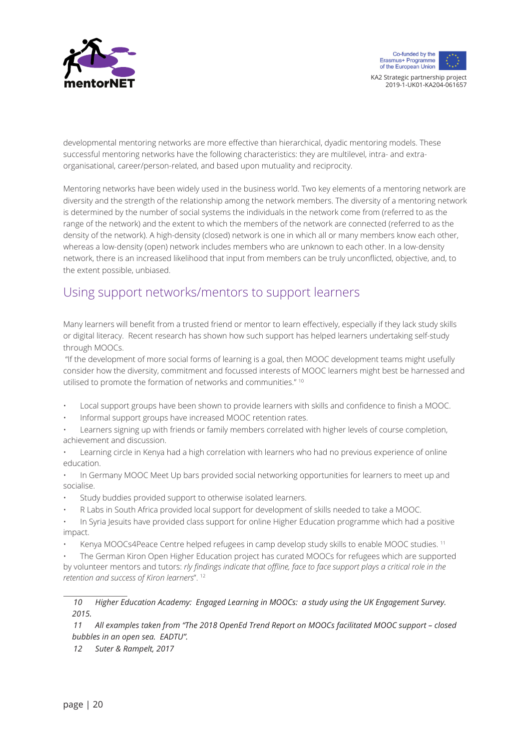developmental mentoring networks are more effective than hierarchical, dyadic mentoring models. These successful mentoring networks have the following characteristics: they are multilevel, intra- and extra-organisational, career/person-related, and based upon mutuality and reciprocity.

Mentoring networks have been widely used in the business world. Two key elements of a mentoring network are diversity and the strength of the relationship among the network members. The diversity of a mentoring network is determined by the number of social systems the individuals in the network come from (referred to as the range of the network) and the extent to which the members of the network are connected (referred to as the density of the network). A high-density (closed) network is one in which all or many members know each other, whereas a low-density (open) network includes members who are unknown to each other. In a low-density network, there is an increased likelihood that input from members can be truly unconflicted, objective, and, to the extent possible, unbiased.

## Using support networks/mentors to support learners

Many learners will benefit from a trusted friend or mentor to learn effectively, especially if they lack study skills or digital literacy. Recent research has shown how such support has helped learners undertaking self-study through MOOCs.

"If the development of more social forms of learning is a goal, then MOOC development teams might usefully consider how the diversity, commitment and focussed interests of MOOC learners might best be harnessed and utilised to promote the formation of networks and communities." [10]

- Local support groups have been shown to provide learners with skills and confidence to finish a MOOC.
- Informal support groups have increased MOOC retention rates.
- Learners signing up with friends or family members correlated with higher levels of course completion, achievement and discussion.
- Learning circle in Kenya had a high correlation with learners who had no previous experience of online education.
- In Germany MOOC Meet Up bars provided social networking opportunities for learners to meet up and socialise.
- Study buddies provided support to otherwise isolated learners.
- R Labs in South Africa provided local support for development of skills needed to take a MOOC.
- In Syria Jesuits have provided class support for online Higher Education programme which had a positive impact.
- Kenya MOOCs4Peace Centre helped refugees in camp develop study skills to enable MOOC studies. [11]
- The German Kiron Open Higher Education project has curated MOOCs for refugees which are supported by volunteer mentors and tutors: *rly findings indicate that offline, face to face support plays a critical role in the retention and success of Kiron learners*". [12]

---

*10 Higher Education Academy: Engaged Learning in MOOCs: a study using the UK Engagement Survey. 2015.*

*11 All examples taken from "The 2018 OpenEd Trend Report on MOOCs facilitated MOOC support – closed bubbles in an open sea. EADTU".*

*12 Suter & Rampelt, 2017*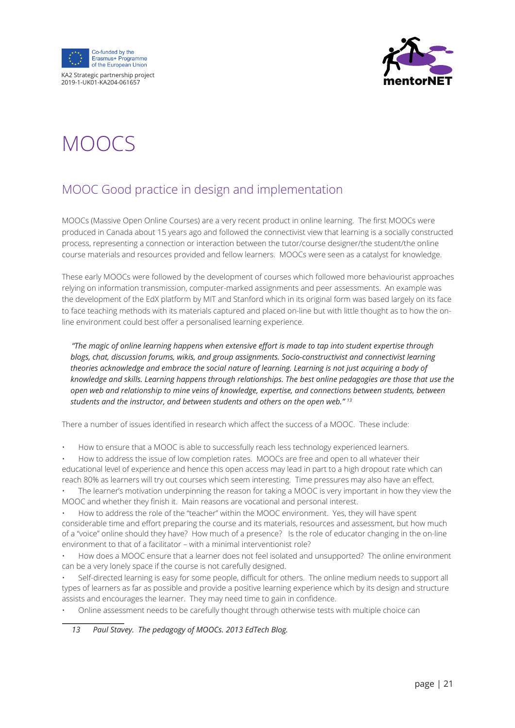# MOOCS

## MOOC Good practice in design and implementation

MOOCs (Massive Open Online Courses) are a very recent product in online learning. The first MOOCs were produced in Canada about 15 years ago and followed the connectivist view that learning is a socially constructed process, representing a connection or interaction between the tutor/course designer/the student/the online course materials and resources provided and fellow learners. MOOCs were seen as a catalyst for knowledge.

These early MOOCs were followed by the development of courses which followed more behaviourist approaches relying on information transmission, computer-marked assignments and peer assessments. An example was the development of the EdX platform by MIT and Stanford which in its original form was based largely on its face to face teaching methods with its materials captured and placed on-line but with little thought as to how the on-line environment could best offer a personalised learning experience.

> *"The magic of online learning happens when extensive effort is made to tap into student expertise through blogs, chat, discussion forums, wikis, and group assignments. Socio-constructivist and connectivist learning theories acknowledge and embrace the social nature of learning. Learning is not just acquiring a body of knowledge and skills. Learning happens through relationships. The best online pedagogies are those that use the open web and relationship to mine veins of knowledge, expertise, and connections between students, between students and the instructor, and between students and others on the open web."* [13]

There a number of issues identified in research which affect the success of a MOOC. These include:

- How to ensure that a MOOC is able to successfully reach less technology experienced learners.
- How to address the issue of low completion rates. MOOCs are free and open to all whatever their educational level of experience and hence this open access may lead in part to a high dropout rate which can reach 80% as learners will try out courses which seem interesting. Time pressures may also have an effect.
- The learner's motivation underpinning the reason for taking a MOOC is very important in how they view the MOOC and whether they finish it. Main reasons are vocational and personal interest.
- How to address the role of the "teacher" within the MOOC environment. Yes, they will have spent considerable time and effort preparing the course and its materials, resources and assessment, but how much of a "voice" online should they have? How much of a presence? Is the role of educator changing in the on-line environment to that of a facilitator – with a minimal interventionist role?
- How does a MOOC ensure that a learner does not feel isolated and unsupported? The online environment can be a very lonely space if the course is not carefully designed.
- Self-directed learning is easy for some people, difficult for others. The online medium needs to support all types of learners as far as possible and provide a positive learning experience which by its design and structure assists and encourages the learner. They may need time to gain in confidence.
- Online assessment needs to be carefully thought through otherwise tests with multiple choice can

---

13 *Paul Stavey. The pedagogy of MOOCs. 2013 EdTech Blog.*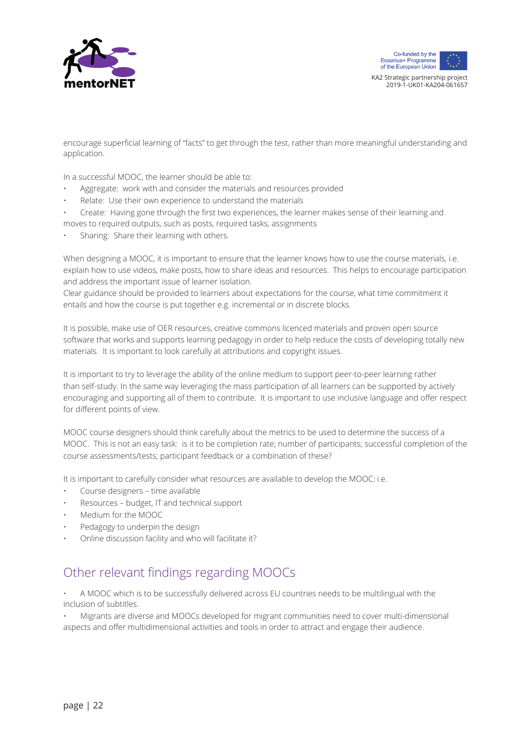encourage superficial learning of "facts" to get through the test, rather than more meaningful understanding and application.

In a successful MOOC, the learner should be able to:

- Aggregate: work with and consider the materials and resources provided
- Relate: Use their own experience to understand the materials
- Create: Having gone through the first two experiences, the learner makes sense of their learning and moves to required outputs, such as posts, required tasks, assignments
- Sharing: Share their learning with others.

When designing a MOOC, it is important to ensure that the learner knows how to use the course materials, i.e. explain how to use videos, make posts, how to share ideas and resources. This helps to encourage participation and address the important issue of learner isolation.
Clear guidance should be provided to learners about expectations for the course, what time commitment it entails and how the course is put together e.g. incremental or in discrete blocks.

It is possible, make use of OER resources, creative commons licenced materials and proven open source software that works and supports learning pedagogy in order to help reduce the costs of developing totally new materials. It is important to look carefully at attributions and copyright issues.

It is important to try to leverage the ability of the online medium to support peer-to-peer learning rather than self-study. In the same way leveraging the mass participation of all learners can be supported by actively encouraging and supporting all of them to contribute. It is important to use inclusive language and offer respect for different points of view.

MOOC course designers should think carefully about the metrics to be used to determine the success of a MOOC. This is not an easy task: is it to be completion rate; number of participants; successful completion of the course assessments/tests; participant feedback or a combination of these?

It is important to carefully consider what resources are available to develop the MOOC: i.e.

- Course designers – time available
- Resources – budget, IT and technical support
- Medium for the MOOC
- Pedagogy to underpin the design
- Online discussion facility and who will facilitate it?

## Other relevant findings regarding MOOCs

- A MOOC which is to be successfully delivered across EU countries needs to be multilingual with the inclusion of subtitles.
- Migrants are diverse and MOOCs developed for migrant communities need to cover multi-dimensional aspects and offer multidimensional activities and tools in order to attract and engage their audience.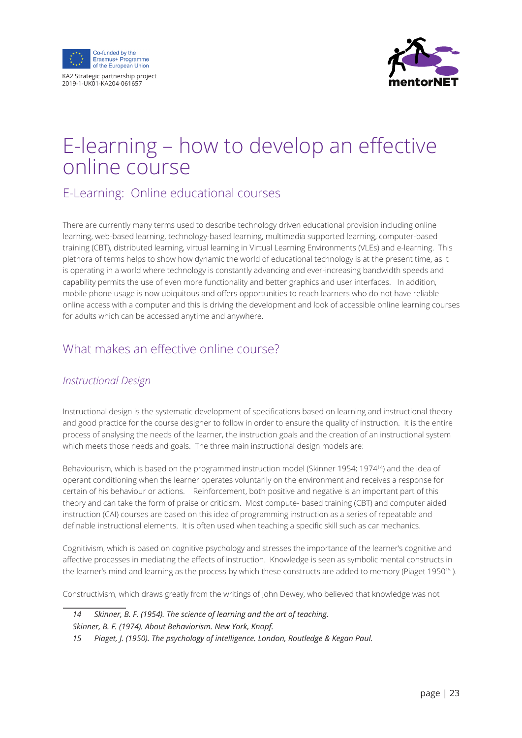# E-learning – how to develop an effective online course

## E-Learning: Online educational courses

There are currently many terms used to describe technology driven educational provision including online learning, web-based learning, technology-based learning, multimedia supported learning, computer-based training (CBT), distributed learning, virtual learning in Virtual Learning Environments (VLEs) and e-learning. This plethora of terms helps to show how dynamic the world of educational technology is at the present time, as it is operating in a world where technology is constantly advancing and ever-increasing bandwidth speeds and capability permits the use of even more functionality and better graphics and user interfaces. In addition, mobile phone usage is now ubiquitous and offers opportunities to reach learners who do not have reliable online access with a computer and this is driving the development and look of accessible online learning courses for adults which can be accessed anytime and anywhere.

## What makes an effective online course?

### *Instructional Design*

Instructional design is the systematic development of specifications based on learning and instructional theory and good practice for the course designer to follow in order to ensure the quality of instruction. It is the entire process of analysing the needs of the learner, the instruction goals and the creation of an instructional system which meets those needs and goals. The three main instructional design models are:

Behaviourism, which is based on the programmed instruction model (Skinner 1954; 1974[14]) and the idea of operant conditioning when the learner operates voluntarily on the environment and receives a response for certain of his behaviour or actions. Reinforcement, both positive and negative is an important part of this theory and can take the form of praise or criticism. Most compute- based training (CBT) and computer aided instruction (CAI) courses are based on this idea of programming instruction as a series of repeatable and definable instructional elements. It is often used when teaching a specific skill such as car mechanics.

Cognitivism, which is based on cognitive psychology and stresses the importance of the learner's cognitive and affective processes in mediating the effects of instruction. Knowledge is seen as symbolic mental constructs in the learner's mind and learning as the process by which these constructs are added to memory (Piaget 1950[15] ).

Constructivism, which draws greatly from the writings of John Dewey, who believed that knowledge was not

---

*14 Skinner, B. F. (1954). The science of learning and the art of teaching.*
*Skinner, B. F. (1974). About Behaviorism. New York, Knopf.*

*15 Piaget, J. (1950). The psychology of intelligence. London, Routledge & Kegan Paul.*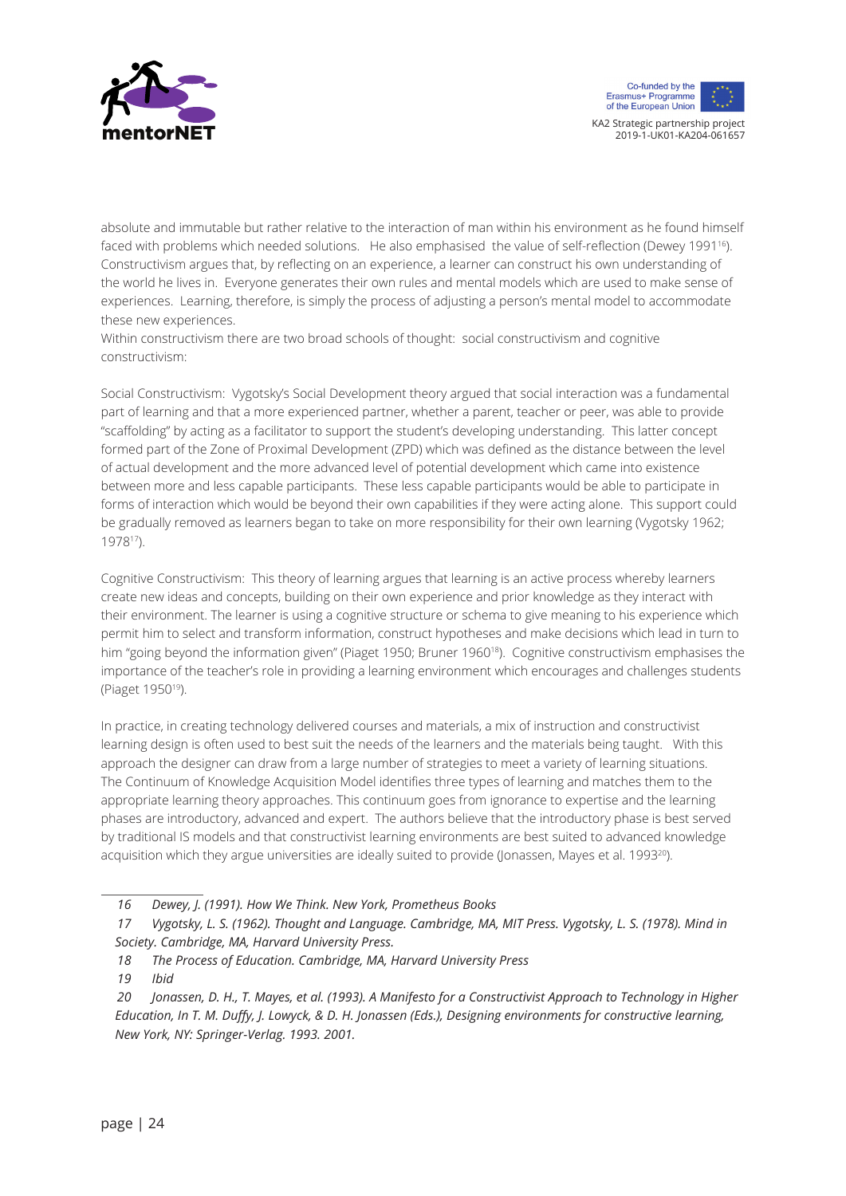absolute and immutable but rather relative to the interaction of man within his environment as he found himself faced with problems which needed solutions. He also emphasised the value of self-reflection (Dewey 1991[16]). Constructivism argues that, by reflecting on an experience, a learner can construct his own understanding of the world he lives in. Everyone generates their own rules and mental models which are used to make sense of experiences. Learning, therefore, is simply the process of adjusting a person's mental model to accommodate these new experiences.

Within constructivism there are two broad schools of thought: social constructivism and cognitive constructivism:

Social Constructivism: Vygotsky's Social Development theory argued that social interaction was a fundamental part of learning and that a more experienced partner, whether a parent, teacher or peer, was able to provide "scaffolding" by acting as a facilitator to support the student's developing understanding. This latter concept formed part of the Zone of Proximal Development (ZPD) which was defined as the distance between the level of actual development and the more advanced level of potential development which came into existence between more and less capable participants. These less capable participants would be able to participate in forms of interaction which would be beyond their own capabilities if they were acting alone. This support could be gradually removed as learners began to take on more responsibility for their own learning (Vygotsky 1962; 1978[17]).

Cognitive Constructivism: This theory of learning argues that learning is an active process whereby learners create new ideas and concepts, building on their own experience and prior knowledge as they interact with their environment. The learner is using a cognitive structure or schema to give meaning to his experience which permit him to select and transform information, construct hypotheses and make decisions which lead in turn to him "going beyond the information given" (Piaget 1950; Bruner 1960[18]). Cognitive constructivism emphasises the importance of the teacher's role in providing a learning environment which encourages and challenges students (Piaget 1950[19]).

In practice, in creating technology delivered courses and materials, a mix of instruction and constructivist learning design is often used to best suit the needs of the learners and the materials being taught. With this approach the designer can draw from a large number of strategies to meet a variety of learning situations. The Continuum of Knowledge Acquisition Model identifies three types of learning and matches them to the appropriate learning theory approaches. This continuum goes from ignorance to expertise and the learning phases are introductory, advanced and expert. The authors believe that the introductory phase is best served by traditional IS models and that constructivist learning environments are best suited to advanced knowledge acquisition which they argue universities are ideally suited to provide (Jonassen, Mayes et al. 1993[20]).

---

*16 Dewey, J. (1991). How We Think. New York, Prometheus Books*

*17 Vygotsky, L. S. (1962). Thought and Language. Cambridge, MA, MIT Press. Vygotsky, L. S. (1978). Mind in Society. Cambridge, MA, Harvard University Press.*

*18 The Process of Education. Cambridge, MA, Harvard University Press*

*19 Ibid*

*20 Jonassen, D. H., T. Mayes, et al. (1993). A Manifesto for a Constructivist Approach to Technology in Higher Education, In T. M. Duffy, J. Lowyck, & D. H. Jonassen (Eds.), Designing environments for constructive learning, New York, NY: Springer-Verlag. 1993. 2001.*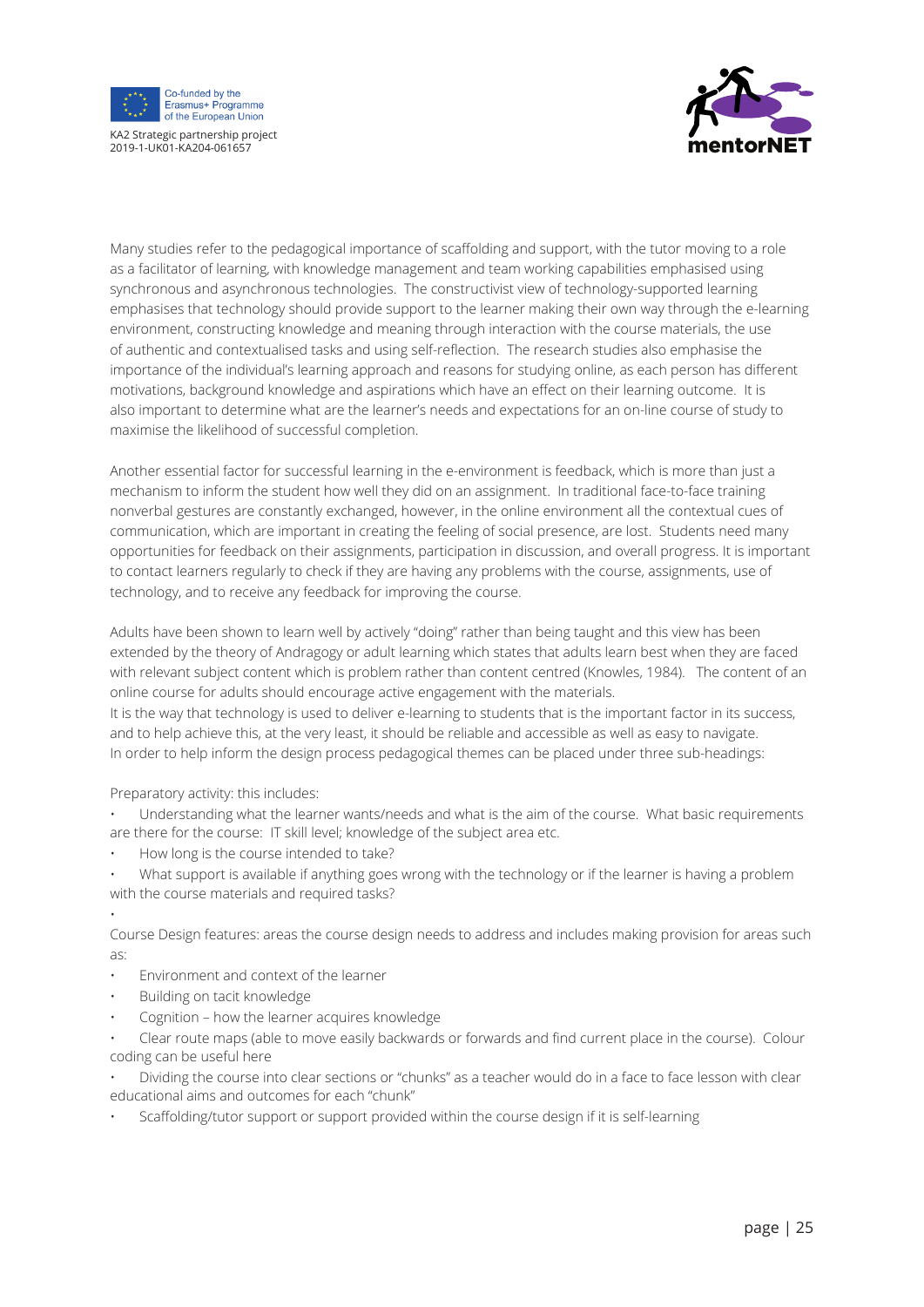Many studies refer to the pedagogical importance of scaffolding and support, with the tutor moving to a role as a facilitator of learning, with knowledge management and team working capabilities emphasised using synchronous and asynchronous technologies. The constructivist view of technology-supported learning emphasises that technology should provide support to the learner making their own way through the e-learning environment, constructing knowledge and meaning through interaction with the course materials, the use of authentic and contextualised tasks and using self-reflection. The research studies also emphasise the importance of the individual's learning approach and reasons for studying online, as each person has different motivations, background knowledge and aspirations which have an effect on their learning outcome. It is also important to determine what are the learner's needs and expectations for an on-line course of study to maximise the likelihood of successful completion.

Another essential factor for successful learning in the e-environment is feedback, which is more than just a mechanism to inform the student how well they did on an assignment. In traditional face-to-face training nonverbal gestures are constantly exchanged, however, in the online environment all the contextual cues of communication, which are important in creating the feeling of social presence, are lost. Students need many opportunities for feedback on their assignments, participation in discussion, and overall progress. It is important to contact learners regularly to check if they are having any problems with the course, assignments, use of technology, and to receive any feedback for improving the course.

Adults have been shown to learn well by actively "doing" rather than being taught and this view has been extended by the theory of Andragogy or adult learning which states that adults learn best when they are faced with relevant subject content which is problem rather than content centred (Knowles, 1984). The content of an online course for adults should encourage active engagement with the materials.
It is the way that technology is used to deliver e-learning to students that is the important factor in its success, and to help achieve this, at the very least, it should be reliable and accessible as well as easy to navigate.
In order to help inform the design process pedagogical themes can be placed under three sub-headings:

Preparatory activity: this includes:

- Understanding what the learner wants/needs and what is the aim of the course. What basic requirements are there for the course: IT skill level; knowledge of the subject area etc.
- How long is the course intended to take?
- What support is available if anything goes wrong with the technology or if the learner is having a problem with the course materials and required tasks?

Course Design features: areas the course design needs to address and includes making provision for areas such as:

- Environment and context of the learner
- Building on tacit knowledge
- Cognition – how the learner acquires knowledge
- Clear route maps (able to move easily backwards or forwards and find current place in the course). Colour coding can be useful here
- Dividing the course into clear sections or "chunks" as a teacher would do in a face to face lesson with clear educational aims and outcomes for each "chunk"
- Scaffolding/tutor support or support provided within the course design if it is self-learning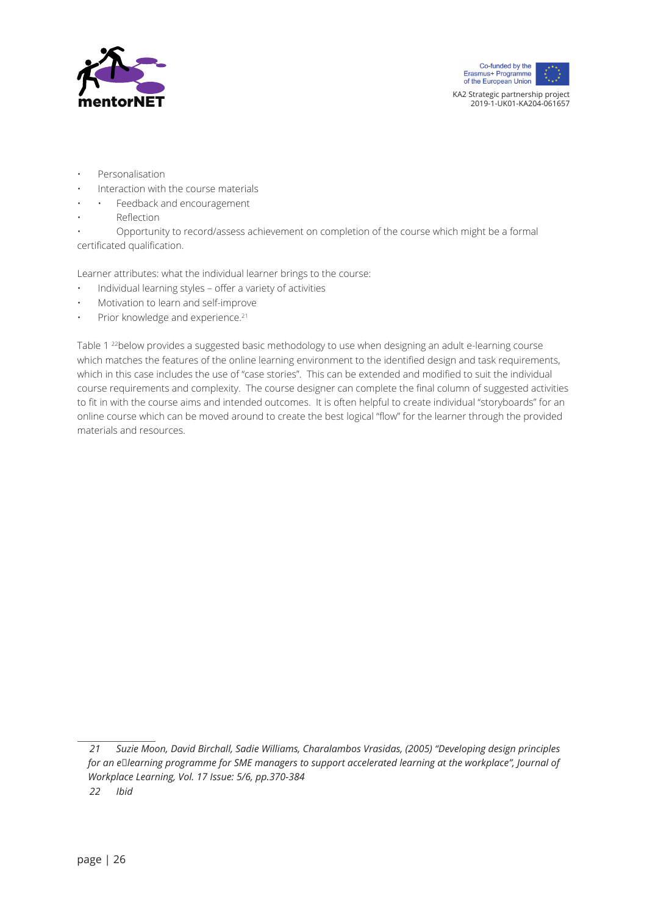- Personalisation
- Interaction with the course materials
- Feedback and encouragement
- Reflection
- Opportunity to record/assess achievement on completion of the course which might be a formal certificated qualification.

Learner attributes: what the individual learner brings to the course:

- Individual learning styles – offer a variety of activities
- Motivation to learn and self-improve
- Prior knowledge and experience.[21]

Table 1 [22]below provides a suggested basic methodology to use when designing an adult e-learning course which matches the features of the online learning environment to the identified design and task requirements, which in this case includes the use of "case stories". This can be extended and modified to suit the individual course requirements and complexity. The course designer can complete the final column of suggested activities to fit in with the course aims and intended outcomes. It is often helpful to create individual "storyboards" for an online course which can be moved around to create the best logical "flow" for the learner through the provided materials and resources.

---

*21 Suzie Moon, David Birchall, Sadie Williams, Charalambos Vrasidas, (2005) "Developing design principles for an e‐learning programme for SME managers to support accelerated learning at the workplace", Journal of Workplace Learning, Vol. 17 Issue: 5/6, pp.370-384*

*22 Ibid*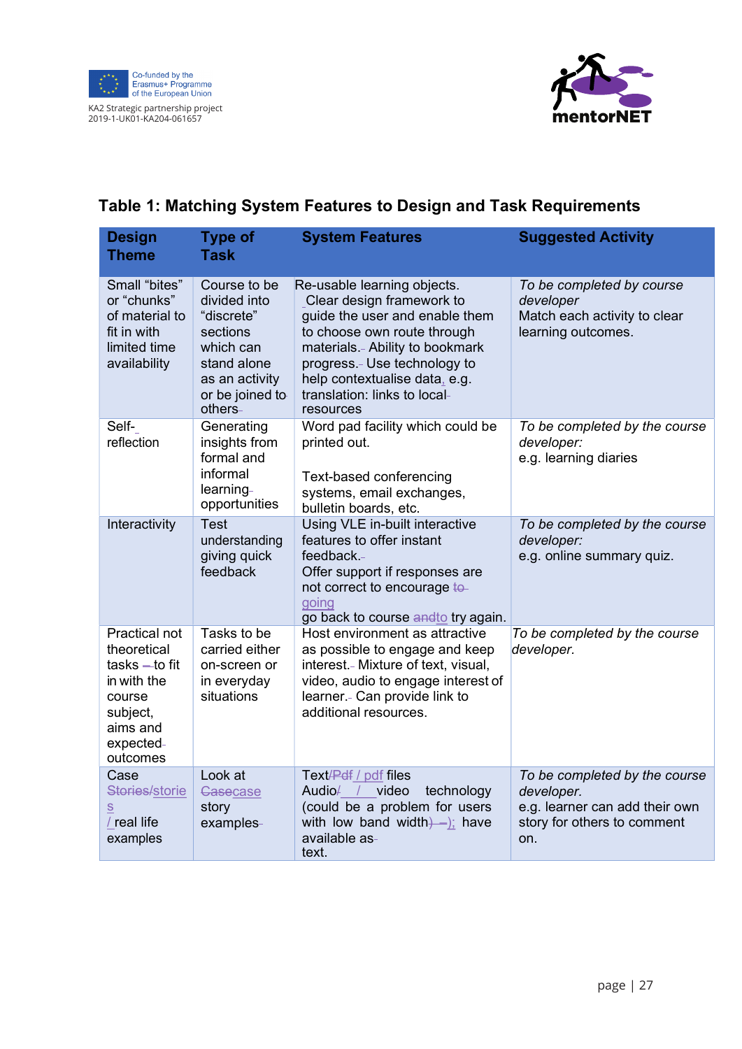## Table 1: Matching System Features to Design and Task Requirements

| Design Theme | Type of Task | System Features | Suggested Activity |
|---|---|---|---|
| Small "bites" or "chunks" of material to fit in with limited time availability | Course to be divided into "discrete" sections which can stand alone as an activity or be joined to others | Re-usable learning objects. Clear design framework to guide the user and enable them to choose own route through materials. Ability to bookmark progress. Use technology to help contextualise data, e.g. translation: links to local resources | *To be completed by course developer* Match each activity to clear learning outcomes. |
| Self-reflection | Generating insights from formal and informal learning opportunities | Word pad facility which could be printed out. Text-based conferencing systems, email exchanges, bulletin boards, etc. | *To be completed by the course developer:* e.g. learning diaries |
| Interactivity | Test understanding giving quick feedback | Using VLE in-built interactive features to offer instant feedback. Offer support if responses are not correct to encourage going go back to course to try again. | *To be completed by the course developer:* e.g. online summary quiz. |
| Practical not theoretical tasks to fit in with the course subject, aims and expected outcomes | Tasks to be carried either on-screen or in everyday situations | Host environment as attractive as possible to engage and keep interest. Mixture of text, visual, video, audio to engage interest of learner. Can provide link to additional resources. | *To be completed by the course developer.* |
| Case stories / real life examples | Look at case story examples | Text / pdf files Audio / video technology (could be a problem for users with low band width); have available as text. | *To be completed by the course developer.* e.g. learner can add their own story for others to comment on. |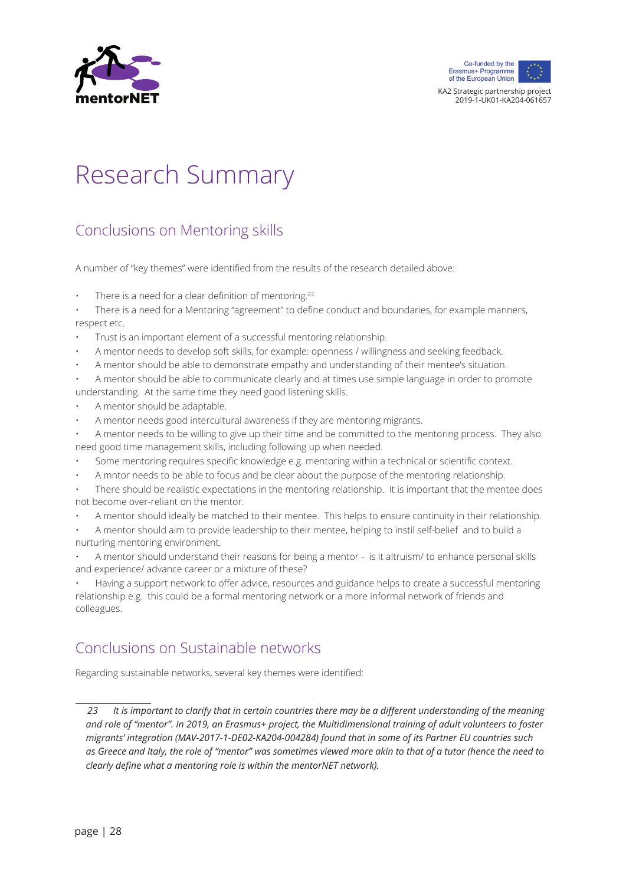# Research Summary

## Conclusions on Mentoring skills

A number of "key themes" were identified from the results of the research detailed above:

- There is a need for a clear definition of mentoring.[23]
- There is a need for a Mentoring "agreement" to define conduct and boundaries, for example manners, respect etc.
- Trust is an important element of a successful mentoring relationship.
- A mentor needs to develop soft skills, for example: openness / willingness and seeking feedback.
- A mentor should be able to demonstrate empathy and understanding of their mentee's situation.
- A mentor should be able to communicate clearly and at times use simple language in order to promote understanding. At the same time they need good listening skills.
- A mentor should be adaptable.
- A mentor needs good intercultural awareness if they are mentoring migrants.
- A mentor needs to be willing to give up their time and be committed to the mentoring process. They also need good time management skills, including following up when needed.
- Some mentoring requires specific knowledge e.g. mentoring within a technical or scientific context.
- A mntor needs to be able to focus and be clear about the purpose of the mentoring relationship.
- There should be realistic expectations in the mentoring relationship. It is important that the mentee does not become over-reliant on the mentor.
- A mentor should ideally be matched to their mentee. This helps to ensure continuity in their relationship.
- A mentor should aim to provide leadership to their mentee, helping to instil self-belief and to build a nurturing mentoring environment.
- A mentor should understand their reasons for being a mentor - is it altruism/ to enhance personal skills and experience/ advance career or a mixture of these?
- Having a support network to offer advice, resources and guidance helps to create a successful mentoring relationship e.g. this could be a formal mentoring network or a more informal network of friends and colleagues.

## Conclusions on Sustainable networks

Regarding sustainable networks, several key themes were identified:

---

*23 It is important to clarify that in certain countries there may be a different understanding of the meaning and role of "mentor". In 2019, an Erasmus+ project, the Multidimensional training of adult volunteers to foster migrants' integration (MAV-2017-1-DE02-KA204-004284) found that in some of its Partner EU countries such as Greece and Italy, the role of "mentor" was sometimes viewed more akin to that of a tutor (hence the need to clearly define what a mentoring role is within the mentorNET network).*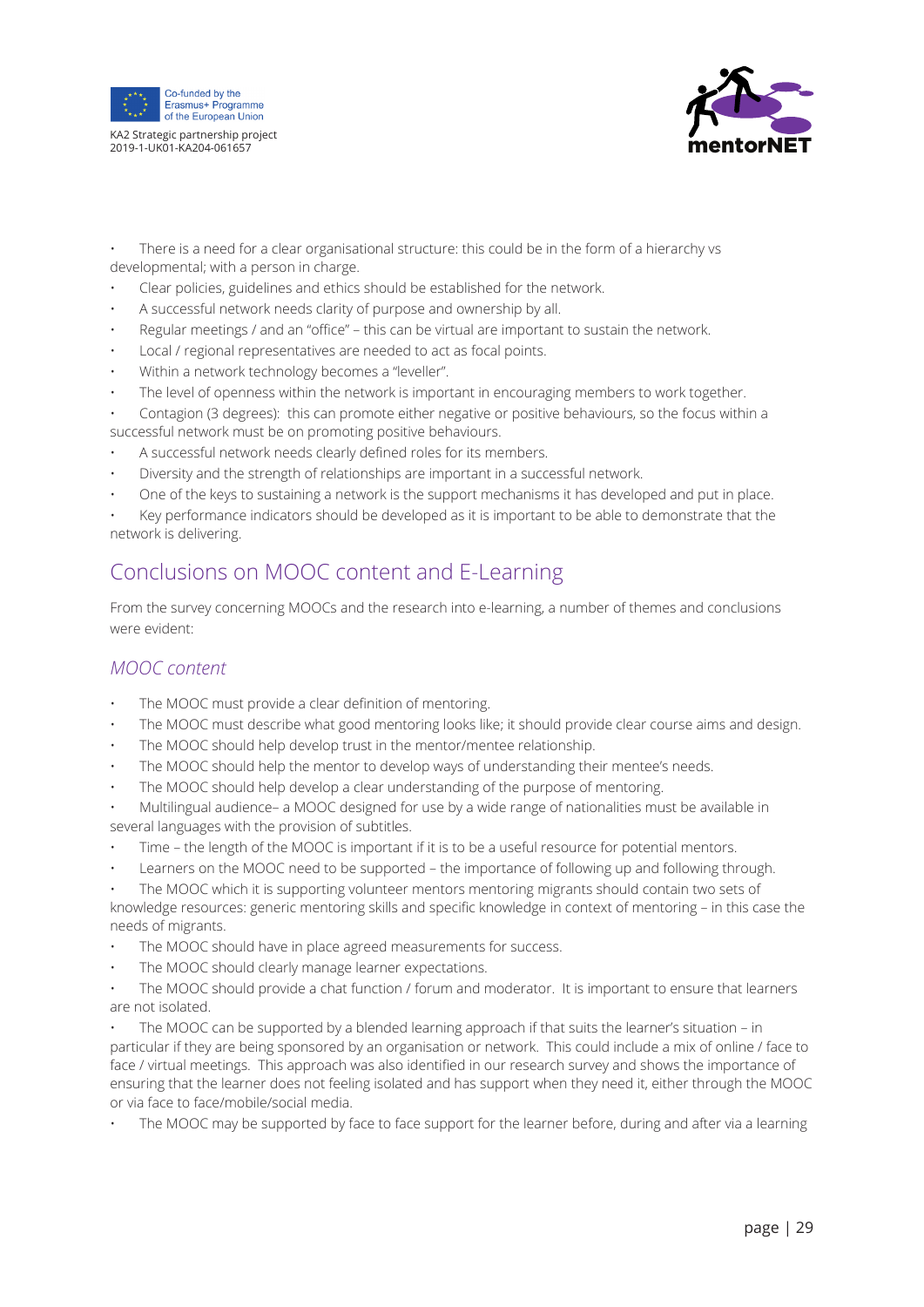- There is a need for a clear organisational structure: this could be in the form of a hierarchy vs developmental; with a person in charge.
- Clear policies, guidelines and ethics should be established for the network.
- A successful network needs clarity of purpose and ownership by all.
- Regular meetings / and an "office" – this can be virtual are important to sustain the network.
- Local / regional representatives are needed to act as focal points.
- Within a network technology becomes a "leveller".
- The level of openness within the network is important in encouraging members to work together.
- Contagion (3 degrees): this can promote either negative or positive behaviours, so the focus within a successful network must be on promoting positive behaviours.
- A successful network needs clearly defined roles for its members.
- Diversity and the strength of relationships are important in a successful network.
- One of the keys to sustaining a network is the support mechanisms it has developed and put in place.
- Key performance indicators should be developed as it is important to be able to demonstrate that the network is delivering.

## Conclusions on MOOC content and E-Learning

From the survey concerning MOOCs and the research into e-learning, a number of themes and conclusions were evident:

### *MOOC content*

- The MOOC must provide a clear definition of mentoring.
- The MOOC must describe what good mentoring looks like; it should provide clear course aims and design.
- The MOOC should help develop trust in the mentor/mentee relationship.
- The MOOC should help the mentor to develop ways of understanding their mentee's needs.
- The MOOC should help develop a clear understanding of the purpose of mentoring.
- Multilingual audience– a MOOC designed for use by a wide range of nationalities must be available in several languages with the provision of subtitles.
- Time – the length of the MOOC is important if it is to be a useful resource for potential mentors.
- Learners on the MOOC need to be supported – the importance of following up and following through.
- The MOOC which it is supporting volunteer mentors mentoring migrants should contain two sets of knowledge resources: generic mentoring skills and specific knowledge in context of mentoring – in this case the needs of migrants.
- The MOOC should have in place agreed measurements for success.
- The MOOC should clearly manage learner expectations.
- The MOOC should provide a chat function / forum and moderator. It is important to ensure that learners are not isolated.
- The MOOC can be supported by a blended learning approach if that suits the learner's situation – in particular if they are being sponsored by an organisation or network. This could include a mix of online / face to face / virtual meetings. This approach was also identified in our research survey and shows the importance of ensuring that the learner does not feeling isolated and has support when they need it, either through the MOOC or via face to face/mobile/social media.
- The MOOC may be supported by face to face support for the learner before, during and after via a learning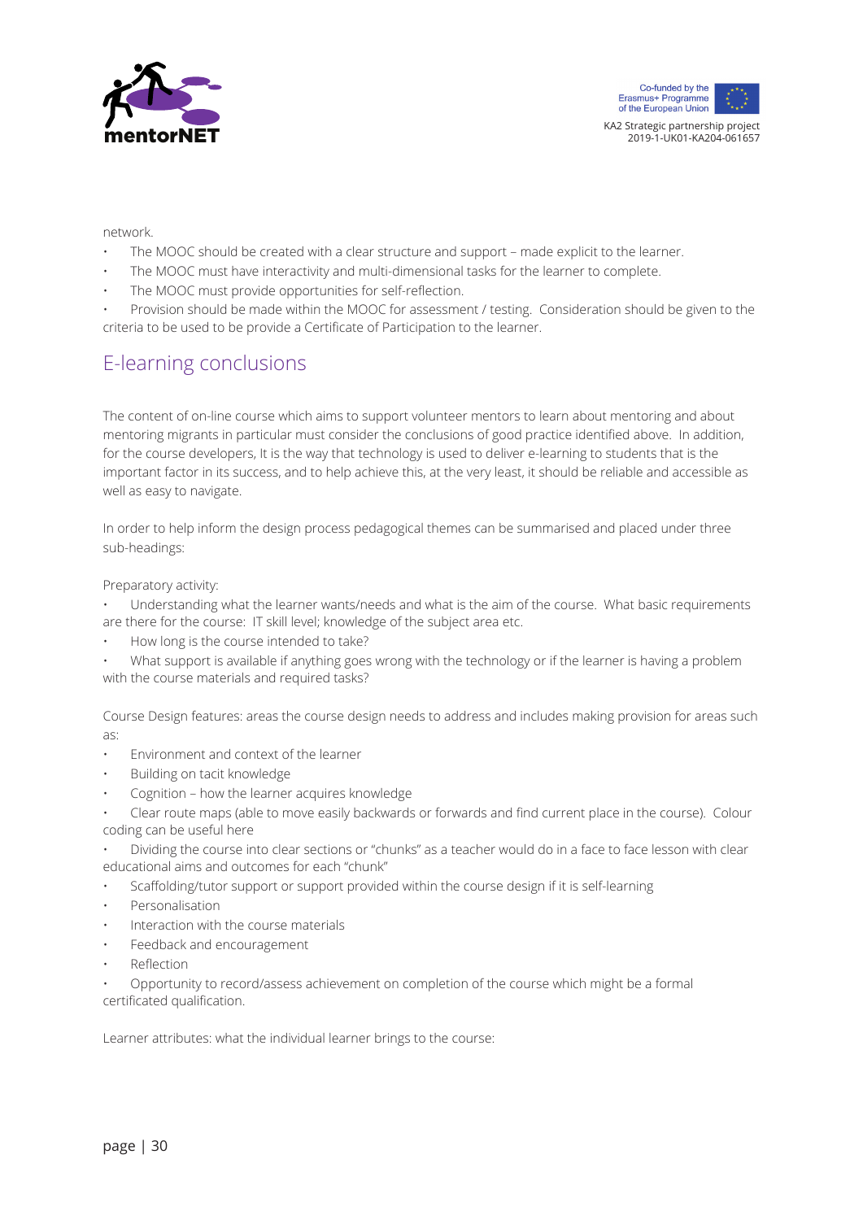network.

- The MOOC should be created with a clear structure and support – made explicit to the learner.
- The MOOC must have interactivity and multi-dimensional tasks for the learner to complete.
- The MOOC must provide opportunities for self-reflection.
- Provision should be made within the MOOC for assessment / testing. Consideration should be given to the criteria to be used to be provide a Certificate of Participation to the learner.

## E-learning conclusions

The content of on-line course which aims to support volunteer mentors to learn about mentoring and about mentoring migrants in particular must consider the conclusions of good practice identified above. In addition, for the course developers, It is the way that technology is used to deliver e-learning to students that is the important factor in its success, and to help achieve this, at the very least, it should be reliable and accessible as well as easy to navigate.

In order to help inform the design process pedagogical themes can be summarised and placed under three sub-headings:

Preparatory activity:

- Understanding what the learner wants/needs and what is the aim of the course. What basic requirements are there for the course: IT skill level; knowledge of the subject area etc.
- How long is the course intended to take?
- What support is available if anything goes wrong with the technology or if the learner is having a problem with the course materials and required tasks?

Course Design features: areas the course design needs to address and includes making provision for areas such as:

- Environment and context of the learner
- Building on tacit knowledge
- Cognition – how the learner acquires knowledge
- Clear route maps (able to move easily backwards or forwards and find current place in the course). Colour coding can be useful here
- Dividing the course into clear sections or "chunks" as a teacher would do in a face to face lesson with clear educational aims and outcomes for each "chunk"
- Scaffolding/tutor support or support provided within the course design if it is self-learning
- Personalisation
- Interaction with the course materials
- Feedback and encouragement
- Reflection
- Opportunity to record/assess achievement on completion of the course which might be a formal certificated qualification.

Learner attributes: what the individual learner brings to the course: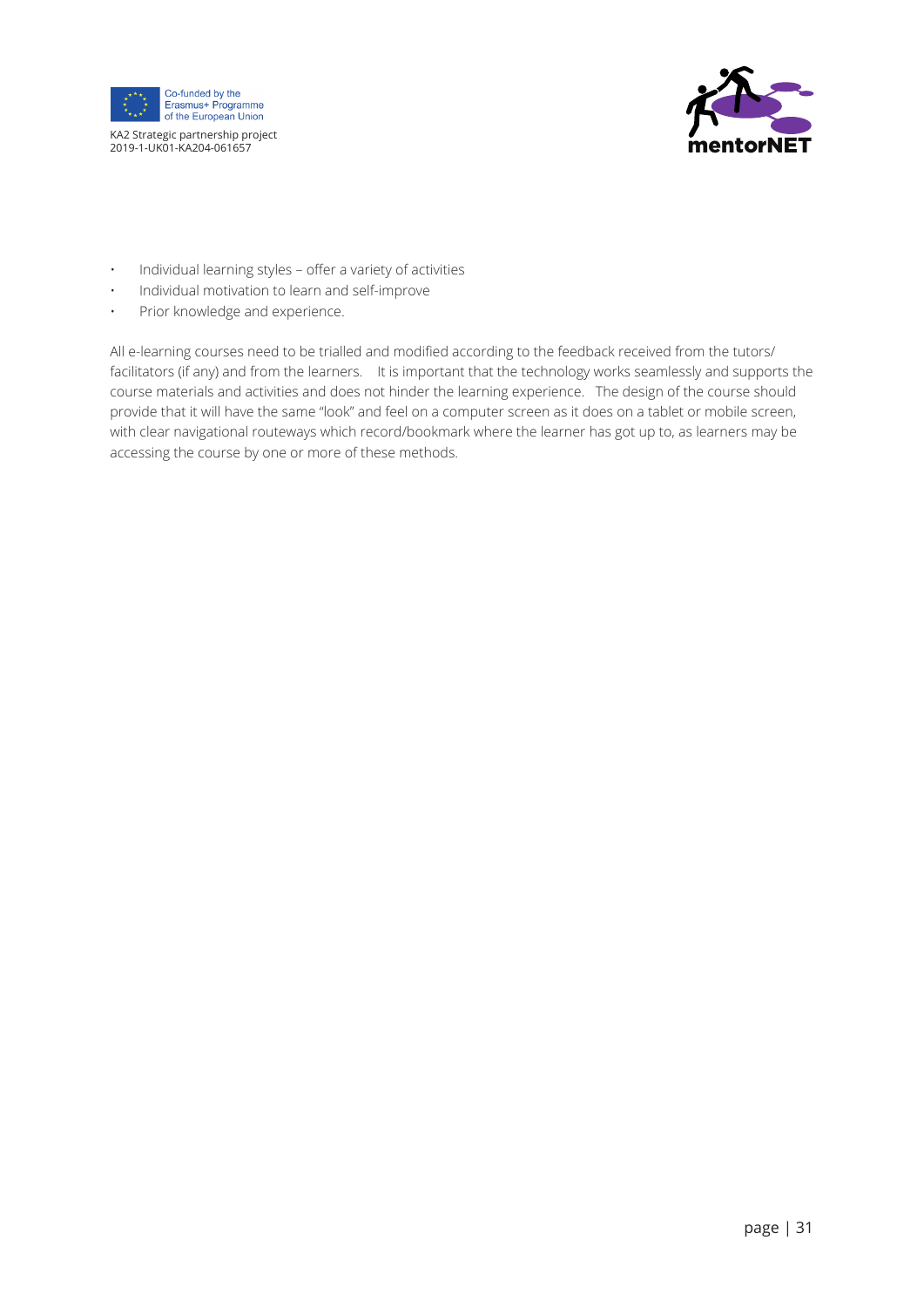- Individual learning styles – offer a variety of activities
- Individual motivation to learn and self-improve
- Prior knowledge and experience.

All e-learning courses need to be trialled and modified according to the feedback received from the tutors/ facilitators (if any) and from the learners. It is important that the technology works seamlessly and supports the course materials and activities and does not hinder the learning experience. The design of the course should provide that it will have the same "look" and feel on a computer screen as it does on a tablet or mobile screen, with clear navigational routeways which record/bookmark where the learner has got up to, as learners may be accessing the course by one or more of these methods.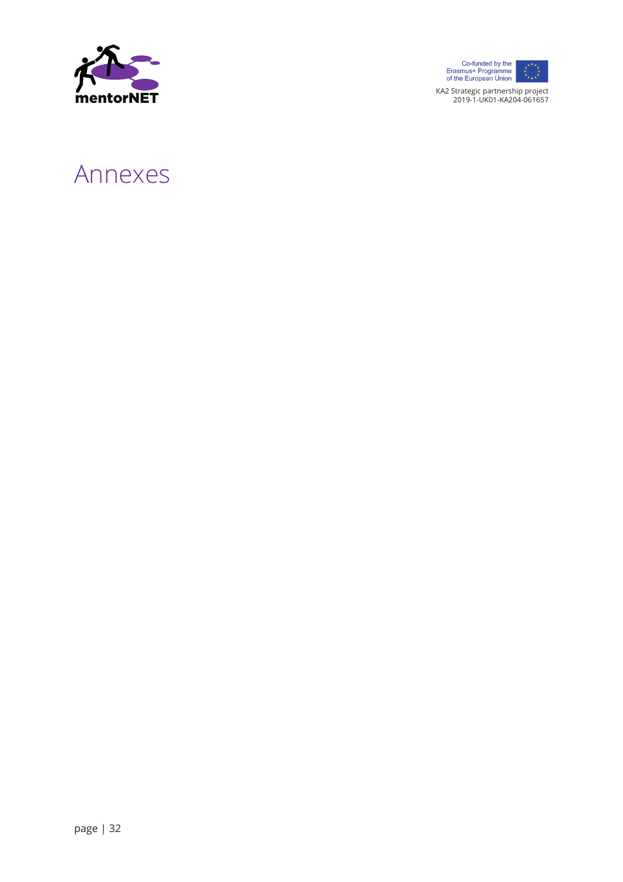# Annexes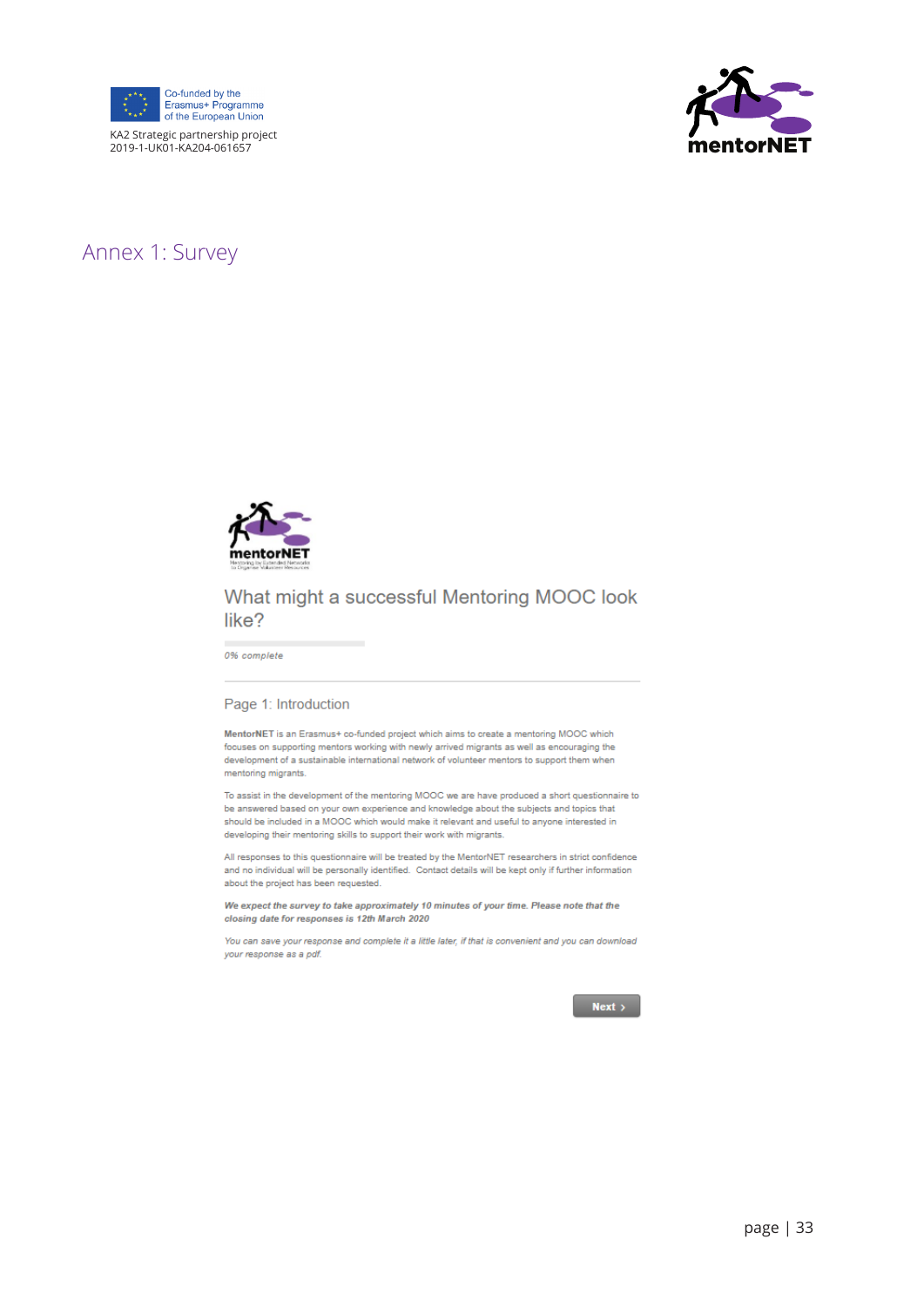# Annex 1: Survey

## What might a successful Mentoring MOOC look like?

*0% complete*

### Page 1: Introduction

**MentorNET** is an Erasmus+ co-funded project which aims to create a mentoring MOOC which focuses on supporting mentors working with newly arrived migrants as well as encouraging the development of a sustainable international network of volunteer mentors to support them when mentoring migrants.

To assist in the development of the mentoring MOOC we are have produced a short questionnaire to be answered based on your own experience and knowledge about the subjects and topics that should be included in a MOOC which would make it relevant and useful to anyone interested in developing their mentoring skills to support their work with migrants.

All responses to this questionnaire will be treated by the MentorNET researchers in strict confidence and no individual will be personally identified. Contact details will be kept only if further information about the project has been requested.

***We expect the survey to take approximately 10 minutes of your time. Please note that the closing date for responses is 12th March 2020***

*You can save your response and complete it a little later, if that is convenient and you can download your response as a pdf.*

Next ›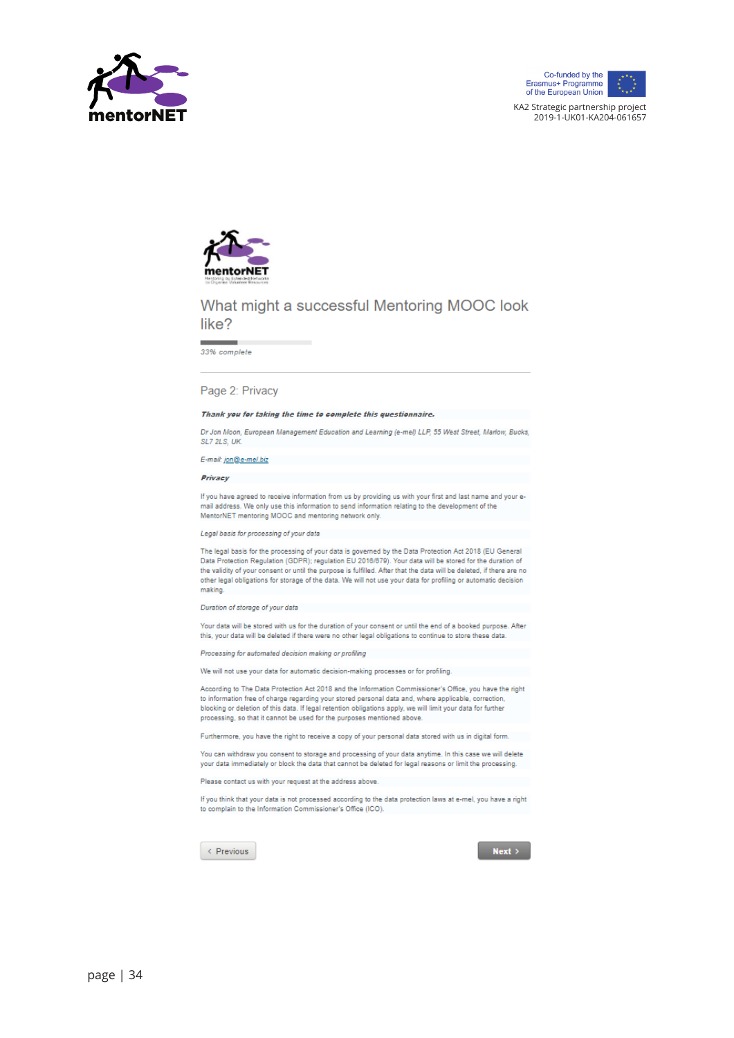# What might a successful Mentoring MOOC look like?

33% complete

## Page 2: Privacy

***Thank you for taking the time to complete this questionnaire.***

*Dr Jon Moon, European Management Education and Learning (e-mel) LLP, 55 West Street, Marlow, Bucks, SL7 2LS, UK.*

*E-mail: jon@e-mel.biz*

***Privacy***

If you have agreed to receive information from us by providing us with your first and last name and your e-mail address. We only use this information to send information relating to the development of the MentorNET mentoring MOOC and mentoring network only.

*Legal basis for processing of your data*

The legal basis for the processing of your data is governed by the Data Protection Act 2018 (EU General Data Protection Regulation (GDPR); regulation EU 2016/679). Your data will be stored for the duration of the validity of your consent or until the purpose is fulfilled. After that the data will be deleted, if there are no other legal obligations for storage of the data. We will not use your data for profiling or automatic decision making.

*Duration of storage of your data*

Your data will be stored with us for the duration of your consent or until the end of a booked purpose. After this, your data will be deleted if there were no other legal obligations to continue to store these data.

*Processing for automated decision making or profiling*

We will not use your data for automatic decision-making processes or for profiling.

According to The Data Protection Act 2018 and the Information Commissioner's Office, you have the right to information free of charge regarding your stored personal data and, where applicable, correction, blocking or deletion of this data. If legal retention obligations apply, we will limit your data for further processing, so that it cannot be used for the purposes mentioned above.

Furthermore, you have the right to receive a copy of your personal data stored with us in digital form.

You can withdraw you consent to storage and processing of your data anytime. In this case we will delete your data immediately or block the data that cannot be deleted for legal reasons or limit the processing.

Please contact us with your request at the address above.

If you think that your data is not processed according to the data protection laws at e-mel, you have a right to complain to the Information Commissioner's Office (ICO).

‹ Previous　　　　Next ›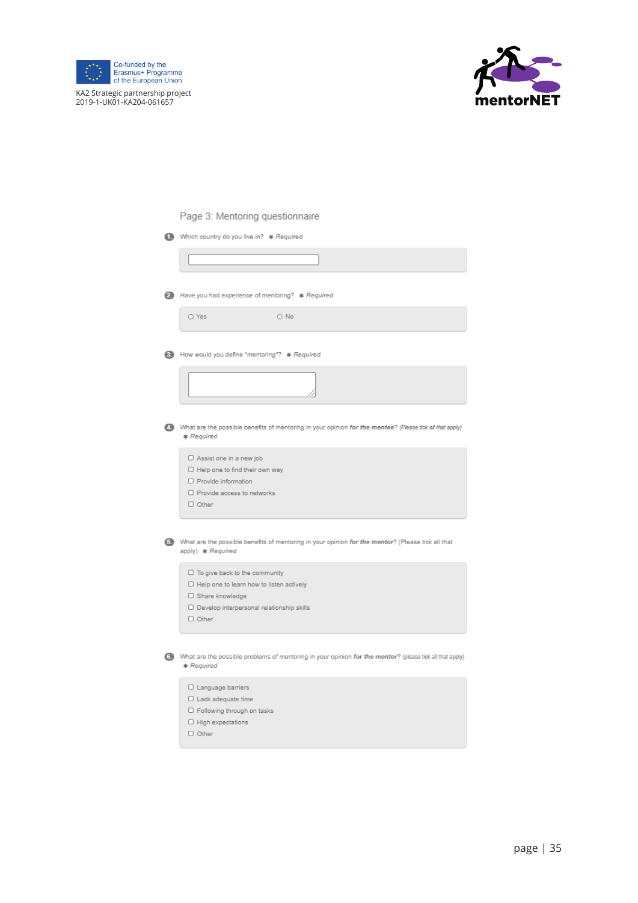## Page 3: Mentoring questionnaire

1. Which country do you live in? * *Required*

2. Have you had experience of mentoring? * *Required*

   - ○ Yes
   - ○ No

3. How would you define "mentoring"? * *Required*

4. What are the possible benefits of mentoring in your opinion **for the mentee**? *(Please tick all that apply)* * *Required*

   - ☐ Assist one in a new job
   - ☐ Help one to find their own way
   - ☐ Provide information
   - ☐ Provide access to networks
   - ☐ Other

5. What are the possible benefits of mentoring in your opinion **for the mentor**? (Please tick all that apply) * *Required*

   - ☐ To give back to the community
   - ☐ Help one to learn how to listen actively
   - ☐ Share knowledge
   - ☐ Develop interpersonal relationship skills
   - ☐ Other

6. What are the possible problems of mentoring in your opinion **for the mentor**? (please tick all that apply) * *Required*

   - ☐ Language barriers
   - ☐ Lack adequate time
   - ☐ Following through on tasks
   - ☐ High expectations
   - ☐ Other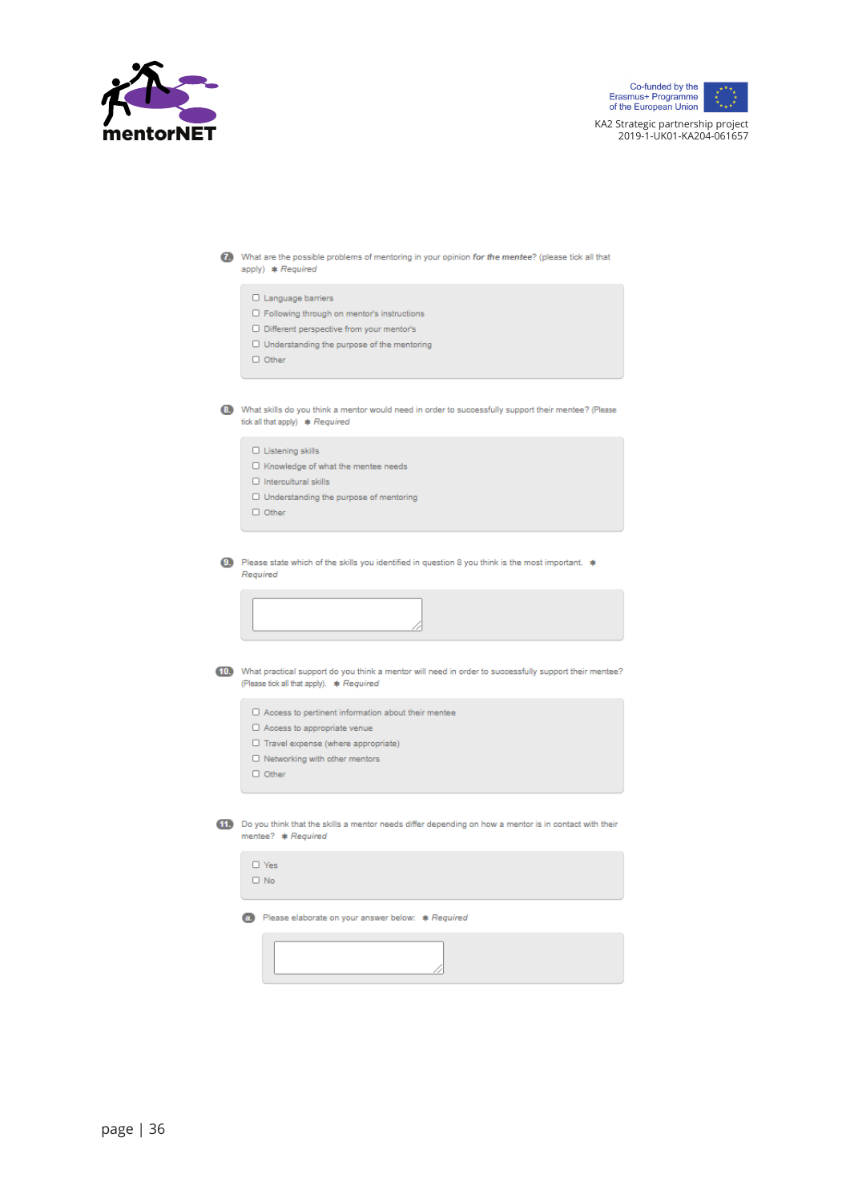**7.** What are the possible problems of mentoring in your opinion ***for the mentee***? (please tick all that apply) ✱ *Required*

- ☐ Language barriers
- ☐ Following through on mentor's instructions
- ☐ Different perspective from your mentor's
- ☐ Understanding the purpose of the mentoring
- ☐ Other

**8.** What skills do you think a mentor would need in order to successfully support their mentee? (Please tick all that apply) ✱ *Required*

- ☐ Listening skills
- ☐ Knowledge of what the mentee needs
- ☐ Intercultural skills
- ☐ Understanding the purpose of mentoring
- ☐ Other

**9.** Please state which of the skills you identified in question 8 you think is the most important. ✱ *Required*

[ ]

**10.** What practical support do you think a mentor will need in order to successfully support their mentee? (Please tick all that apply). ✱ *Required*

- ☐ Access to pertinent information about their mentee
- ☐ Access to appropriate venue
- ☐ Travel expense (where appropriate)
- ☐ Networking with other mentors
- ☐ Other

**11.** Do you think that the skills a mentor needs differ depending on how a mentor is in contact with their mentee? ✱ *Required*

- ☐ Yes
- ☐ No

**a.** Please elaborate on your answer below: ✱ *Required*

[ ]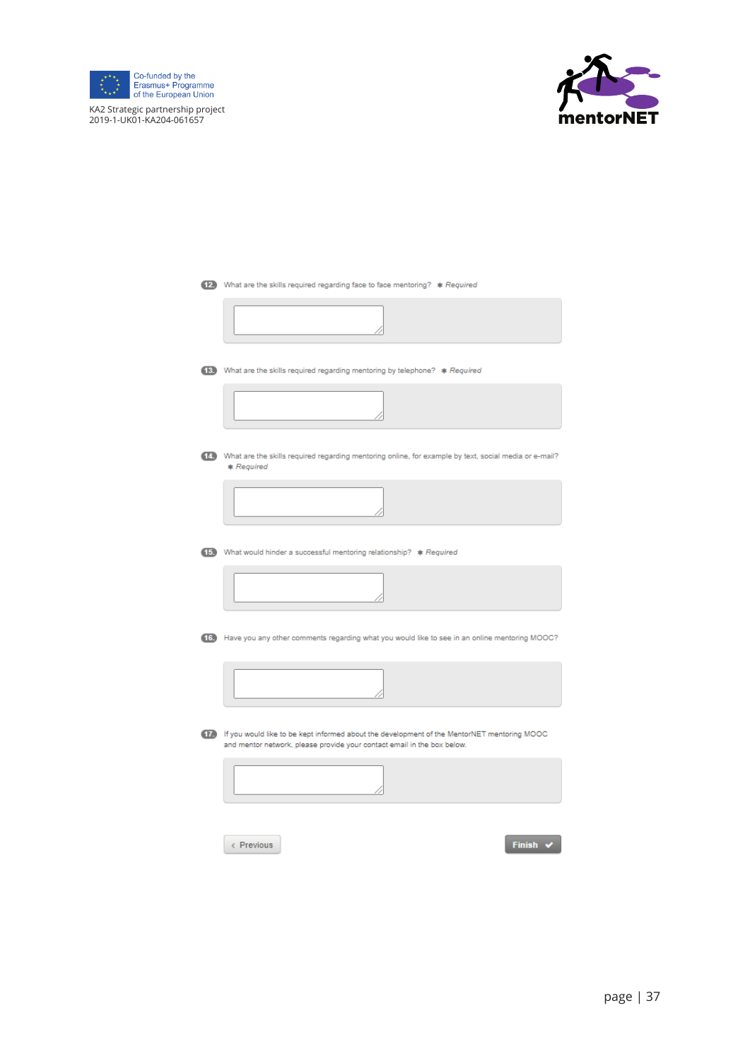12. What are the skills required regarding face to face mentoring? * Required

13. What are the skills required regarding mentoring by telephone? * Required

14. What are the skills required regarding mentoring online, for example by text, social media or e-mail? * Required

15. What would hinder a successful mentoring relationship? * Required

16. Have you any other comments regarding what you would like to see in an online mentoring MOOC?

17. If you would like to be kept informed about the development of the MentorNET mentoring MOOC and mentor network, please provide your contact email in the box below.

‹ Previous | Finish ✔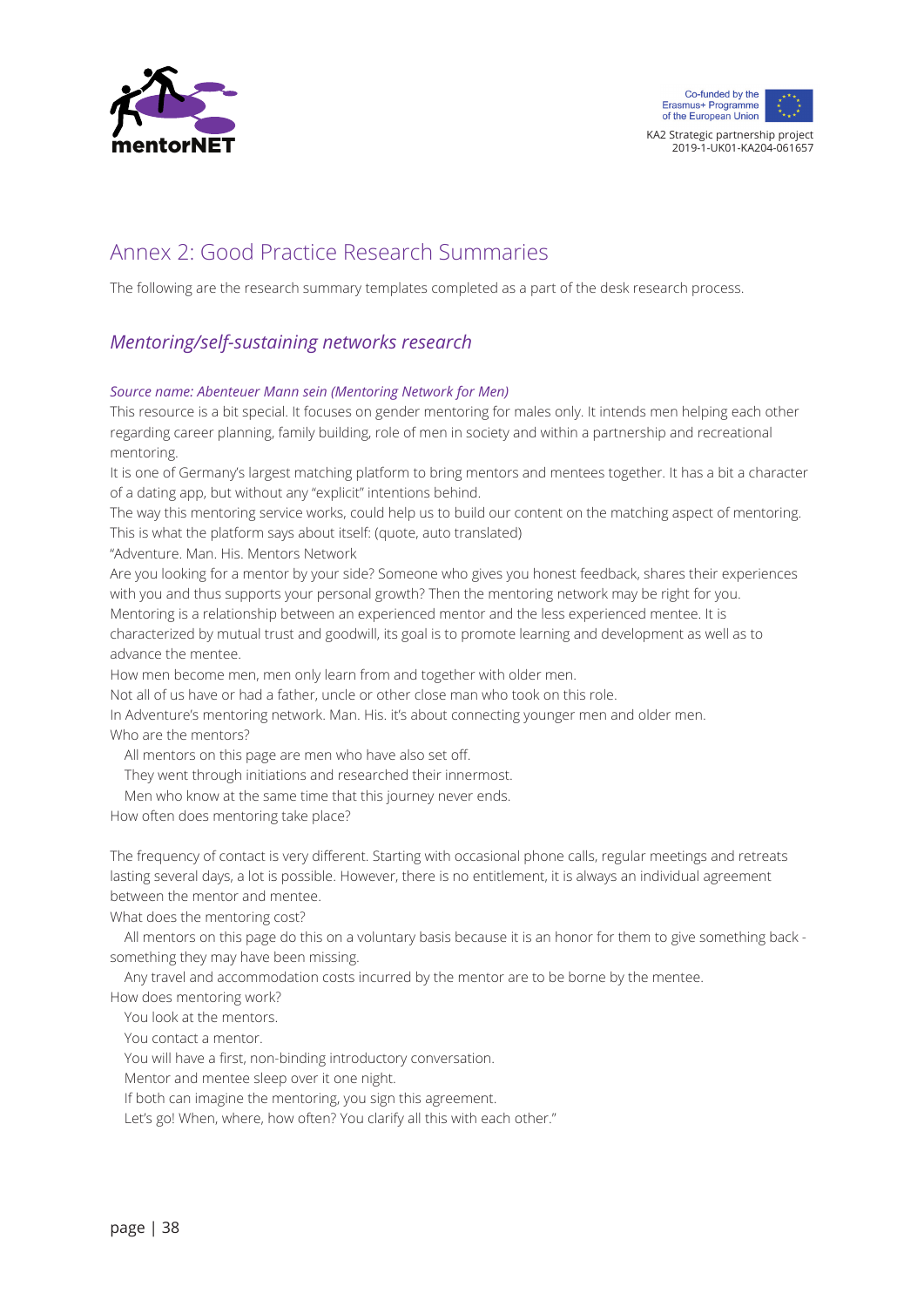# Annex 2: Good Practice Research Summaries

The following are the research summary templates completed as a part of the desk research process.

## *Mentoring/self-sustaining networks research*

### *Source name: Abenteuer Mann sein (Mentoring Network for Men)*

This resource is a bit special. It focuses on gender mentoring for males only. It intends men helping each other regarding career planning, family building, role of men in society and within a partnership and recreational mentoring.

It is one of Germany's largest matching platform to bring mentors and mentees together. It has a bit a character of a dating app, but without any "explicit" intentions behind.

The way this mentoring service works, could help us to build our content on the matching aspect of mentoring. This is what the platform says about itself: (quote, auto translated)

"Adventure. Man. His. Mentors Network

Are you looking for a mentor by your side? Someone who gives you honest feedback, shares their experiences with you and thus supports your personal growth? Then the mentoring network may be right for you.

Mentoring is a relationship between an experienced mentor and the less experienced mentee. It is characterized by mutual trust and goodwill, its goal is to promote learning and development as well as to advance the mentee.

How men become men, men only learn from and together with older men.

Not all of us have or had a father, uncle or other close man who took on this role.

In Adventure's mentoring network. Man. His. it's about connecting younger men and older men.

Who are the mentors?

All mentors on this page are men who have also set off.

They went through initiations and researched their innermost.

Men who know at the same time that this journey never ends.

How often does mentoring take place?

The frequency of contact is very different. Starting with occasional phone calls, regular meetings and retreats lasting several days, a lot is possible. However, there is no entitlement, it is always an individual agreement between the mentor and mentee.

What does the mentoring cost?

All mentors on this page do this on a voluntary basis because it is an honor for them to give something back - something they may have been missing.

Any travel and accommodation costs incurred by the mentor are to be borne by the mentee.

How does mentoring work?

You look at the mentors.

You contact a mentor.

You will have a first, non-binding introductory conversation.

Mentor and mentee sleep over it one night.

If both can imagine the mentoring, you sign this agreement.

Let's go! When, where, how often? You clarify all this with each other."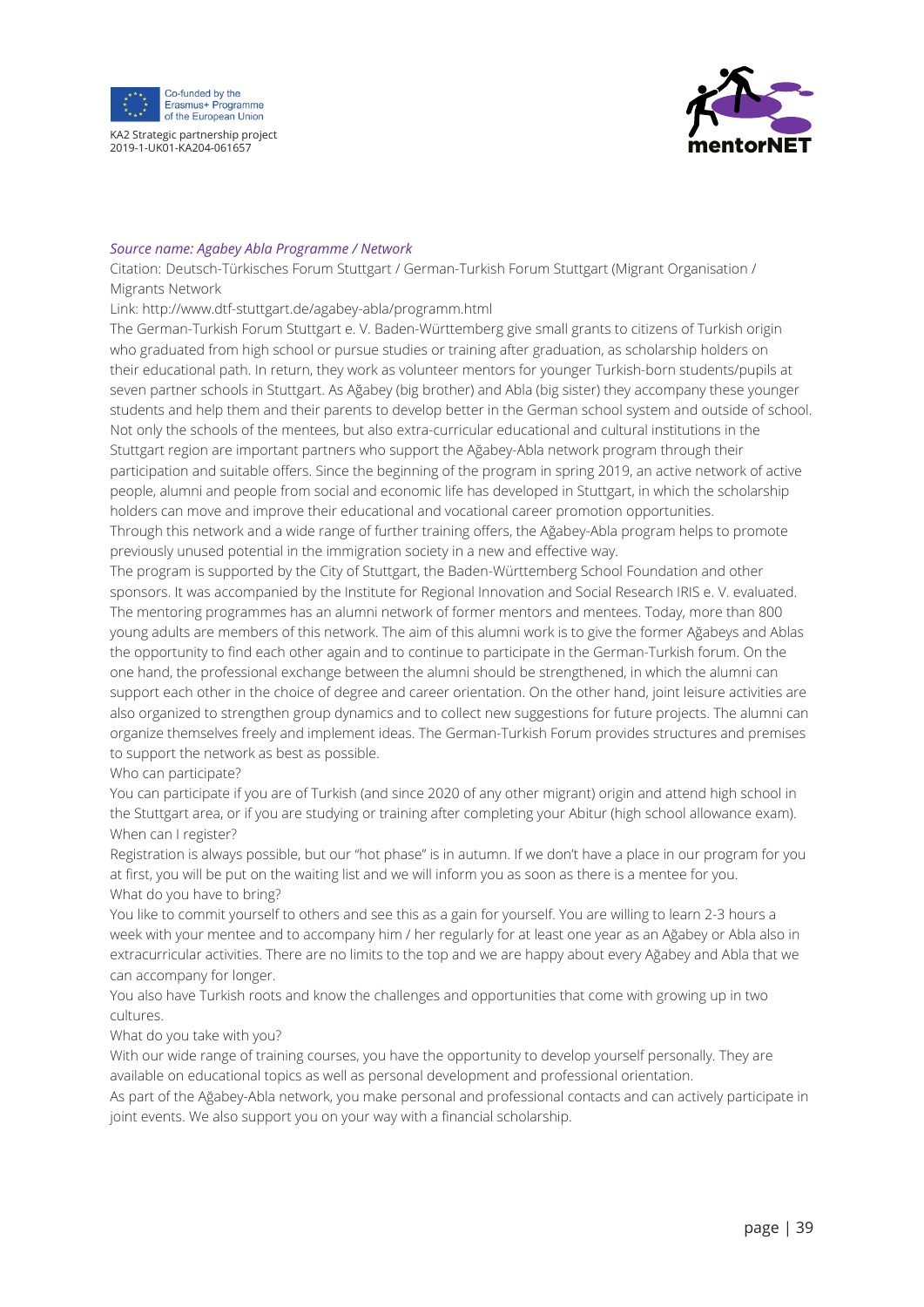*Source name: Agabey Abla Programme / Network*

Citation: Deutsch-Türkisches Forum Stuttgart / German-Turkish Forum Stuttgart (Migrant Organisation / Migrants Network

Link: http://www.dtf-stuttgart.de/agabey-abla/programm.html

The German-Turkish Forum Stuttgart e. V. Baden-Württemberg give small grants to citizens of Turkish origin who graduated from high school or pursue studies or training after graduation, as scholarship holders on their educational path. In return, they work as volunteer mentors for younger Turkish-born students/pupils at seven partner schools in Stuttgart. As Ağabey (big brother) and Abla (big sister) they accompany these younger students and help them and their parents to develop better in the German school system and outside of school. Not only the schools of the mentees, but also extra-curricular educational and cultural institutions in the Stuttgart region are important partners who support the Ağabey-Abla network program through their participation and suitable offers. Since the beginning of the program in spring 2019, an active network of active people, alumni and people from social and economic life has developed in Stuttgart, in which the scholarship holders can move and improve their educational and vocational career promotion opportunities.

Through this network and a wide range of further training offers, the Ağabey-Abla program helps to promote previously unused potential in the immigration society in a new and effective way.

The program is supported by the City of Stuttgart, the Baden-Württemberg School Foundation and other sponsors. It was accompanied by the Institute for Regional Innovation and Social Research IRIS e. V. evaluated.

The mentoring programmes has an alumni network of former mentors and mentees. Today, more than 800 young adults are members of this network. The aim of this alumni work is to give the former Ağabeys and Ablas the opportunity to find each other again and to continue to participate in the German-Turkish forum. On the one hand, the professional exchange between the alumni should be strengthened, in which the alumni can support each other in the choice of degree and career orientation. On the other hand, joint leisure activities are also organized to strengthen group dynamics and to collect new suggestions for future projects. The alumni can organize themselves freely and implement ideas. The German-Turkish Forum provides structures and premises to support the network as best as possible.

Who can participate?

You can participate if you are of Turkish (and since 2020 of any other migrant) origin and attend high school in the Stuttgart area, or if you are studying or training after completing your Abitur (high school allowance exam).

When can I register?

Registration is always possible, but our "hot phase" is in autumn. If we don't have a place in our program for you at first, you will be put on the waiting list and we will inform you as soon as there is a mentee for you.

What do you have to bring?

You like to commit yourself to others and see this as a gain for yourself. You are willing to learn 2-3 hours a week with your mentee and to accompany him / her regularly for at least one year as an Ağabey or Abla also in extracurricular activities. There are no limits to the top and we are happy about every Ağabey and Abla that we can accompany for longer.

You also have Turkish roots and know the challenges and opportunities that come with growing up in two cultures.

What do you take with you?

With our wide range of training courses, you have the opportunity to develop yourself personally. They are available on educational topics as well as personal development and professional orientation.

As part of the Ağabey-Abla network, you make personal and professional contacts and can actively participate in joint events. We also support you on your way with a financial scholarship.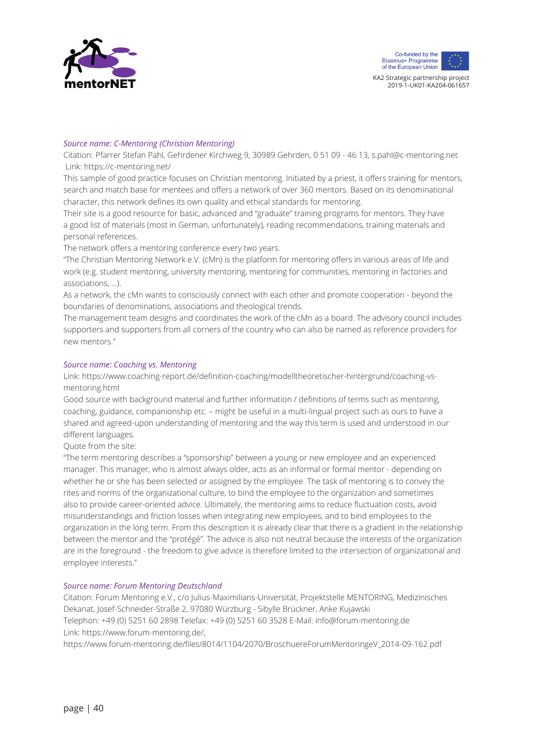*Source name: C-Mentoring (Christian Mentoring)*

Citation: Pfarrer Stefan Pahl, Gehrdener Kirchweg 9, 30989 Gehrden, 0 51 09 - 46 13, s.pahl@c-mentoring.net
Link: https://c-mentoring.net/

This sample of good practice focuses on Christian mentoring. Initiated by a priest, it offers training for mentors, search and match base for mentees and offers a network of over 360 mentors. Based on its denominational character, this network defines its own quality and ethical standards for mentoring.

Their site is a good resource for basic, advanced and "graduate" training programs for mentors. They have a good list of materials (most in German, unfortunately), reading recommendations, training materials and personal references.

The network offers a mentoring conference every two years.

"The Christian Mentoring Network e.V. (cMn) is the platform for mentoring offers in various areas of life and work (e.g. student mentoring, university mentoring, mentoring for communities, mentoring in factories and associations, ...).

As a network, the cMn wants to consciously connect with each other and promote cooperation - beyond the boundaries of denominations, associations and theological trends.

The management team designs and coordinates the work of the cMn as a board. The advisory council includes supporters and supporters from all corners of the country who can also be named as reference providers for new mentors."

*Source name: Coaching vs. Mentoring*

Link: https://www.coaching-report.de/definition-coaching/modelltheoretischer-hintergrund/coaching-vs-mentoring.html

Good source with background material and further information / definitions of terms such as mentoring, coaching, guidance, companionship etc. – might be useful in a multi-lingual project such as ours to have a shared and agreed-upon understanding of mentoring and the way this term is used and understood in our different languages.

Quote from the site:

"The term mentoring describes a "sponsorship" between a young or new employee and an experienced manager. This manager, who is almost always older, acts as an informal or formal mentor - depending on whether he or she has been selected or assigned by the employee. The task of mentoring is to convey the rites and norms of the organizational culture, to bind the employee to the organization and sometimes also to provide career-oriented advice. Ultimately, the mentoring aims to reduce fluctuation costs, avoid misunderstandings and friction losses when integrating new employees, and to bind employees to the organization in the long term. From this description it is already clear that there is a gradient in the relationship between the mentor and the "protégé". The advice is also not neutral because the interests of the organization are in the foreground - the freedom to give advice is therefore limited to the intersection of organizational and employee interests."

*Source name: Forum Mentoring Deutschland*

Citation: Forum Mentoring e.V., c/o Julius-Maximilians-Universität, Projektstelle MENTORING, Medizinisches Dekanat, Josef-Schneider-Straße 2, 97080 Würzburg - Sibylle Brückner, Anke Kujawski
Telephon: +49 (0) 5251 60 2898 Telefax: +49 (0) 5251 60 3528 E-Mail: info@forum-mentoring.de
Link: https://www.forum-mentoring.de/,
https://www.forum-mentoring.de/files/8014/1104/2070/BroschuereForumMentoringeV_2014-09-162.pdf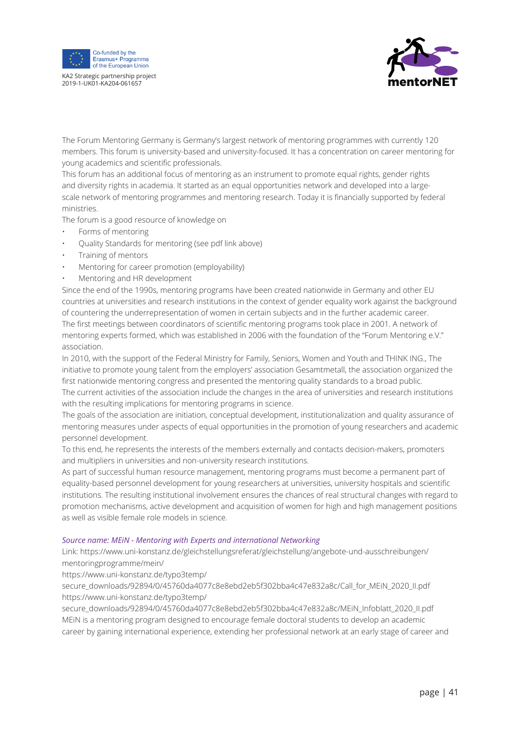The Forum Mentoring Germany is Germany's largest network of mentoring programmes with currently 120 members. This forum is university-based and university-focused. It has a concentration on career mentoring for young academics and scientific professionals.

This forum has an additional focus of mentoring as an instrument to promote equal rights, gender rights and diversity rights in academia. It started as an equal opportunities network and developed into a large-scale network of mentoring programmes and mentoring research. Today it is financially supported by federal ministries.

The forum is a good resource of knowledge on

- Forms of mentoring
- Quality Standards for mentoring (see pdf link above)
- Training of mentors
- Mentoring for career promotion (employability)
- Mentoring and HR development

Since the end of the 1990s, mentoring programs have been created nationwide in Germany and other EU countries at universities and research institutions in the context of gender equality work against the background of countering the underrepresentation of women in certain subjects and in the further academic career.

The first meetings between coordinators of scientific mentoring programs took place in 2001. A network of mentoring experts formed, which was established in 2006 with the foundation of the "Forum Mentoring e.V." association.

In 2010, with the support of the Federal Ministry for Family, Seniors, Women and Youth and THINK ING., The initiative to promote young talent from the employers' association Gesamtmetall, the association organized the first nationwide mentoring congress and presented the mentoring quality standards to a broad public.

The current activities of the association include the changes in the area of universities and research institutions with the resulting implications for mentoring programs in science.

The goals of the association are initiation, conceptual development, institutionalization and quality assurance of mentoring measures under aspects of equal opportunities in the promotion of young researchers and academic personnel development.

To this end, he represents the interests of the members externally and contacts decision-makers, promoters and multipliers in universities and non-university research institutions.

As part of successful human resource management, mentoring programs must become a permanent part of equality-based personnel development for young researchers at universities, university hospitals and scientific institutions. The resulting institutional involvement ensures the chances of real structural changes with regard to promotion mechanisms, active development and acquisition of women for high and high management positions as well as visible female role models in science.

*Source name: MEiN - Mentoring with Experts and international Networking*

Link: https://www.uni-konstanz.de/gleichstellungsreferat/gleichstellung/angebote-und-ausschreibungen/mentoringprogramme/mein/

https://www.uni-konstanz.de/typo3temp/secure_downloads/92894/0/45760da4077c8e8ebd2eb5f302bba4c47e832a8c/Call_for_MEiN_2020_II.pdf

https://www.uni-konstanz.de/typo3temp/secure_downloads/92894/0/45760da4077c8e8ebd2eb5f302bba4c47e832a8c/MEiN_Infoblatt_2020_II.pdf

MEiN is a mentoring program designed to encourage female doctoral students to develop an academic career by gaining international experience, extending her professional network at an early stage of career and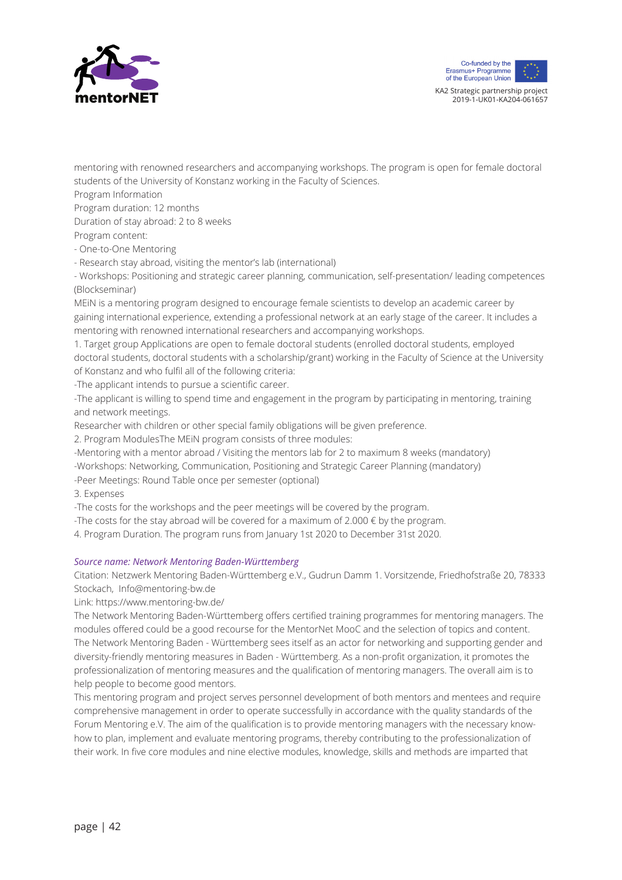mentoring with renowned researchers and accompanying workshops. The program is open for female doctoral students of the University of Konstanz working in the Faculty of Sciences.

Program Information

Program duration: 12 months

Duration of stay abroad: 2 to 8 weeks

Program content:

- One-to-One Mentoring
- Research stay abroad, visiting the mentor's lab (international)
- Workshops: Positioning and strategic career planning, communication, self-presentation/ leading competences (Blockseminar)

MEiN is a mentoring program designed to encourage female scientists to develop an academic career by gaining international experience, extending a professional network at an early stage of the career. It includes a mentoring with renowned international researchers and accompanying workshops.

1. Target group Applications are open to female doctoral students (enrolled doctoral students, employed doctoral students, doctoral students with a scholarship/grant) working in the Faculty of Science at the University of Konstanz and who fulfil all of the following criteria:

-The applicant intends to pursue a scientific career.

-The applicant is willing to spend time and engagement in the program by participating in mentoring, training and network meetings.

Researcher with children or other special family obligations will be given preference.

2. Program ModulesThe MEiN program consists of three modules:

-Mentoring with a mentor abroad / Visiting the mentors lab for 2 to maximum 8 weeks (mandatory)

-Workshops: Networking, Communication, Positioning and Strategic Career Planning (mandatory)

-Peer Meetings: Round Table once per semester (optional)

3. Expenses

-The costs for the workshops and the peer meetings will be covered by the program.

-The costs for the stay abroad will be covered for a maximum of 2.000 € by the program.

4. Program Duration. The program runs from January 1st 2020 to December 31st 2020.

*Source name: Network Mentoring Baden-Württemberg*

Citation: Netzwerk Mentoring Baden-Württemberg e.V., Gudrun Damm 1. Vorsitzende, Friedhofstraße 20, 78333 Stockach, Info@mentoring-bw.de

Link: https://www.mentoring-bw.de/

The Network Mentoring Baden-Württemberg offers certified training programmes for mentoring managers. The modules offered could be a good recourse for the MentorNet MooC and the selection of topics and content. The Network Mentoring Baden - Württemberg sees itself as an actor for networking and supporting gender and diversity-friendly mentoring measures in Baden - Württemberg. As a non-profit organization, it promotes the professionalization of mentoring measures and the qualification of mentoring managers. The overall aim is to help people to become good mentors.

This mentoring program and project serves personnel development of both mentors and mentees and require comprehensive management in order to operate successfully in accordance with the quality standards of the Forum Mentoring e.V. The aim of the qualification is to provide mentoring managers with the necessary know-how to plan, implement and evaluate mentoring programs, thereby contributing to the professionalization of their work. In five core modules and nine elective modules, knowledge, skills and methods are imparted that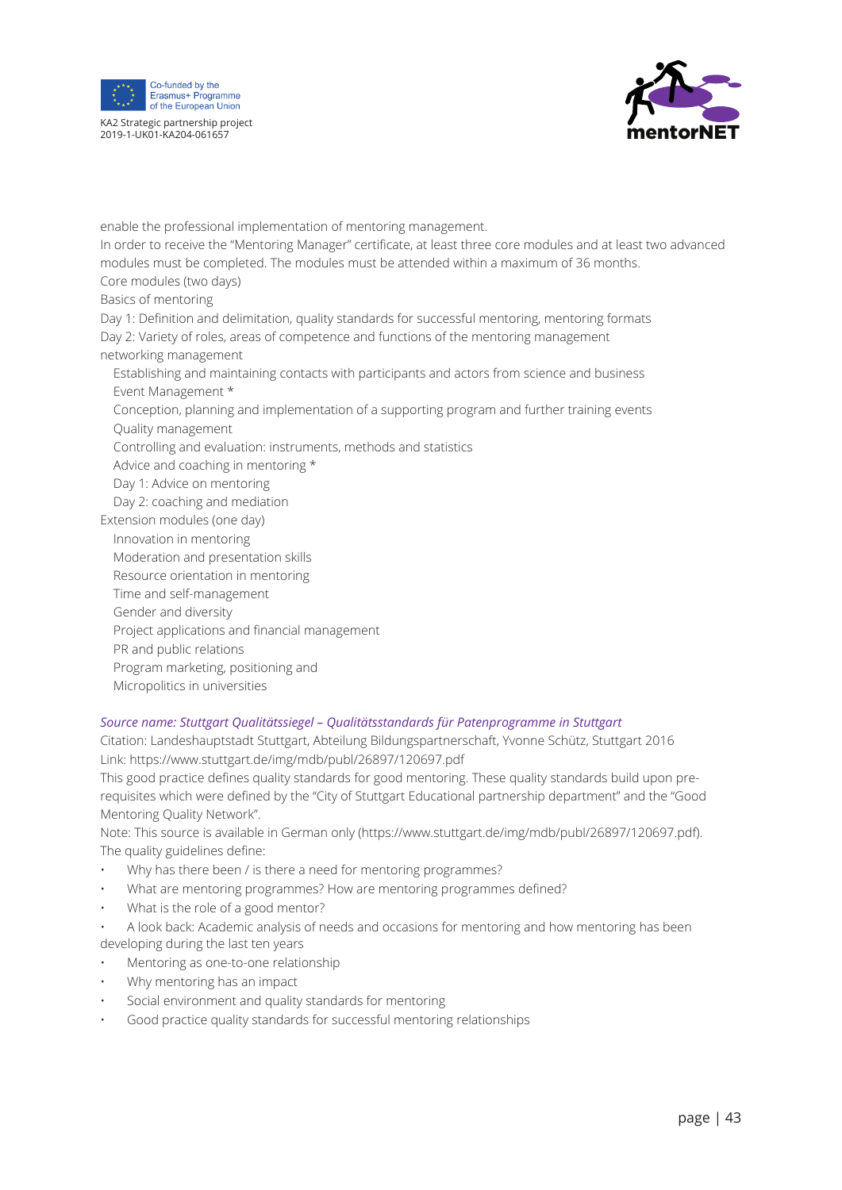enable the professional implementation of mentoring management.

In order to receive the "Mentoring Manager" certificate, at least three core modules and at least two advanced modules must be completed. The modules must be attended within a maximum of 36 months.

Core modules (two days)

Basics of mentoring

Day 1: Definition and delimitation, quality standards for successful mentoring, mentoring formats

Day 2: Variety of roles, areas of competence and functions of the mentoring management

networking management

- Establishing and maintaining contacts with participants and actors from science and business
- Event Management *
- Conception, planning and implementation of a supporting program and further training events
- Quality management
- Controlling and evaluation: instruments, methods and statistics
- Advice and coaching in mentoring *
- Day 1: Advice on mentoring
- Day 2: coaching and mediation

Extension modules (one day)

- Innovation in mentoring
- Moderation and presentation skills
- Resource orientation in mentoring
- Time and self-management
- Gender and diversity
- Project applications and financial management
- PR and public relations
- Program marketing, positioning and
- Micropolitics in universities

*Source name: Stuttgart Qualitätssiegel – Qualitätsstandards für Patenprogramme in Stuttgart*

Citation: Landeshauptstadt Stuttgart, Abteilung Bildungspartnerschaft, Yvonne Schütz, Stuttgart 2016

Link: https://www.stuttgart.de/img/mdb/publ/26897/120697.pdf

This good practice defines quality standards for good mentoring. These quality standards build upon pre-requisites which were defined by the "City of Stuttgart Educational partnership department" and the "Good Mentoring Quality Network".

Note: This source is available in German only (https://www.stuttgart.de/img/mdb/publ/26897/120697.pdf).

The quality guidelines define:

- Why has there been / is there a need for mentoring programmes?
- What are mentoring programmes? How are mentoring programmes defined?
- What is the role of a good mentor?
- A look back: Academic analysis of needs and occasions for mentoring and how mentoring has been developing during the last ten years
- Mentoring as one-to-one relationship
- Why mentoring has an impact
- Social environment and quality standards for mentoring
- Good practice quality standards for successful mentoring relationships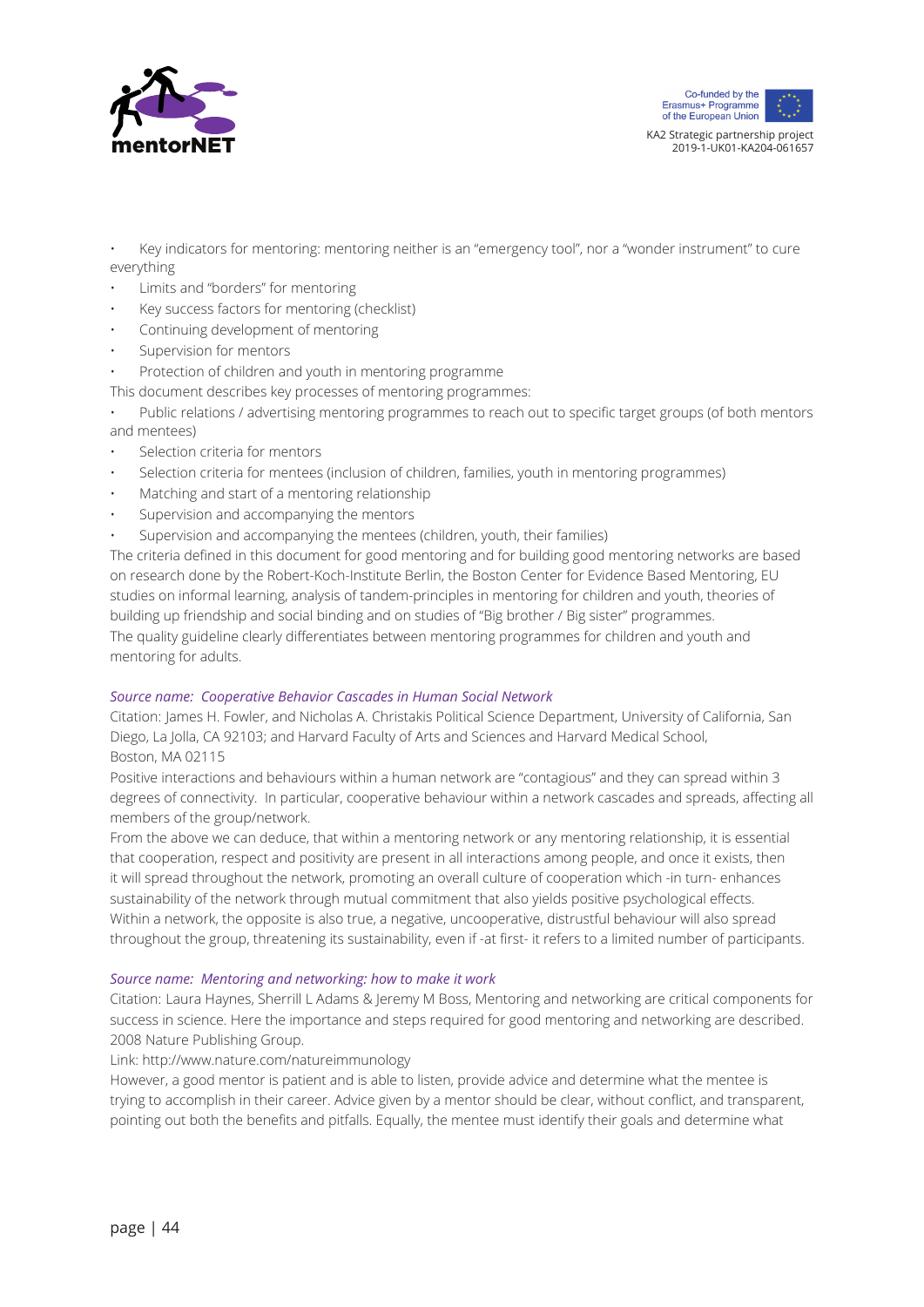- Key indicators for mentoring: mentoring neither is an "emergency tool", nor a "wonder instrument" to cure everything
- Limits and "borders" for mentoring
- Key success factors for mentoring (checklist)
- Continuing development of mentoring
- Supervision for mentors
- Protection of children and youth in mentoring programme

This document describes key processes of mentoring programmes:

- Public relations / advertising mentoring programmes to reach out to specific target groups (of both mentors and mentees)
- Selection criteria for mentors
- Selection criteria for mentees (inclusion of children, families, youth in mentoring programmes)
- Matching and start of a mentoring relationship
- Supervision and accompanying the mentors
- Supervision and accompanying the mentees (children, youth, their families)

The criteria defined in this document for good mentoring and for building good mentoring networks are based on research done by the Robert-Koch-Institute Berlin, the Boston Center for Evidence Based Mentoring, EU studies on informal learning, analysis of tandem-principles in mentoring for children and youth, theories of building up friendship and social binding and on studies of "Big brother / Big sister" programmes.
The quality guideline clearly differentiates between mentoring programmes for children and youth and mentoring for adults.

*Source name: Cooperative Behavior Cascades in Human Social Network*

Citation: James H. Fowler, and Nicholas A. Christakis Political Science Department, University of California, San Diego, La Jolla, CA 92103; and Harvard Faculty of Arts and Sciences and Harvard Medical School, Boston, MA 02115

Positive interactions and behaviours within a human network are "contagious" and they can spread within 3 degrees of connectivity. In particular, cooperative behaviour within a network cascades and spreads, affecting all members of the group/network.
From the above we can deduce, that within a mentoring network or any mentoring relationship, it is essential that cooperation, respect and positivity are present in all interactions among people, and once it exists, then it will spread throughout the network, promoting an overall culture of cooperation which -in turn- enhances sustainability of the network through mutual commitment that also yields positive psychological effects.
Within a network, the opposite is also true, a negative, uncooperative, distrustful behaviour will also spread throughout the group, threatening its sustainability, even if -at first- it refers to a limited number of participants.

*Source name: Mentoring and networking: how to make it work*

Citation: Laura Haynes, Sherrill L Adams & Jeremy M Boss, Mentoring and networking are critical components for success in science. Here the importance and steps required for good mentoring and networking are described. 2008 Nature Publishing Group.

Link: http://www.nature.com/natureimmunology

However, a good mentor is patient and is able to listen, provide advice and determine what the mentee is trying to accomplish in their career. Advice given by a mentor should be clear, without conflict, and transparent, pointing out both the benefits and pitfalls. Equally, the mentee must identify their goals and determine what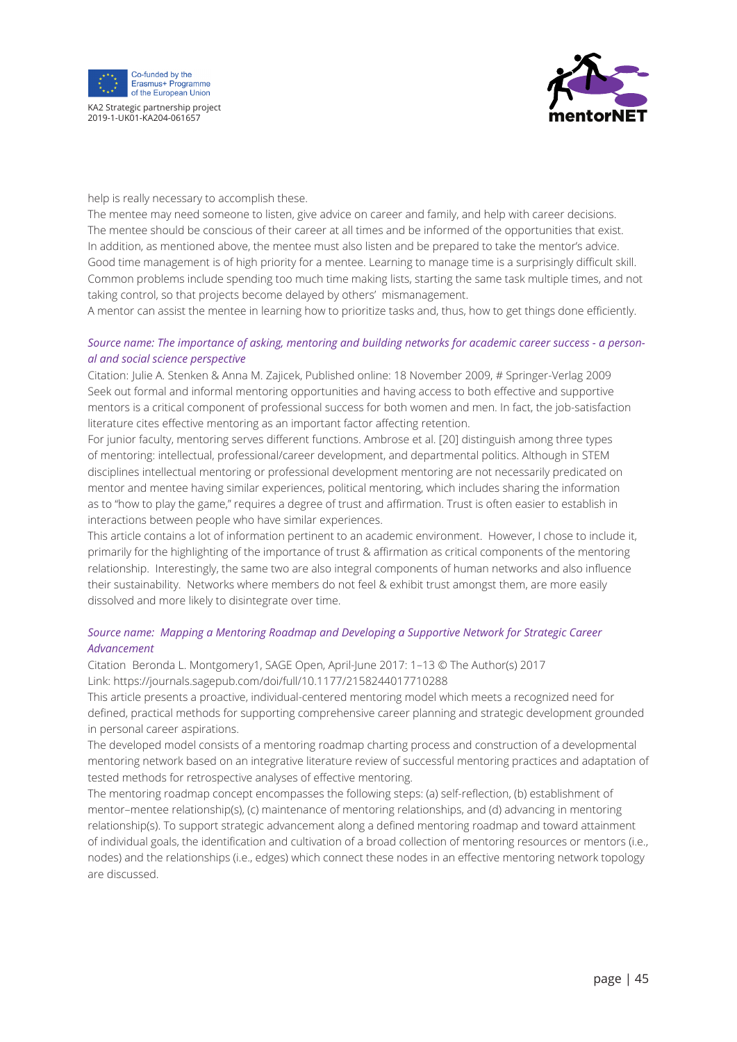help is really necessary to accomplish these.

The mentee may need someone to listen, give advice on career and family, and help with career decisions. The mentee should be conscious of their career at all times and be informed of the opportunities that exist. In addition, as mentioned above, the mentee must also listen and be prepared to take the mentor's advice. Good time management is of high priority for a mentee. Learning to manage time is a surprisingly difficult skill. Common problems include spending too much time making lists, starting the same task multiple times, and not taking control, so that projects become delayed by others' mismanagement.

A mentor can assist the mentee in learning how to prioritize tasks and, thus, how to get things done efficiently.

*Source name: The importance of asking, mentoring and building networks for academic career success - a personal and social science perspective*

Citation: Julie A. Stenken & Anna M. Zajicek, Published online: 18 November 2009, # Springer-Verlag 2009

Seek out formal and informal mentoring opportunities and having access to both effective and supportive mentors is a critical component of professional success for both women and men. In fact, the job-satisfaction literature cites effective mentoring as an important factor affecting retention.

For junior faculty, mentoring serves different functions. Ambrose et al. [20] distinguish among three types of mentoring: intellectual, professional/career development, and departmental politics. Although in STEM disciplines intellectual mentoring or professional development mentoring are not necessarily predicated on mentor and mentee having similar experiences, political mentoring, which includes sharing the information as to "how to play the game," requires a degree of trust and affirmation. Trust is often easier to establish in interactions between people who have similar experiences.

This article contains a lot of information pertinent to an academic environment. However, I chose to include it, primarily for the highlighting of the importance of trust & affirmation as critical components of the mentoring relationship. Interestingly, the same two are also integral components of human networks and also influence their sustainability. Networks where members do not feel & exhibit trust amongst them, are more easily dissolved and more likely to disintegrate over time.

*Source name: Mapping a Mentoring Roadmap and Developing a Supportive Network for Strategic Career Advancement*

Citation Beronda L. Montgomery1, SAGE Open, April-June 2017: 1–13 © The Author(s) 2017

Link: https://journals.sagepub.com/doi/full/10.1177/2158244017710288

This article presents a proactive, individual-centered mentoring model which meets a recognized need for defined, practical methods for supporting comprehensive career planning and strategic development grounded in personal career aspirations.

The developed model consists of a mentoring roadmap charting process and construction of a developmental mentoring network based on an integrative literature review of successful mentoring practices and adaptation of tested methods for retrospective analyses of effective mentoring.

The mentoring roadmap concept encompasses the following steps: (a) self-reflection, (b) establishment of mentor–mentee relationship(s), (c) maintenance of mentoring relationships, and (d) advancing in mentoring relationship(s). To support strategic advancement along a defined mentoring roadmap and toward attainment of individual goals, the identification and cultivation of a broad collection of mentoring resources or mentors (i.e., nodes) and the relationships (i.e., edges) which connect these nodes in an effective mentoring network topology are discussed.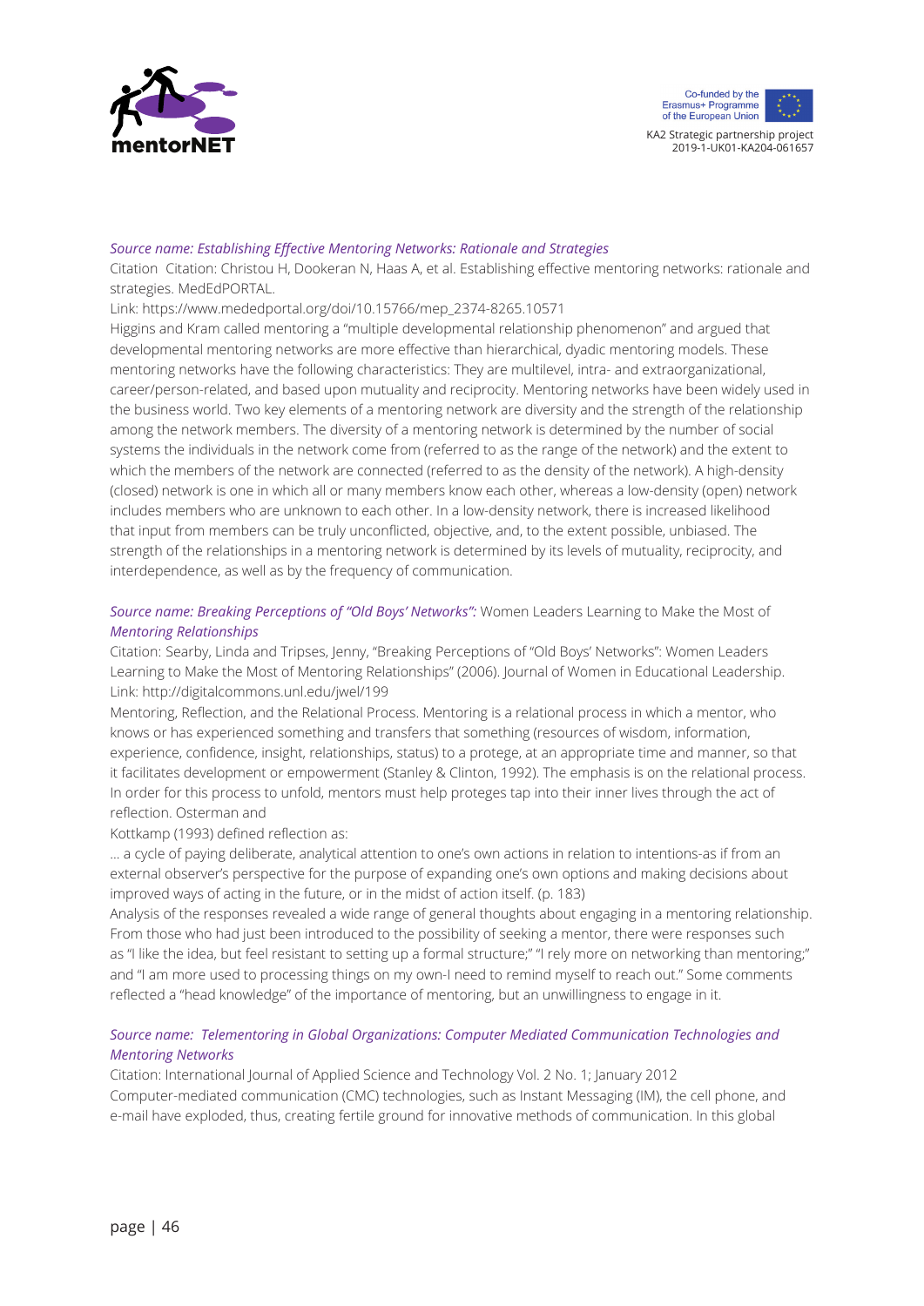*Source name: Establishing Effective Mentoring Networks: Rationale and Strategies*

Citation Citation: Christou H, Dookeran N, Haas A, et al. Establishing effective mentoring networks: rationale and strategies. MedEdPORTAL.

Link: https://www.mededportal.org/doi/10.15766/mep_2374-8265.10571

Higgins and Kram called mentoring a "multiple developmental relationship phenomenon" and argued that developmental mentoring networks are more effective than hierarchical, dyadic mentoring models. These mentoring networks have the following characteristics: They are multilevel, intra- and extraorganizational, career/person-related, and based upon mutuality and reciprocity. Mentoring networks have been widely used in the business world. Two key elements of a mentoring network are diversity and the strength of the relationship among the network members. The diversity of a mentoring network is determined by the number of social systems the individuals in the network come from (referred to as the range of the network) and the extent to which the members of the network are connected (referred to as the density of the network). A high-density (closed) network is one in which all or many members know each other, whereas a low-density (open) network includes members who are unknown to each other. In a low-density network, there is increased likelihood that input from members can be truly unconflicted, objective, and, to the extent possible, unbiased. The strength of the relationships in a mentoring network is determined by its levels of mutuality, reciprocity, and interdependence, as well as by the frequency of communication.

*Source name: Breaking Perceptions of "Old Boys' Networks":* Women Leaders Learning to Make the Most of *Mentoring Relationships*

Citation: Searby, Linda and Tripses, Jenny, "Breaking Perceptions of "Old Boys' Networks": Women Leaders Learning to Make the Most of Mentoring Relationships" (2006). Journal of Women in Educational Leadership.

Link: http://digitalcommons.unl.edu/jwel/199

Mentoring, Reflection, and the Relational Process. Mentoring is a relational process in which a mentor, who knows or has experienced something and transfers that something (resources of wisdom, information, experience, confidence, insight, relationships, status) to a protege, at an appropriate time and manner, so that it facilitates development or empowerment (Stanley & Clinton, 1992). The emphasis is on the relational process. In order for this process to unfold, mentors must help proteges tap into their inner lives through the act of reflection. Osterman and

Kottkamp (1993) defined reflection as:

... a cycle of paying deliberate, analytical attention to one's own actions in relation to intentions-as if from an external observer's perspective for the purpose of expanding one's own options and making decisions about improved ways of acting in the future, or in the midst of action itself. (p. 183)

Analysis of the responses revealed a wide range of general thoughts about engaging in a mentoring relationship. From those who had just been introduced to the possibility of seeking a mentor, there were responses such as "I like the idea, but feel resistant to setting up a formal structure;" "I rely more on networking than mentoring;" and "I am more used to processing things on my own-I need to remind myself to reach out." Some comments reflected a "head knowledge" of the importance of mentoring, but an unwillingness to engage in it.

*Source name: Telementoring in Global Organizations: Computer Mediated Communication Technologies and Mentoring Networks*

Citation: International Journal of Applied Science and Technology Vol. 2 No. 1; January 2012

Computer-mediated communication (CMC) technologies, such as Instant Messaging (IM), the cell phone, and e-mail have exploded, thus, creating fertile ground for innovative methods of communication. In this global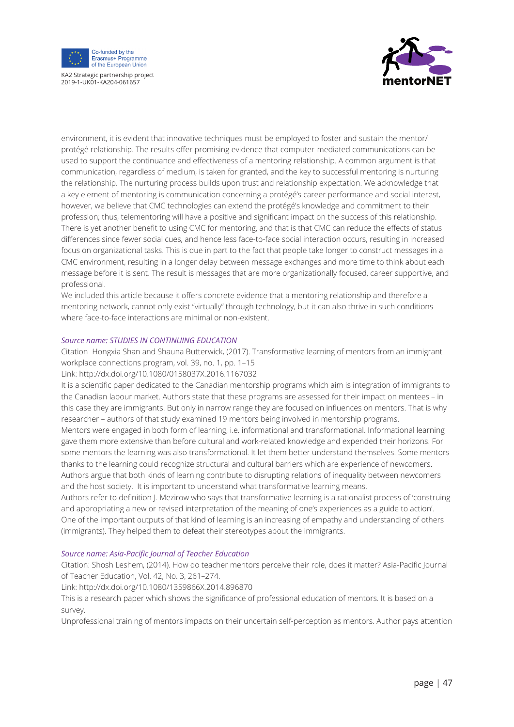environment, it is evident that innovative techniques must be employed to foster and sustain the mentor/protégé relationship. The results offer promising evidence that computer-mediated communications can be used to support the continuance and effectiveness of a mentoring relationship. A common argument is that communication, regardless of medium, is taken for granted, and the key to successful mentoring is nurturing the relationship. The nurturing process builds upon trust and relationship expectation. We acknowledge that a key element of mentoring is communication concerning a protégé's career performance and social interest, however, we believe that CMC technologies can extend the protégé's knowledge and commitment to their profession; thus, telementoring will have a positive and significant impact on the success of this relationship. There is yet another benefit to using CMC for mentoring, and that is that CMC can reduce the effects of status differences since fewer social cues, and hence less face-to-face social interaction occurs, resulting in increased focus on organizational tasks. This is due in part to the fact that people take longer to construct messages in a CMC environment, resulting in a longer delay between message exchanges and more time to think about each message before it is sent. The result is messages that are more organizationally focused, career supportive, and professional.

We included this article because it offers concrete evidence that a mentoring relationship and therefore a mentoring network, cannot only exist "virtually" through technology, but it can also thrive in such conditions where face-to-face interactions are minimal or non-existent.

*Source name: STUDIES IN CONTINUING EDUCATION*

Citation  Hongxia Shan and Shauna Butterwick, (2017). Transformative learning of mentors from an immigrant workplace connections program, vol. 39, no. 1, pp. 1–15

Link: http://dx.doi.org/10.1080/0158037X.2016.1167032

It is a scientific paper dedicated to the Canadian mentorship programs which aim is integration of immigrants to the Canadian labour market. Authors state that these programs are assessed for their impact on mentees – in this case they are immigrants. But only in narrow range they are focused on influences on mentors. That is why researcher – authors of that study examined 19 mentors being involved in mentorship programs.

Mentors were engaged in both form of learning, i.e. informational and transformational. Informational learning gave them more extensive than before cultural and work-related knowledge and expended their horizons. For some mentors the learning was also transformational. It let them better understand themselves. Some mentors thanks to the learning could recognize structural and cultural barriers which are experience of newcomers. Authors argue that both kinds of learning contribute to disrupting relations of inequality between newcomers and the host society.  It is important to understand what transformative learning means.

Authors refer to definition J. Mezirow who says that transformative learning is a rationalist process of 'construing and appropriating a new or revised interpretation of the meaning of one's experiences as a guide to action'. One of the important outputs of that kind of learning is an increasing of empathy and understanding of others (immigrants). They helped them to defeat their stereotypes about the immigrants.

*Source name: Asia-Pacific Journal of Teacher Education*

Citation: Shosh Leshem, (2014). How do teacher mentors perceive their role, does it matter? Asia-Pacific Journal of Teacher Education, Vol. 42, No. 3, 261–274.

Link: http://dx.doi.org/10.1080/1359866X.2014.896870

This is a research paper which shows the significance of professional education of mentors. It is based on a survey.

Unprofessional training of mentors impacts on their uncertain self-perception as mentors. Author pays attention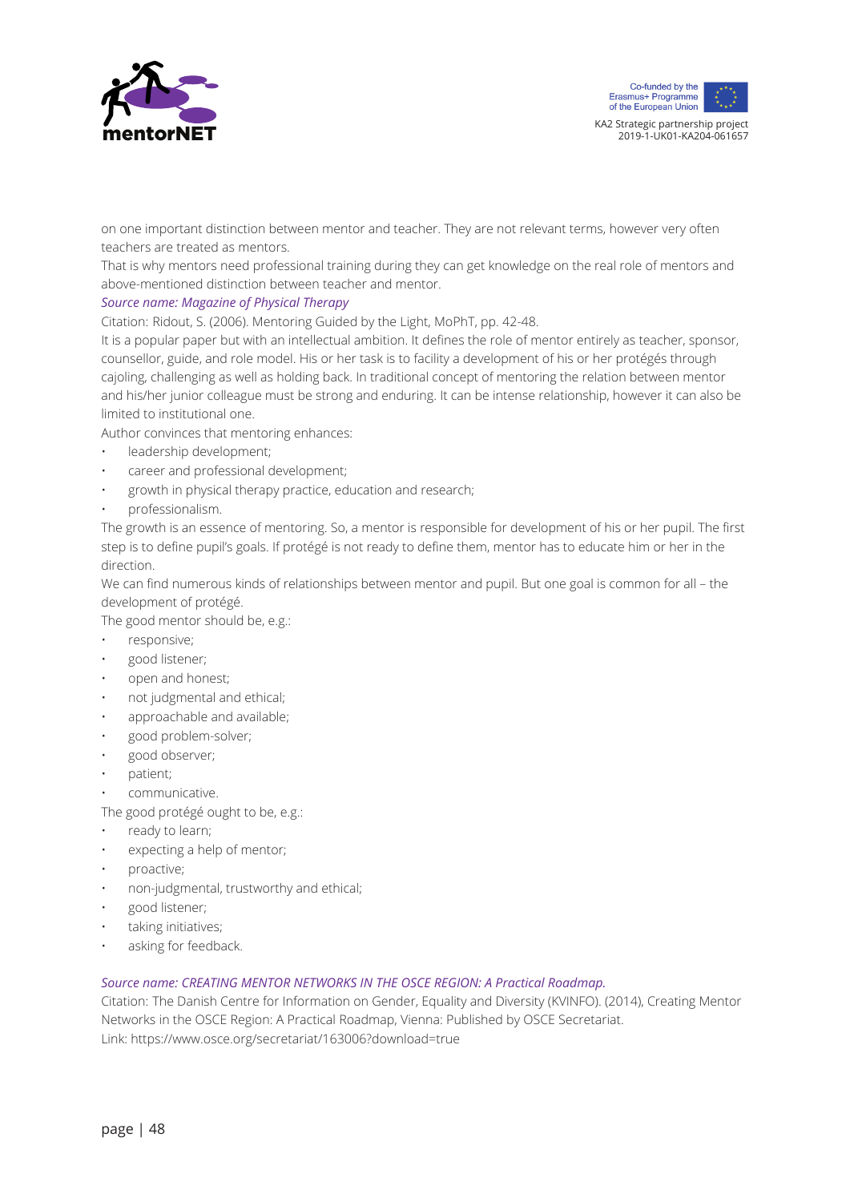on one important distinction between mentor and teacher. They are not relevant terms, however very often teachers are treated as mentors.

That is why mentors need professional training during they can get knowledge on the real role of mentors and above-mentioned distinction between teacher and mentor.

*Source name: Magazine of Physical Therapy*

Citation: Ridout, S. (2006). Mentoring Guided by the Light, MoPhT, pp. 42-48.

It is a popular paper but with an intellectual ambition. It defines the role of mentor entirely as teacher, sponsor, counsellor, guide, and role model. His or her task is to facility a development of his or her protégés through cajoling, challenging as well as holding back. In traditional concept of mentoring the relation between mentor and his/her junior colleague must be strong and enduring. It can be intense relationship, however it can also be limited to institutional one.

Author convinces that mentoring enhances:

- leadership development;
- career and professional development;
- growth in physical therapy practice, education and research;
- professionalism.

The growth is an essence of mentoring. So, a mentor is responsible for development of his or her pupil. The first step is to define pupil's goals. If protégé is not ready to define them, mentor has to educate him or her in the direction.

We can find numerous kinds of relationships between mentor and pupil. But one goal is common for all – the development of protégé.

The good mentor should be, e.g.:

- responsive;
- good listener;
- open and honest;
- not judgmental and ethical;
- approachable and available;
- good problem-solver;
- good observer;
- patient;
- communicative.

The good protégé ought to be, e.g.:

- ready to learn;
- expecting a help of mentor;
- proactive;
- non-judgmental, trustworthy and ethical;
- good listener;
- taking initiatives;
- asking for feedback.

*Source name: CREATING MENTOR NETWORKS IN THE OSCE REGION: A Practical Roadmap.*

Citation: The Danish Centre for Information on Gender, Equality and Diversity (KVINFO). (2014), Creating Mentor Networks in the OSCE Region: A Practical Roadmap, Vienna: Published by OSCE Secretariat.

Link: https://www.osce.org/secretariat/163006?download=true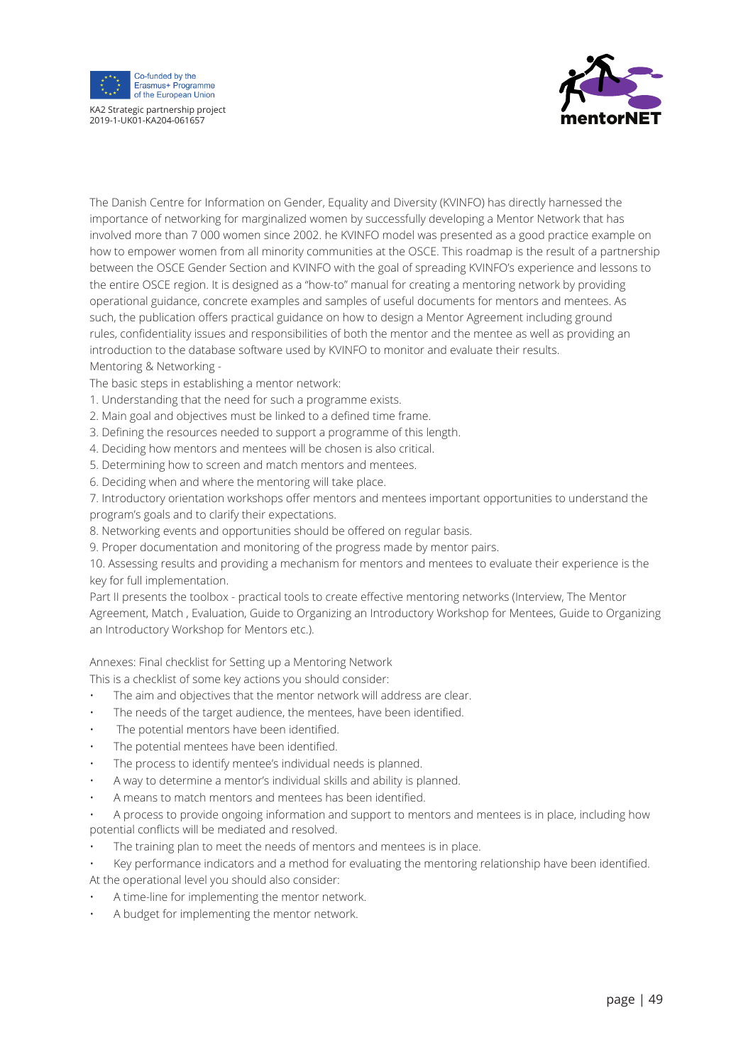The Danish Centre for Information on Gender, Equality and Diversity (KVINFO) has directly harnessed the importance of networking for marginalized women by successfully developing a Mentor Network that has involved more than 7 000 women since 2002. he KVINFO model was presented as a good practice example on how to empower women from all minority communities at the OSCE. This roadmap is the result of a partnership between the OSCE Gender Section and KVINFO with the goal of spreading KVINFO's experience and lessons to the entire OSCE region. It is designed as a "how-to" manual for creating a mentoring network by providing operational guidance, concrete examples and samples of useful documents for mentors and mentees. As such, the publication offers practical guidance on how to design a Mentor Agreement including ground rules, confidentiality issues and responsibilities of both the mentor and the mentee as well as providing an introduction to the database software used by KVINFO to monitor and evaluate their results.

Mentoring & Networking -

The basic steps in establishing a mentor network:

1. Understanding that the need for such a programme exists.
2. Main goal and objectives must be linked to a defined time frame.
3. Defining the resources needed to support a programme of this length.
4. Deciding how mentors and mentees will be chosen is also critical.
5. Determining how to screen and match mentors and mentees.
6. Deciding when and where the mentoring will take place.
7. Introductory orientation workshops offer mentors and mentees important opportunities to understand the program's goals and to clarify their expectations.
8. Networking events and opportunities should be offered on regular basis.
9. Proper documentation and monitoring of the progress made by mentor pairs.
10. Assessing results and providing a mechanism for mentors and mentees to evaluate their experience is the key for full implementation.

Part II presents the toolbox - practical tools to create effective mentoring networks (Interview, The Mentor Agreement, Match , Evaluation, Guide to Organizing an Introductory Workshop for Mentees, Guide to Organizing an Introductory Workshop for Mentors etc.).

Annexes: Final checklist for Setting up a Mentoring Network

This is a checklist of some key actions you should consider:

- The aim and objectives that the mentor network will address are clear.
- The needs of the target audience, the mentees, have been identified.
- The potential mentors have been identified.
- The potential mentees have been identified.
- The process to identify mentee's individual needs is planned.
- A way to determine a mentor's individual skills and ability is planned.
- A means to match mentors and mentees has been identified.
- A process to provide ongoing information and support to mentors and mentees is in place, including how potential conflicts will be mediated and resolved.
- The training plan to meet the needs of mentors and mentees is in place.
- Key performance indicators and a method for evaluating the mentoring relationship have been identified.

At the operational level you should also consider:

- A time-line for implementing the mentor network.
- A budget for implementing the mentor network.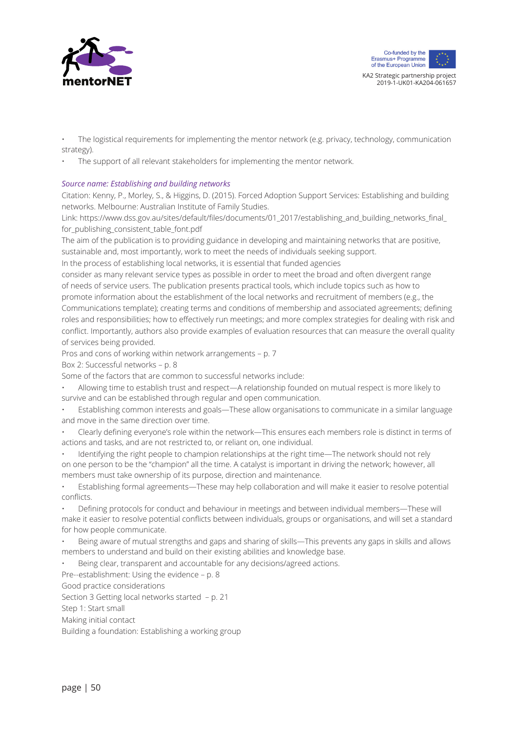- The logistical requirements for implementing the mentor network (e.g. privacy, technology, communication strategy).
- The support of all relevant stakeholders for implementing the mentor network.

*Source name: Establishing and building networks*

Citation: Kenny, P., Morley, S., & Higgins, D. (2015). Forced Adoption Support Services: Establishing and building networks. Melbourne: Australian Institute of Family Studies.

Link: https://www.dss.gov.au/sites/default/files/documents/01_2017/establishing_and_building_networks_final_for_publishing_consistent_table_font.pdf

The aim of the publication is to providing guidance in developing and maintaining networks that are positive, sustainable and, most importantly, work to meet the needs of individuals seeking support.

In the process of establishing local networks, it is essential that funded agencies consider as many relevant service types as possible in order to meet the broad and often divergent range of needs of service users. The publication presents practical tools, which include topics such as how to promote information about the establishment of the local networks and recruitment of members (e.g., the Communications template); creating terms and conditions of membership and associated agreements; defining roles and responsibilities; how to effectively run meetings; and more complex strategies for dealing with risk and conflict. Importantly, authors also provide examples of evaluation resources that can measure the overall quality of services being provided.

Pros and cons of working within network arrangements – p. 7

Box 2: Successful networks – p. 8

Some of the factors that are common to successful networks include:

- Allowing time to establish trust and respect—A relationship founded on mutual respect is more likely to survive and can be established through regular and open communication.
- Establishing common interests and goals—These allow organisations to communicate in a similar language and move in the same direction over time.
- Clearly defining everyone's role within the network—This ensures each members role is distinct in terms of actions and tasks, and are not restricted to, or reliant on, one individual.
- Identifying the right people to champion relationships at the right time—The network should not rely on one person to be the "champion" all the time. A catalyst is important in driving the network; however, all members must take ownership of its purpose, direction and maintenance.
- Establishing formal agreements—These may help collaboration and will make it easier to resolve potential conflicts.
- Defining protocols for conduct and behaviour in meetings and between individual members—These will make it easier to resolve potential conflicts between individuals, groups or organisations, and will set a standard for how people communicate.
- Being aware of mutual strengths and gaps and sharing of skills—This prevents any gaps in skills and allows members to understand and build on their existing abilities and knowledge base.
- Being clear, transparent and accountable for any decisions/agreed actions.

Pre--establishment: Using the evidence – p. 8

Good practice considerations

Section 3 Getting local networks started – p. 21

Step 1: Start small

Making initial contact

Building a foundation: Establishing a working group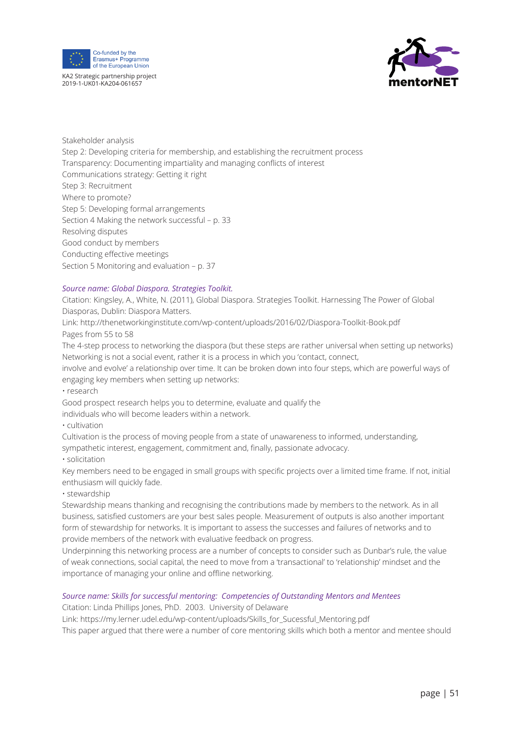Stakeholder analysis
Step 2: Developing criteria for membership, and establishing the recruitment process
Transparency: Documenting impartiality and managing conflicts of interest
Communications strategy: Getting it right
Step 3: Recruitment
Where to promote?
Step 5: Developing formal arrangements
Section 4 Making the network successful – p. 33
Resolving disputes
Good conduct by members
Conducting effective meetings
Section 5 Monitoring and evaluation – p. 37

*Source name: Global Diaspora. Strategies Toolkit.*

Citation: Kingsley, A., White, N. (2011), Global Diaspora. Strategies Toolkit. Harnessing The Power of Global Diasporas, Dublin: Diaspora Matters.

Link: http://thenetworkinginstitute.com/wp-content/uploads/2016/02/Diaspora-Toolkit-Book.pdf

Pages from 55 to 58

The 4-step process to networking the diaspora (but these steps are rather universal when setting up networks)
Networking is not a social event, rather it is a process in which you 'contact, connect,
involve and evolve' a relationship over time. It can be broken down into four steps, which are powerful ways of engaging key members when setting up networks:

• research

Good prospect research helps you to determine, evaluate and qualify the
individuals who will become leaders within a network.

• cultivation

Cultivation is the process of moving people from a state of unawareness to informed, understanding, sympathetic interest, engagement, commitment and, finally, passionate advocacy.

• solicitation

Key members need to be engaged in small groups with specific projects over a limited time frame. If not, initial enthusiasm will quickly fade.

• stewardship

Stewardship means thanking and recognising the contributions made by members to the network. As in all business, satisfied customers are your best sales people. Measurement of outputs is also another important form of stewardship for networks. It is important to assess the successes and failures of networks and to provide members of the network with evaluative feedback on progress.

Underpinning this networking process are a number of concepts to consider such as Dunbar's rule, the value of weak connections, social capital, the need to move from a 'transactional' to 'relationship' mindset and the importance of managing your online and offline networking.

*Source name: Skills for successful mentoring: Competencies of Outstanding Mentors and Mentees*

Citation: Linda Phillips Jones, PhD. 2003. University of Delaware

Link: https://my.lerner.udel.edu/wp-content/uploads/Skills_for_Sucessful_Mentoring.pdf

This paper argued that there were a number of core mentoring skills which both a mentor and mentee should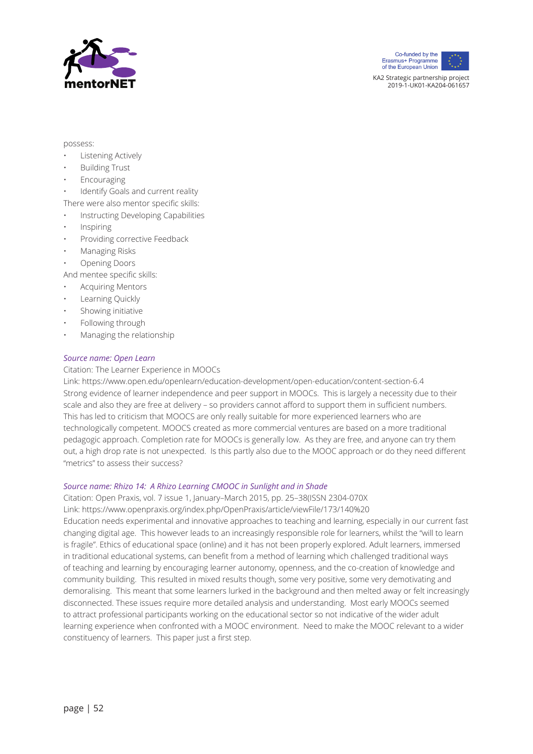possess:

- Listening Actively
- Building Trust
- Encouraging
- Identify Goals and current reality

There were also mentor specific skills:

- Instructing Developing Capabilities
- Inspiring
- Providing corrective Feedback
- Managing Risks
- Opening Doors

And mentee specific skills:

- Acquiring Mentors
- Learning Quickly
- Showing initiative
- Following through
- Managing the relationship

*Source name: Open Learn*

Citation: The Learner Experience in MOOCs

Link: https://www.open.edu/openlearn/education-development/open-education/content-section-6.4

Strong evidence of learner independence and peer support in MOOCs. This is largely a necessity due to their scale and also they are free at delivery – so providers cannot afford to support them in sufficient numbers. This has led to criticism that MOOCS are only really suitable for more experienced learners who are technologically competent. MOOCS created as more commercial ventures are based on a more traditional pedagogic approach. Completion rate for MOOCs is generally low. As they are free, and anyone can try them out, a high drop rate is not unexpected. Is this partly also due to the MOOC approach or do they need different "metrics" to assess their success?

*Source name: Rhizo 14: A Rhizo Learning CMOOC in Sunlight and in Shade*

Citation: Open Praxis, vol. 7 issue 1, January–March 2015, pp. 25–38(ISSN 2304-070X

Link: https://www.openpraxis.org/index.php/OpenPraxis/article/viewFile/173/140%20

Education needs experimental and innovative approaches to teaching and learning, especially in our current fast changing digital age. This however leads to an increasingly responsible role for learners, whilst the "will to learn is fragile". Ethics of educational space (online) and it has not been properly explored. Adult learners, immersed in traditional educational systems, can benefit from a method of learning which challenged traditional ways of teaching and learning by encouraging learner autonomy, openness, and the co-creation of knowledge and community building. This resulted in mixed results though, some very positive, some very demotivating and demoralising. This meant that some learners lurked in the background and then melted away or felt increasingly disconnected. These issues require more detailed analysis and understanding. Most early MOOCs seemed to attract professional participants working on the educational sector so not indicative of the wider adult learning experience when confronted with a MOOC environment. Need to make the MOOC relevant to a wider constituency of learners. This paper just a first step.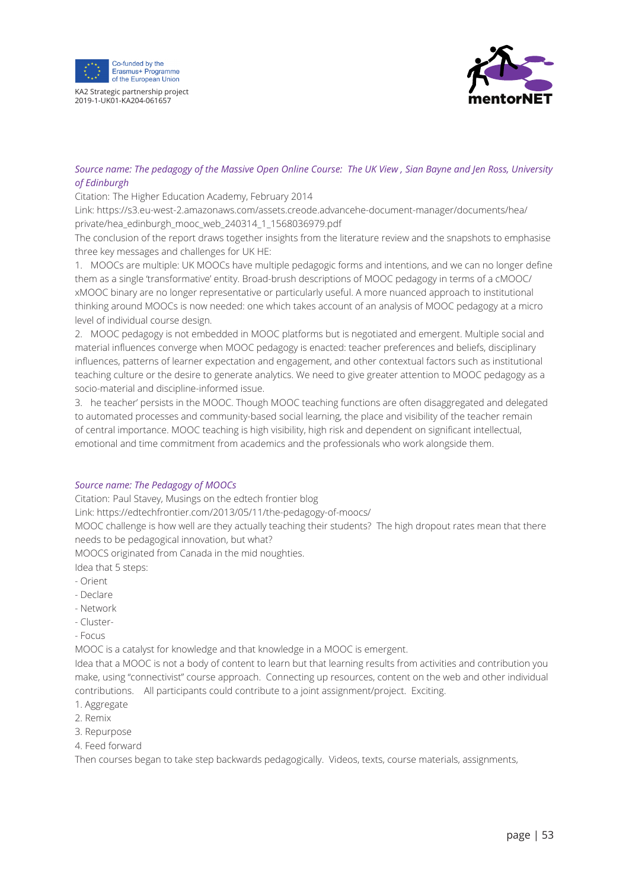*Source name: The pedagogy of the Massive Open Online Course: The UK View , Sian Bayne and Jen Ross, University of Edinburgh*

Citation: The Higher Education Academy, February 2014

Link: https://s3.eu-west-2.amazonaws.com/assets.creode.advancehe-document-manager/documents/hea/private/hea_edinburgh_mooc_web_240314_1_1568036979.pdf

The conclusion of the report draws together insights from the literature review and the snapshots to emphasise three key messages and challenges for UK HE:

1. MOOCs are multiple: UK MOOCs have multiple pedagogic forms and intentions, and we can no longer define them as a single 'transformative' entity. Broad-brush descriptions of MOOC pedagogy in terms of a cMOOC/xMOOC binary are no longer representative or particularly useful. A more nuanced approach to institutional thinking around MOOCs is now needed: one which takes account of an analysis of MOOC pedagogy at a micro level of individual course design.
2. MOOC pedagogy is not embedded in MOOC platforms but is negotiated and emergent. Multiple social and material influences converge when MOOC pedagogy is enacted: teacher preferences and beliefs, disciplinary influences, patterns of learner expectation and engagement, and other contextual factors such as institutional teaching culture or the desire to generate analytics. We need to give greater attention to MOOC pedagogy as a socio-material and discipline-informed issue.
3. he teacher' persists in the MOOC. Though MOOC teaching functions are often disaggregated and delegated to automated processes and community-based social learning, the place and visibility of the teacher remain of central importance. MOOC teaching is high visibility, high risk and dependent on significant intellectual, emotional and time commitment from academics and the professionals who work alongside them.

*Source name: The Pedagogy of MOOCs*

Citation: Paul Stavey, Musings on the edtech frontier blog

Link: https://edtechfrontier.com/2013/05/11/the-pedagogy-of-moocs/

MOOC challenge is how well are they actually teaching their students? The high dropout rates mean that there needs to be pedagogical innovation, but what?

MOOCS originated from Canada in the mid noughties.

Idea that 5 steps:

- Orient
- Declare
- Network
- Cluster-
- Focus

MOOC is a catalyst for knowledge and that knowledge in a MOOC is emergent.

Idea that a MOOC is not a body of content to learn but that learning results from activities and contribution you make, using "connectivist" course approach. Connecting up resources, content on the web and other individual contributions. All participants could contribute to a joint assignment/project. Exciting.

1. Aggregate
2. Remix
3. Repurpose
4. Feed forward

Then courses began to take step backwards pedagogically. Videos, texts, course materials, assignments,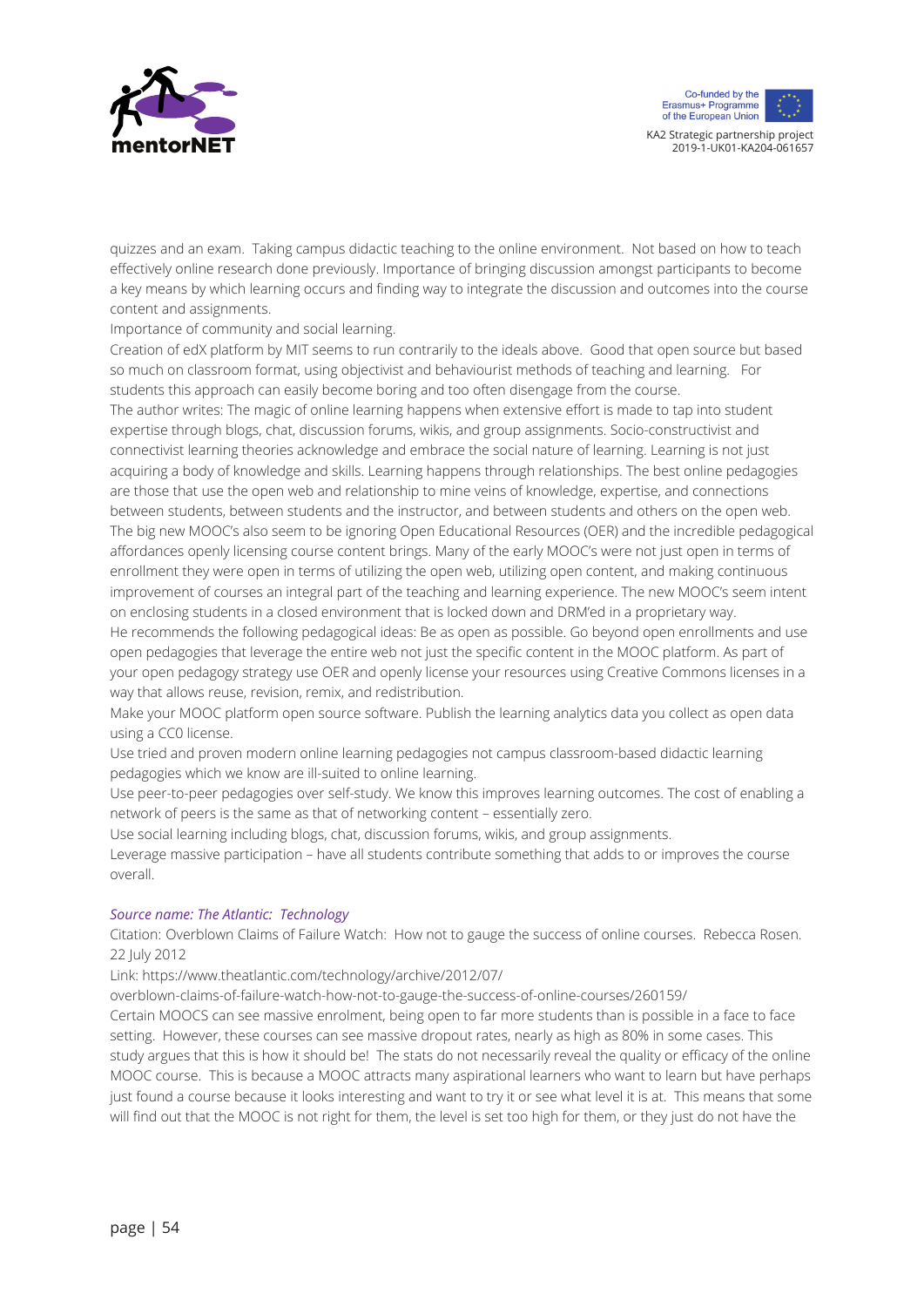quizzes and an exam. Taking campus didactic teaching to the online environment. Not based on how to teach effectively online research done previously. Importance of bringing discussion amongst participants to become a key means by which learning occurs and finding way to integrate the discussion and outcomes into the course content and assignments.

Importance of community and social learning.

Creation of edX platform by MIT seems to run contrarily to the ideals above. Good that open source but based so much on classroom format, using objectivist and behaviourist methods of teaching and learning. For students this approach can easily become boring and too often disengage from the course.

The author writes: The magic of online learning happens when extensive effort is made to tap into student expertise through blogs, chat, discussion forums, wikis, and group assignments. Socio-constructivist and connectivist learning theories acknowledge and embrace the social nature of learning. Learning is not just acquiring a body of knowledge and skills. Learning happens through relationships. The best online pedagogies are those that use the open web and relationship to mine veins of knowledge, expertise, and connections between students, between students and the instructor, and between students and others on the open web.

The big new MOOC's also seem to be ignoring Open Educational Resources (OER) and the incredible pedagogical affordances openly licensing course content brings. Many of the early MOOC's were not just open in terms of enrollment they were open in terms of utilizing the open web, utilizing open content, and making continuous improvement of courses an integral part of the teaching and learning experience. The new MOOC's seem intent on enclosing students in a closed environment that is locked down and DRM'ed in a proprietary way.

He recommends the following pedagogical ideas: Be as open as possible. Go beyond open enrollments and use open pedagogies that leverage the entire web not just the specific content in the MOOC platform. As part of your open pedagogy strategy use OER and openly license your resources using Creative Commons licenses in a way that allows reuse, revision, remix, and redistribution.

Make your MOOC platform open source software. Publish the learning analytics data you collect as open data using a CC0 license.

Use tried and proven modern online learning pedagogies not campus classroom-based didactic learning pedagogies which we know are ill-suited to online learning.

Use peer-to-peer pedagogies over self-study. We know this improves learning outcomes. The cost of enabling a network of peers is the same as that of networking content – essentially zero.

Use social learning including blogs, chat, discussion forums, wikis, and group assignments.

Leverage massive participation – have all students contribute something that adds to or improves the course overall.

*Source name: The Atlantic: Technology*

Citation: Overblown Claims of Failure Watch: How not to gauge the success of online courses. Rebecca Rosen. 22 July 2012

Link: https://www.theatlantic.com/technology/archive/2012/07/overblown-claims-of-failure-watch-how-not-to-gauge-the-success-of-online-courses/260159/

Certain MOOCS can see massive enrolment, being open to far more students than is possible in a face to face setting. However, these courses can see massive dropout rates, nearly as high as 80% in some cases. This study argues that this is how it should be! The stats do not necessarily reveal the quality or efficacy of the online MOOC course. This is because a MOOC attracts many aspirational learners who want to learn but have perhaps just found a course because it looks interesting and want to try it or see what level it is at. This means that some will find out that the MOOC is not right for them, the level is set too high for them, or they just do not have the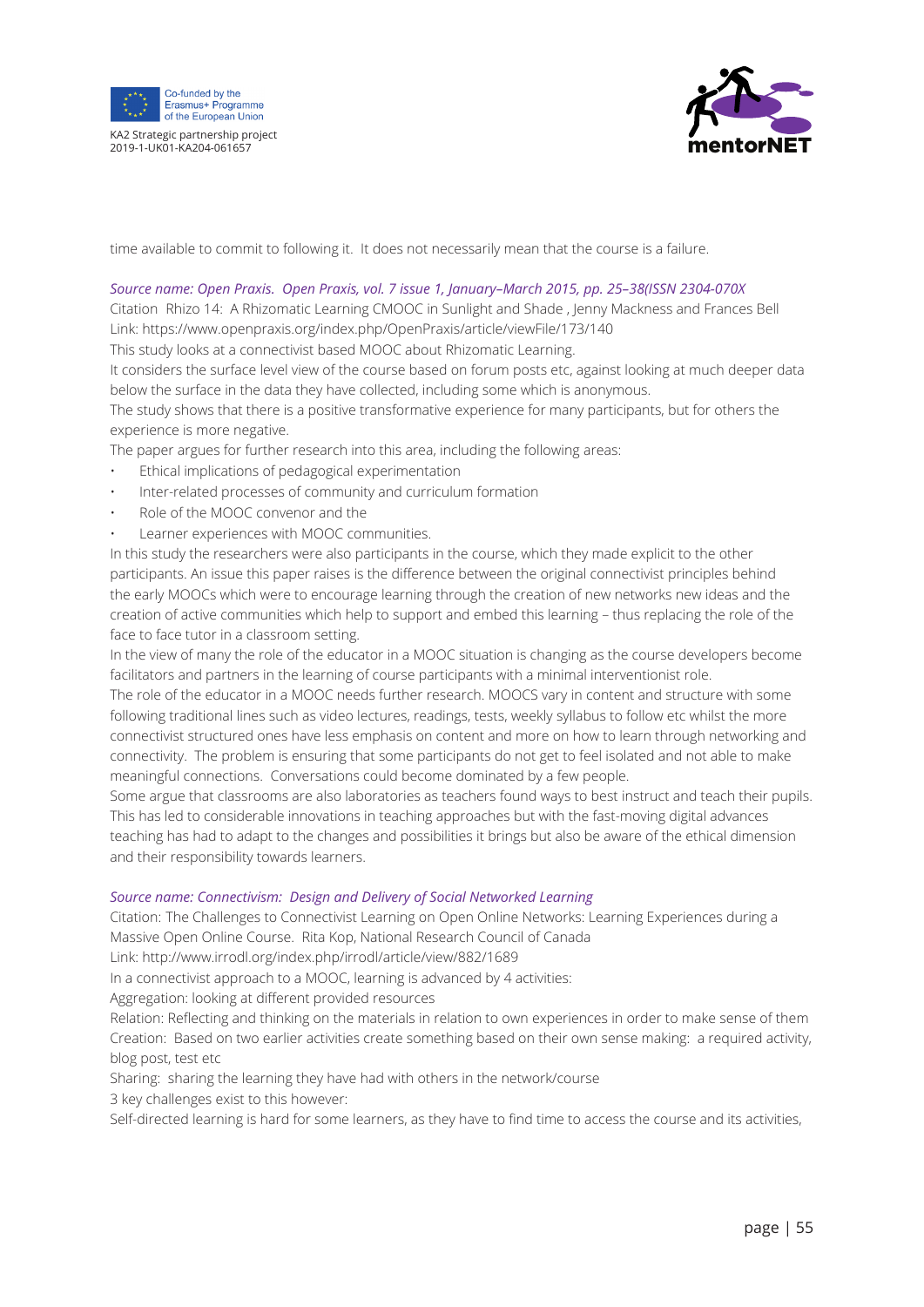time available to commit to following it. It does not necessarily mean that the course is a failure.

*Source name: Open Praxis. Open Praxis, vol. 7 issue 1, January–March 2015, pp. 25–38(ISSN 2304-070X*

Citation Rhizo 14: A Rhizomatic Learning CMOOC in Sunlight and Shade , Jenny Mackness and Frances Bell

Link: https://www.openpraxis.org/index.php/OpenPraxis/article/viewFile/173/140

This study looks at a connectivist based MOOC about Rhizomatic Learning.

It considers the surface level view of the course based on forum posts etc, against looking at much deeper data below the surface in the data they have collected, including some which is anonymous.

The study shows that there is a positive transformative experience for many participants, but for others the experience is more negative.

The paper argues for further research into this area, including the following areas:

- Ethical implications of pedagogical experimentation
- Inter-related processes of community and curriculum formation
- Role of the MOOC convenor and the
- Learner experiences with MOOC communities.

In this study the researchers were also participants in the course, which they made explicit to the other participants. An issue this paper raises is the difference between the original connectivist principles behind the early MOOCs which were to encourage learning through the creation of new networks new ideas and the creation of active communities which help to support and embed this learning – thus replacing the role of the face to face tutor in a classroom setting.

In the view of many the role of the educator in a MOOC situation is changing as the course developers become facilitators and partners in the learning of course participants with a minimal interventionist role.

The role of the educator in a MOOC needs further research. MOOCS vary in content and structure with some following traditional lines such as video lectures, readings, tests, weekly syllabus to follow etc whilst the more connectivist structured ones have less emphasis on content and more on how to learn through networking and connectivity. The problem is ensuring that some participants do not get to feel isolated and not able to make meaningful connections. Conversations could become dominated by a few people.

Some argue that classrooms are also laboratories as teachers found ways to best instruct and teach their pupils. This has led to considerable innovations in teaching approaches but with the fast-moving digital advances teaching has had to adapt to the changes and possibilities it brings but also be aware of the ethical dimension and their responsibility towards learners.

*Source name: Connectivism: Design and Delivery of Social Networked Learning*

Citation: The Challenges to Connectivist Learning on Open Online Networks: Learning Experiences during a Massive Open Online Course. Rita Kop, National Research Council of Canada

Link: http://www.irrodl.org/index.php/irrodl/article/view/882/1689

In a connectivist approach to a MOOC, learning is advanced by 4 activities:

Aggregation: looking at different provided resources

Relation: Reflecting and thinking on the materials in relation to own experiences in order to make sense of them

Creation: Based on two earlier activities create something based on their own sense making: a required activity, blog post, test etc

Sharing: sharing the learning they have had with others in the network/course

3 key challenges exist to this however:

Self-directed learning is hard for some learners, as they have to find time to access the course and its activities,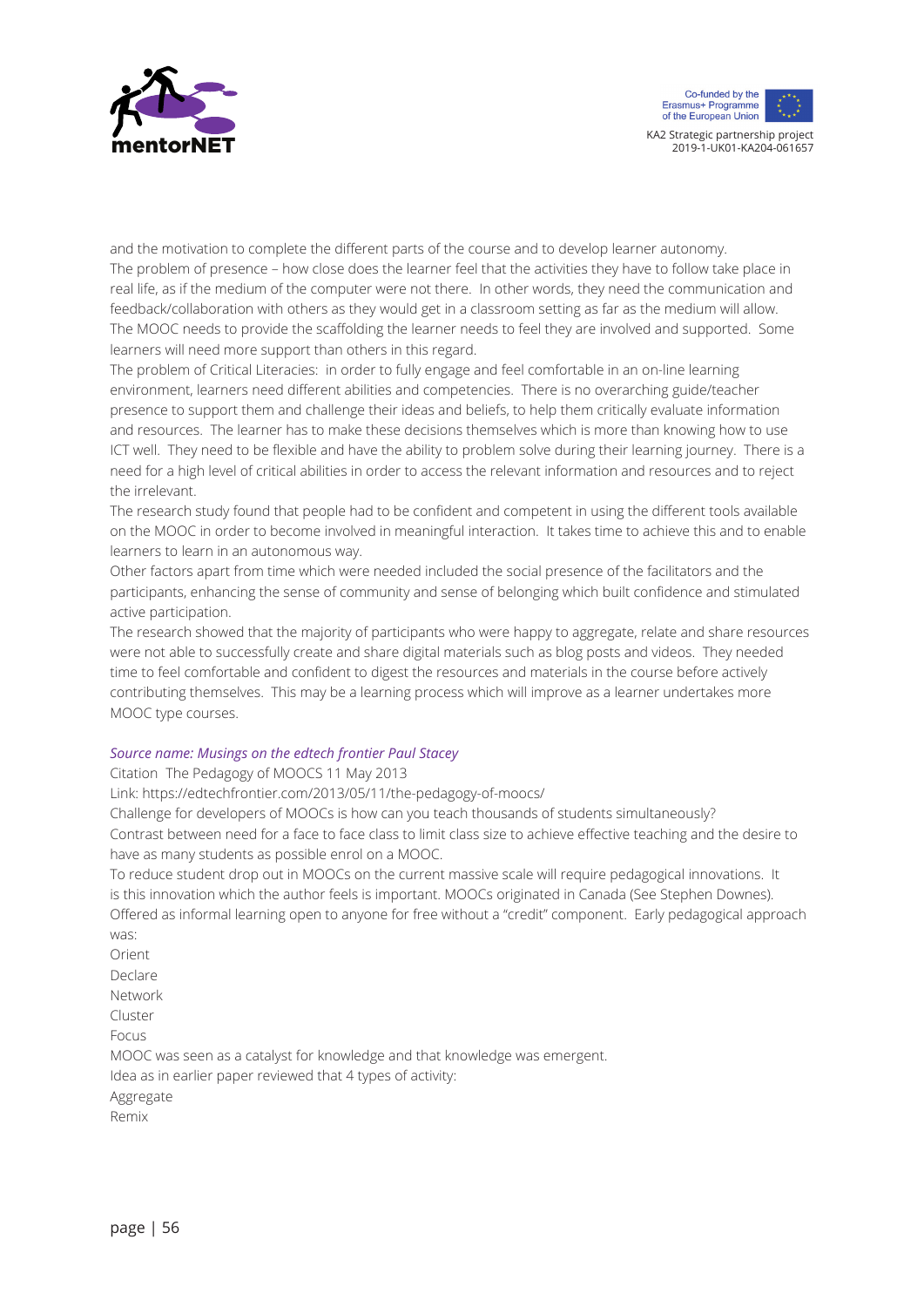and the motivation to complete the different parts of the course and to develop learner autonomy.

The problem of presence – how close does the learner feel that the activities they have to follow take place in real life, as if the medium of the computer were not there. In other words, they need the communication and feedback/collaboration with others as they would get in a classroom setting as far as the medium will allow. The MOOC needs to provide the scaffolding the learner needs to feel they are involved and supported. Some learners will need more support than others in this regard.

The problem of Critical Literacies: in order to fully engage and feel comfortable in an on-line learning environment, learners need different abilities and competencies. There is no overarching guide/teacher presence to support them and challenge their ideas and beliefs, to help them critically evaluate information and resources. The learner has to make these decisions themselves which is more than knowing how to use ICT well. They need to be flexible and have the ability to problem solve during their learning journey. There is a need for a high level of critical abilities in order to access the relevant information and resources and to reject the irrelevant.

The research study found that people had to be confident and competent in using the different tools available on the MOOC in order to become involved in meaningful interaction. It takes time to achieve this and to enable learners to learn in an autonomous way.

Other factors apart from time which were needed included the social presence of the facilitators and the participants, enhancing the sense of community and sense of belonging which built confidence and stimulated active participation.

The research showed that the majority of participants who were happy to aggregate, relate and share resources were not able to successfully create and share digital materials such as blog posts and videos. They needed time to feel comfortable and confident to digest the resources and materials in the course before actively contributing themselves. This may be a learning process which will improve as a learner undertakes more MOOC type courses.

*Source name: Musings on the edtech frontier Paul Stacey*

Citation The Pedagogy of MOOCS 11 May 2013

Link: https://edtechfrontier.com/2013/05/11/the-pedagogy-of-moocs/

Challenge for developers of MOOCs is how can you teach thousands of students simultaneously?

Contrast between need for a face to face class to limit class size to achieve effective teaching and the desire to have as many students as possible enrol on a MOOC.

To reduce student drop out in MOOCs on the current massive scale will require pedagogical innovations. It is this innovation which the author feels is important. MOOCs originated in Canada (See Stephen Downes). Offered as informal learning open to anyone for free without a "credit" component. Early pedagogical approach was:

Orient  
Declare  
Network  
Cluster  
Focus

MOOC was seen as a catalyst for knowledge and that knowledge was emergent.

Idea as in earlier paper reviewed that 4 types of activity:

Aggregate  
Remix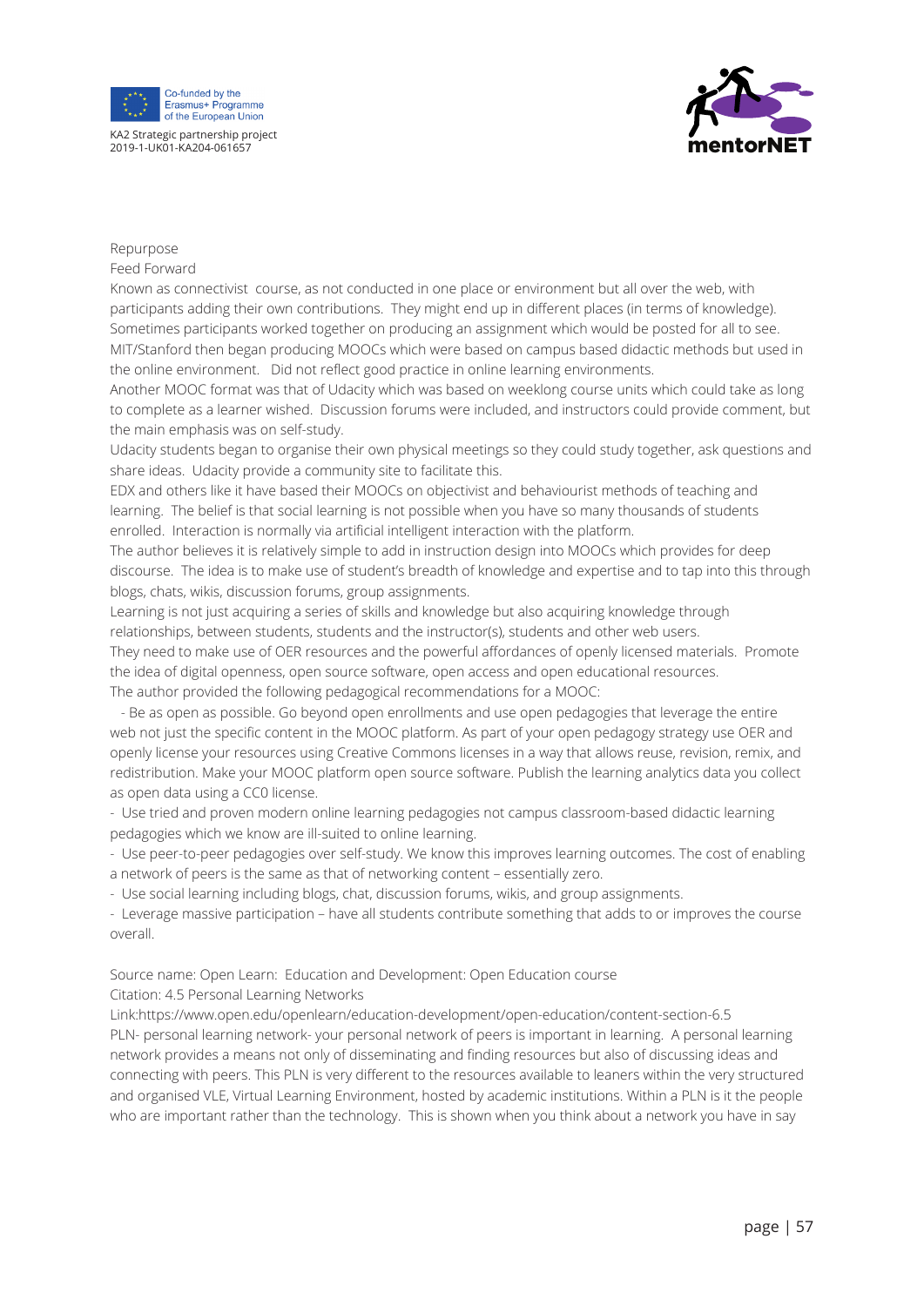Repurpose
Feed Forward

Known as connectivist course, as not conducted in one place or environment but all over the web, with participants adding their own contributions. They might end up in different places (in terms of knowledge). Sometimes participants worked together on producing an assignment which would be posted for all to see. MIT/Stanford then began producing MOOCs which were based on campus based didactic methods but used in the online environment. Did not reflect good practice in online learning environments.

Another MOOC format was that of Udacity which was based on weeklong course units which could take as long to complete as a learner wished. Discussion forums were included, and instructors could provide comment, but the main emphasis was on self-study.

Udacity students began to organise their own physical meetings so they could study together, ask questions and share ideas. Udacity provide a community site to facilitate this.

EDX and others like it have based their MOOCs on objectivist and behaviourist methods of teaching and learning. The belief is that social learning is not possible when you have so many thousands of students enrolled. Interaction is normally via artificial intelligent interaction with the platform.

The author believes it is relatively simple to add in instruction design into MOOCs which provides for deep discourse. The idea is to make use of student's breadth of knowledge and expertise and to tap into this through blogs, chats, wikis, discussion forums, group assignments.

Learning is not just acquiring a series of skills and knowledge but also acquiring knowledge through relationships, between students, students and the instructor(s), students and other web users.

They need to make use of OER resources and the powerful affordances of openly licensed materials. Promote the idea of digital openness, open source software, open access and open educational resources.

The author provided the following pedagogical recommendations for a MOOC:

- Be as open as possible. Go beyond open enrollments and use open pedagogies that leverage the entire web not just the specific content in the MOOC platform. As part of your open pedagogy strategy use OER and openly license your resources using Creative Commons licenses in a way that allows reuse, revision, remix, and redistribution. Make your MOOC platform open source software. Publish the learning analytics data you collect as open data using a CC0 license.
- Use tried and proven modern online learning pedagogies not campus classroom-based didactic learning pedagogies which we know are ill-suited to online learning.
- Use peer-to-peer pedagogies over self-study. We know this improves learning outcomes. The cost of enabling a network of peers is the same as that of networking content – essentially zero.
- Use social learning including blogs, chat, discussion forums, wikis, and group assignments.
- Leverage massive participation – have all students contribute something that adds to or improves the course overall.

Source name: Open Learn: Education and Development: Open Education course
Citation: 4.5 Personal Learning Networks
Link:https://www.open.edu/openlearn/education-development/open-education/content-section-6.5

PLN- personal learning network- your personal network of peers is important in learning. A personal learning network provides a means not only of disseminating and finding resources but also of discussing ideas and connecting with peers. This PLN is very different to the resources available to leaners within the very structured and organised VLE, Virtual Learning Environment, hosted by academic institutions. Within a PLN is it the people who are important rather than the technology. This is shown when you think about a network you have in say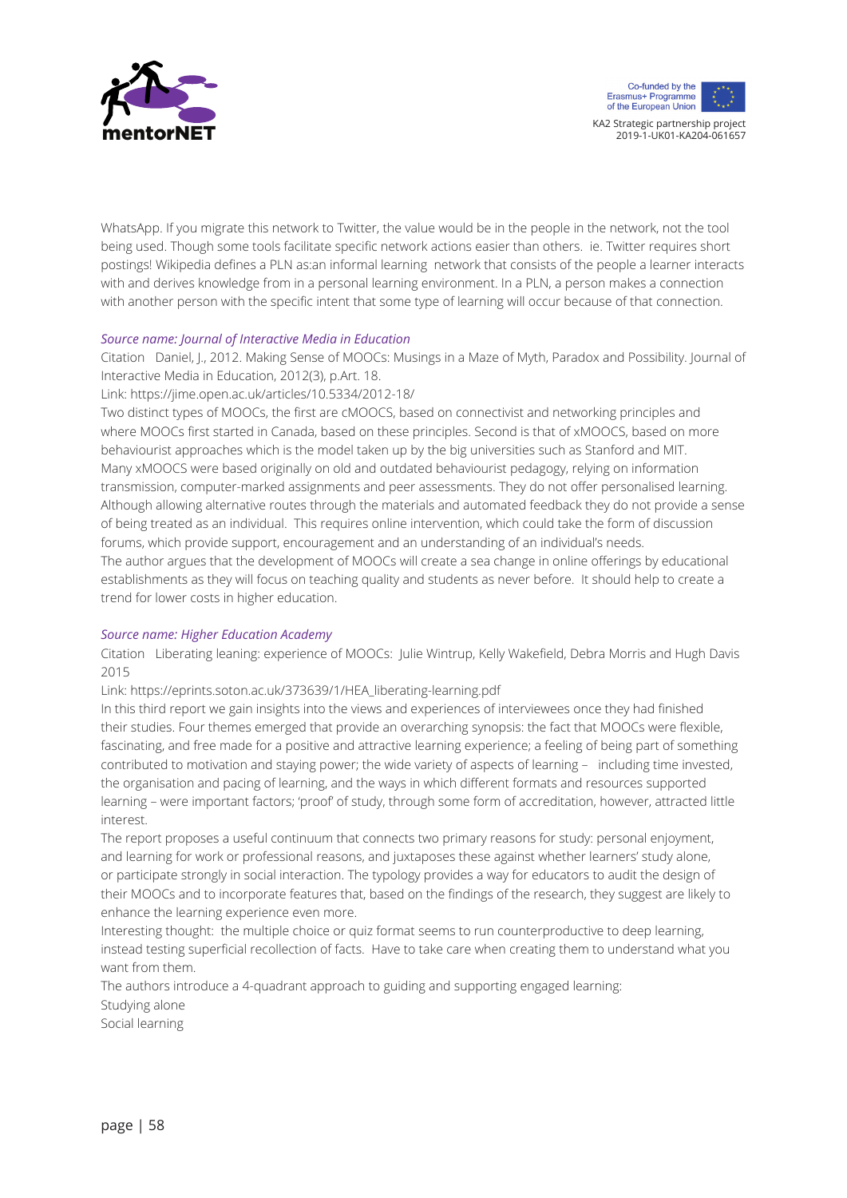WhatsApp. If you migrate this network to Twitter, the value would be in the people in the network, not the tool being used. Though some tools facilitate specific network actions easier than others. ie. Twitter requires short postings! Wikipedia defines a PLN as:an informal learning network that consists of the people a learner interacts with and derives knowledge from in a personal learning environment. In a PLN, a person makes a connection with another person with the specific intent that some type of learning will occur because of that connection.

*Source name: Journal of Interactive Media in Education*

Citation Daniel, J., 2012. Making Sense of MOOCs: Musings in a Maze of Myth, Paradox and Possibility. Journal of Interactive Media in Education, 2012(3), p.Art. 18.

Link: https://jime.open.ac.uk/articles/10.5334/2012-18/

Two distinct types of MOOCs, the first are cMOOCS, based on connectivist and networking principles and where MOOCs first started in Canada, based on these principles. Second is that of xMOOCS, based on more behaviourist approaches which is the model taken up by the big universities such as Stanford and MIT.
Many xMOOCS were based originally on old and outdated behaviourist pedagogy, relying on information transmission, computer-marked assignments and peer assessments. They do not offer personalised learning. Although allowing alternative routes through the materials and automated feedback they do not provide a sense of being treated as an individual. This requires online intervention, which could take the form of discussion forums, which provide support, encouragement and an understanding of an individual's needs.
The author argues that the development of MOOCs will create a sea change in online offerings by educational establishments as they will focus on teaching quality and students as never before. It should help to create a trend for lower costs in higher education.

*Source name: Higher Education Academy*

Citation Liberating leaning: experience of MOOCs: Julie Wintrup, Kelly Wakefield, Debra Morris and Hugh Davis 2015

Link: https://eprints.soton.ac.uk/373639/1/HEA_liberating-learning.pdf

In this third report we gain insights into the views and experiences of interviewees once they had finished their studies. Four themes emerged that provide an overarching synopsis: the fact that MOOCs were flexible, fascinating, and free made for a positive and attractive learning experience; a feeling of being part of something contributed to motivation and staying power; the wide variety of aspects of learning – including time invested, the organisation and pacing of learning, and the ways in which different formats and resources supported learning – were important factors; 'proof' of study, through some form of accreditation, however, attracted little interest.
The report proposes a useful continuum that connects two primary reasons for study: personal enjoyment, and learning for work or professional reasons, and juxtaposes these against whether learners' study alone, or participate strongly in social interaction. The typology provides a way for educators to audit the design of their MOOCs and to incorporate features that, based on the findings of the research, they suggest are likely to enhance the learning experience even more.
Interesting thought: the multiple choice or quiz format seems to run counterproductive to deep learning, instead testing superficial recollection of facts. Have to take care when creating them to understand what you want from them.
The authors introduce a 4-quadrant approach to guiding and supporting engaged learning:
Studying alone
Social learning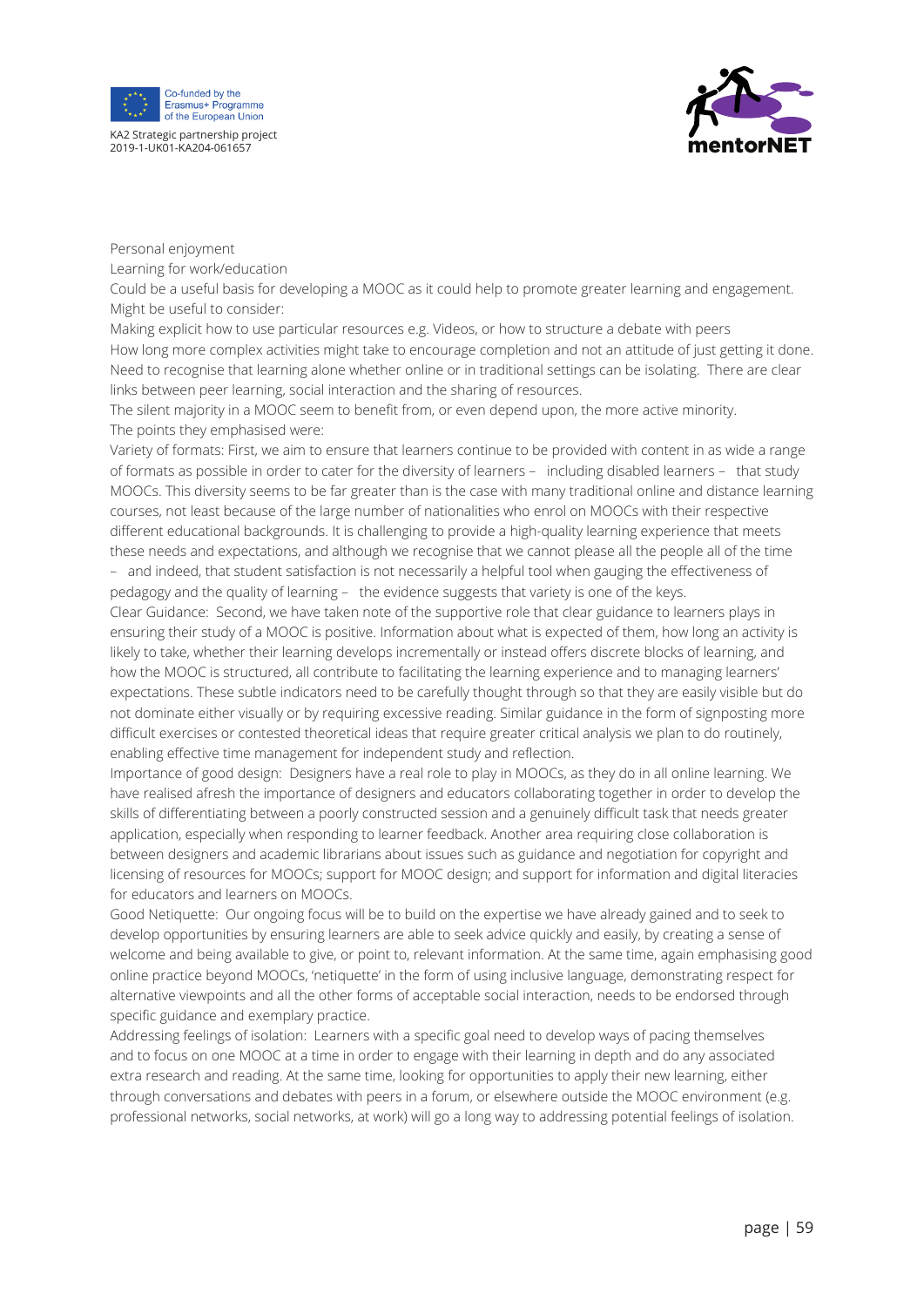Personal enjoyment

Learning for work/education

Could be a useful basis for developing a MOOC as it could help to promote greater learning and engagement.

Might be useful to consider:

Making explicit how to use particular resources e.g. Videos, or how to structure a debate with peers

How long more complex activities might take to encourage completion and not an attitude of just getting it done.

Need to recognise that learning alone whether online or in traditional settings can be isolating. There are clear links between peer learning, social interaction and the sharing of resources.

The silent majority in a MOOC seem to benefit from, or even depend upon, the more active minority.

The points they emphasised were:

Variety of formats: First, we aim to ensure that learners continue to be provided with content in as wide a range of formats as possible in order to cater for the diversity of learners – including disabled learners – that study MOOCs. This diversity seems to be far greater than is the case with many traditional online and distance learning courses, not least because of the large number of nationalities who enrol on MOOCs with their respective different educational backgrounds. It is challenging to provide a high-quality learning experience that meets these needs and expectations, and although we recognise that we cannot please all the people all of the time – and indeed, that student satisfaction is not necessarily a helpful tool when gauging the effectiveness of pedagogy and the quality of learning – the evidence suggests that variety is one of the keys.

Clear Guidance: Second, we have taken note of the supportive role that clear guidance to learners plays in ensuring their study of a MOOC is positive. Information about what is expected of them, how long an activity is likely to take, whether their learning develops incrementally or instead offers discrete blocks of learning, and how the MOOC is structured, all contribute to facilitating the learning experience and to managing learners' expectations. These subtle indicators need to be carefully thought through so that they are easily visible but do not dominate either visually or by requiring excessive reading. Similar guidance in the form of signposting more difficult exercises or contested theoretical ideas that require greater critical analysis we plan to do routinely, enabling effective time management for independent study and reflection.

Importance of good design: Designers have a real role to play in MOOCs, as they do in all online learning. We have realised afresh the importance of designers and educators collaborating together in order to develop the skills of differentiating between a poorly constructed session and a genuinely difficult task that needs greater application, especially when responding to learner feedback. Another area requiring close collaboration is between designers and academic librarians about issues such as guidance and negotiation for copyright and licensing of resources for MOOCs; support for MOOC design; and support for information and digital literacies for educators and learners on MOOCs.

Good Netiquette: Our ongoing focus will be to build on the expertise we have already gained and to seek to develop opportunities by ensuring learners are able to seek advice quickly and easily, by creating a sense of welcome and being available to give, or point to, relevant information. At the same time, again emphasising good online practice beyond MOOCs, 'netiquette' in the form of using inclusive language, demonstrating respect for alternative viewpoints and all the other forms of acceptable social interaction, needs to be endorsed through specific guidance and exemplary practice.

Addressing feelings of isolation: Learners with a specific goal need to develop ways of pacing themselves and to focus on one MOOC at a time in order to engage with their learning in depth and do any associated extra research and reading. At the same time, looking for opportunities to apply their new learning, either through conversations and debates with peers in a forum, or elsewhere outside the MOOC environment (e.g. professional networks, social networks, at work) will go a long way to addressing potential feelings of isolation.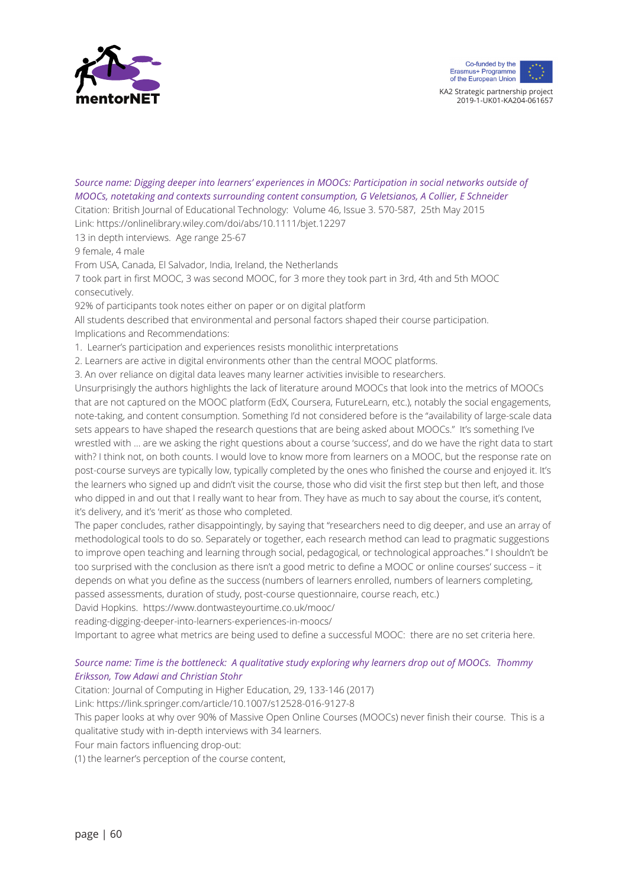*Source name: Digging deeper into learners' experiences in MOOCs: Participation in social networks outside of MOOCs, notetaking and contexts surrounding content consumption, G Veletsianos, A Collier, E Schneider*

Citation: British Journal of Educational Technology: Volume 46, Issue 3. 570-587, 25th May 2015

Link: https://onlinelibrary.wiley.com/doi/abs/10.1111/bjet.12297

13 in depth interviews. Age range 25-67

9 female, 4 male

From USA, Canada, El Salvador, India, Ireland, the Netherlands

7 took part in first MOOC, 3 was second MOOC, for 3 more they took part in 3rd, 4th and 5th MOOC consecutively.

92% of participants took notes either on paper or on digital platform

All students described that environmental and personal factors shaped their course participation.

Implications and Recommendations:

1. Learner's participation and experiences resists monolithic interpretations
2. Learners are active in digital environments other than the central MOOC platforms.
3. An over reliance on digital data leaves many learner activities invisible to researchers.

Unsurprisingly the authors highlights the lack of literature around MOOCs that look into the metrics of MOOCs that are not captured on the MOOC platform (EdX, Coursera, FutureLearn, etc.), notably the social engagements, note-taking, and content consumption. Something I'd not considered before is the "availability of large-scale data sets appears to have shaped the research questions that are being asked about MOOCs." It's something I've wrestled with … are we asking the right questions about a course 'success', and do we have the right data to start with? I think not, on both counts. I would love to know more from learners on a MOOC, but the response rate on post-course surveys are typically low, typically completed by the ones who finished the course and enjoyed it. It's the learners who signed up and didn't visit the course, those who did visit the first step but then left, and those who dipped in and out that I really want to hear from. They have as much to say about the course, it's content, it's delivery, and it's 'merit' as those who completed.

The paper concludes, rather disappointingly, by saying that "researchers need to dig deeper, and use an array of methodological tools to do so. Separately or together, each research method can lead to pragmatic suggestions to improve open teaching and learning through social, pedagogical, or technological approaches." I shouldn't be too surprised with the conclusion as there isn't a good metric to define a MOOC or online courses' success – it depends on what you define as the success (numbers of learners enrolled, numbers of learners completing, passed assessments, duration of study, post-course questionnaire, course reach, etc.)

David Hopkins. https://www.dontwasteyourtime.co.uk/mooc/reading-digging-deeper-into-learners-experiences-in-moocs/

Important to agree what metrics are being used to define a successful MOOC: there are no set criteria here.

*Source name: Time is the bottleneck: A qualitative study exploring why learners drop out of MOOCs. Thommy Eriksson, Tow Adawi and Christian Stohr*

Citation: Journal of Computing in Higher Education, 29, 133-146 (2017)

Link: https://link.springer.com/article/10.1007/s12528-016-9127-8

This paper looks at why over 90% of Massive Open Online Courses (MOOCs) never finish their course. This is a qualitative study with in-depth interviews with 34 learners.

Four main factors influencing drop-out:

(1) the learner's perception of the course content,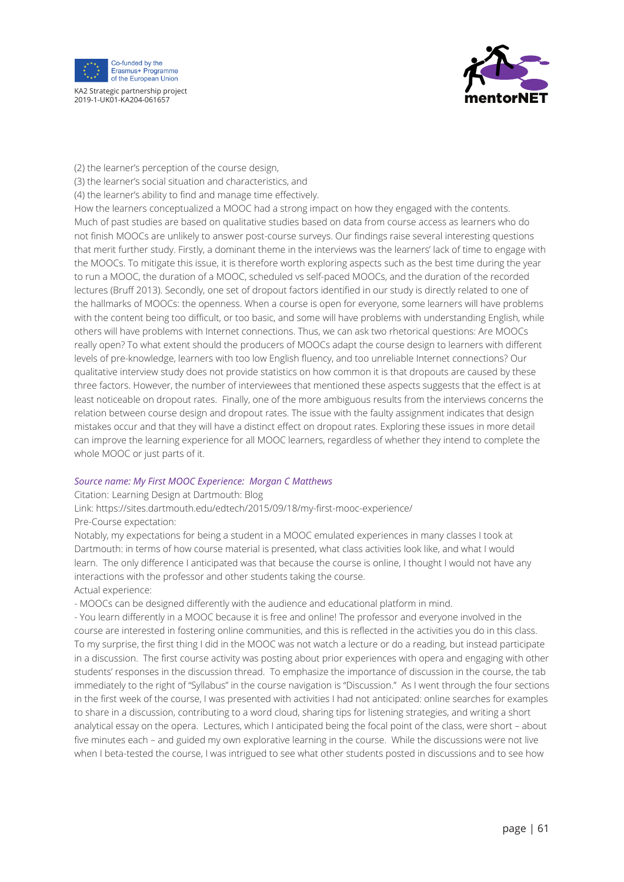(2) the learner's perception of the course design,
(3) the learner's social situation and characteristics, and
(4) the learner's ability to find and manage time effectively.

How the learners conceptualized a MOOC had a strong impact on how they engaged with the contents. Much of past studies are based on qualitative studies based on data from course access as learners who do not finish MOOCs are unlikely to answer post-course surveys. Our findings raise several interesting questions that merit further study. Firstly, a dominant theme in the interviews was the learners' lack of time to engage with the MOOCs. To mitigate this issue, it is therefore worth exploring aspects such as the best time during the year to run a MOOC, the duration of a MOOC, scheduled vs self-paced MOOCs, and the duration of the recorded lectures (Bruff 2013). Secondly, one set of dropout factors identified in our study is directly related to one of the hallmarks of MOOCs: the openness. When a course is open for everyone, some learners will have problems with the content being too difficult, or too basic, and some will have problems with understanding English, while others will have problems with Internet connections. Thus, we can ask two rhetorical questions: Are MOOCs really open? To what extent should the producers of MOOCs adapt the course design to learners with different levels of pre-knowledge, learners with too low English fluency, and too unreliable Internet connections? Our qualitative interview study does not provide statistics on how common it is that dropouts are caused by these three factors. However, the number of interviewees that mentioned these aspects suggests that the effect is at least noticeable on dropout rates. Finally, one of the more ambiguous results from the interviews concerns the relation between course design and dropout rates. The issue with the faulty assignment indicates that design mistakes occur and that they will have a distinct effect on dropout rates. Exploring these issues in more detail can improve the learning experience for all MOOC learners, regardless of whether they intend to complete the whole MOOC or just parts of it.

*Source name: My First MOOC Experience: Morgan C Matthews*

Citation: Learning Design at Dartmouth: Blog

Link: https://sites.dartmouth.edu/edtech/2015/09/18/my-first-mooc-experience/

Pre-Course expectation:

Notably, my expectations for being a student in a MOOC emulated experiences in many classes I took at Dartmouth: in terms of how course material is presented, what class activities look like, and what I would learn. The only difference I anticipated was that because the course is online, I thought I would not have any interactions with the professor and other students taking the course.

Actual experience:

- MOOCs can be designed differently with the audience and educational platform in mind.
- You learn differently in a MOOC because it is free and online! The professor and everyone involved in the course are interested in fostering online communities, and this is reflected in the activities you do in this class. To my surprise, the first thing I did in the MOOC was not watch a lecture or do a reading, but instead participate in a discussion. The first course activity was posting about prior experiences with opera and engaging with other students' responses in the discussion thread. To emphasize the importance of discussion in the course, the tab immediately to the right of "Syllabus" in the course navigation is "Discussion." As I went through the four sections in the first week of the course, I was presented with activities I had not anticipated: online searches for examples to share in a discussion, contributing to a word cloud, sharing tips for listening strategies, and writing a short analytical essay on the opera. Lectures, which I anticipated being the focal point of the class, were short – about five minutes each – and guided my own explorative learning in the course. While the discussions were not live when I beta-tested the course, I was intrigued to see what other students posted in discussions and to see how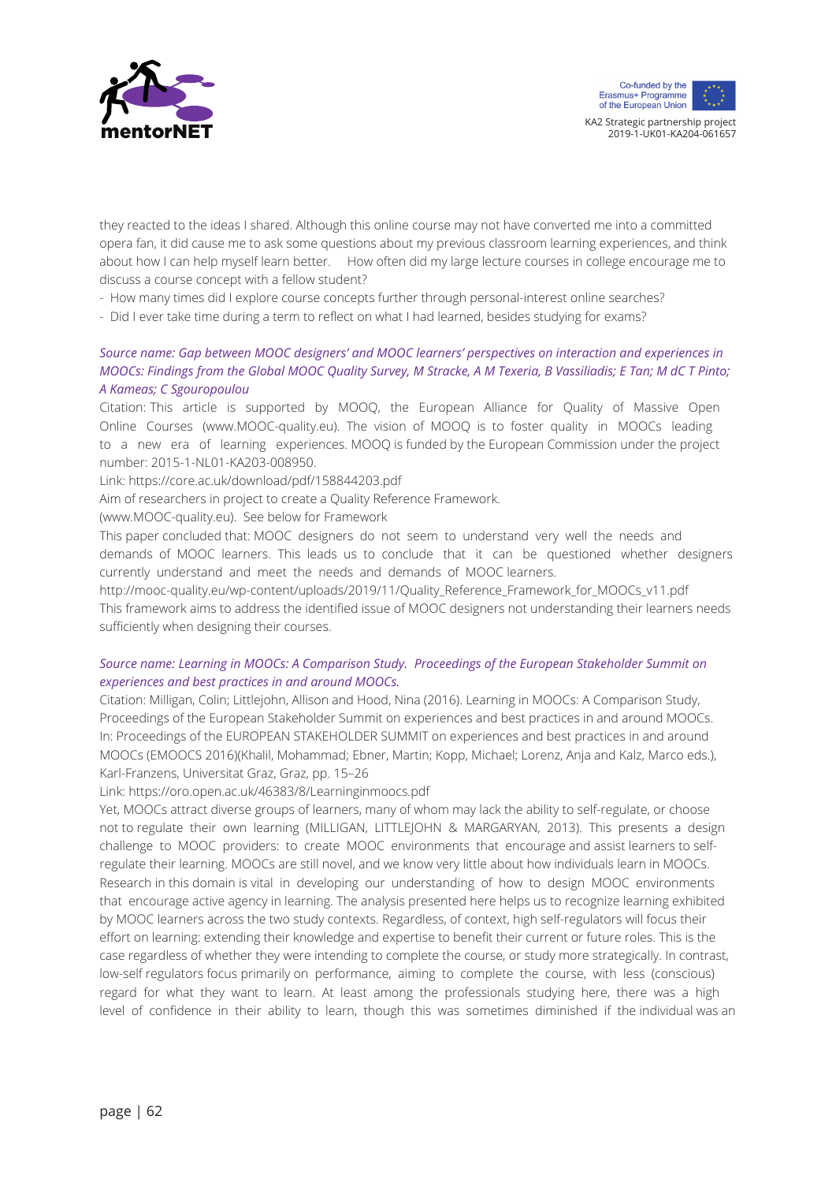they reacted to the ideas I shared. Although this online course may not have converted me into a committed opera fan, it did cause me to ask some questions about my previous classroom learning experiences, and think about how I can help myself learn better. How often did my large lecture courses in college encourage me to discuss a course concept with a fellow student?

- How many times did I explore course concepts further through personal-interest online searches?
- Did I ever take time during a term to reflect on what I had learned, besides studying for exams?

*Source name: Gap between MOOC designers' and MOOC learners' perspectives on interaction and experiences in MOOCs: Findings from the Global MOOC Quality Survey, M Stracke, A M Texeria, B Vassiliadis; E Tan; M dC T Pinto; A Kameas; C Sgouropoulou*

Citation: This article is supported by MOOQ, the European Alliance for Quality of Massive Open Online Courses (www.MOOC-quality.eu). The vision of MOOQ is to foster quality in MOOCs leading to a new era of learning experiences. MOOQ is funded by the European Commission under the project number: 2015-1-NL01-KA203-008950.

Link: https://core.ac.uk/download/pdf/158844203.pdf

Aim of researchers in project to create a Quality Reference Framework.

(www.MOOC-quality.eu). See below for Framework

This paper concluded that: MOOC designers do not seem to understand very well the needs and demands of MOOC learners. This leads us to conclude that it can be questioned whether designers currently understand and meet the needs and demands of MOOC learners.

http://mooc-quality.eu/wp-content/uploads/2019/11/Quality_Reference_Framework_for_MOOCs_v11.pdf

This framework aims to address the identified issue of MOOC designers not understanding their learners needs sufficiently when designing their courses.

*Source name: Learning in MOOCs: A Comparison Study. Proceedings of the European Stakeholder Summit on experiences and best practices in and around MOOCs.*

Citation: Milligan, Colin; Littlejohn, Allison and Hood, Nina (2016). Learning in MOOCs: A Comparison Study, Proceedings of the European Stakeholder Summit on experiences and best practices in and around MOOCs. In: Proceedings of the EUROPEAN STAKEHOLDER SUMMIT on experiences and best practices in and around MOOCs (EMOOCS 2016)(Khalil, Mohammad; Ebner, Martin; Kopp, Michael; Lorenz, Anja and Kalz, Marco eds.), Karl-Franzens, Universitat Graz, Graz, pp. 15–26

Link: https://oro.open.ac.uk/46383/8/Learninginmoocs.pdf

Yet, MOOCs attract diverse groups of learners, many of whom may lack the ability to self-regulate, or choose not to regulate their own learning (MILLIGAN, LITTLEJOHN & MARGARYAN, 2013). This presents a design challenge to MOOC providers: to create MOOC environments that encourage and assist learners to self-regulate their learning. MOOCs are still novel, and we know very little about how individuals learn in MOOCs. Research in this domain is vital in developing our understanding of how to design MOOC environments that encourage active agency in learning. The analysis presented here helps us to recognize learning exhibited by MOOC learners across the two study contexts. Regardless, of context, high self-regulators will focus their effort on learning: extending their knowledge and expertise to benefit their current or future roles. This is the case regardless of whether they were intending to complete the course, or study more strategically. In contrast, low-self regulators focus primarily on performance, aiming to complete the course, with less (conscious) regard for what they want to learn. At least among the professionals studying here, there was a high level of confidence in their ability to learn, though this was sometimes diminished if the individual was an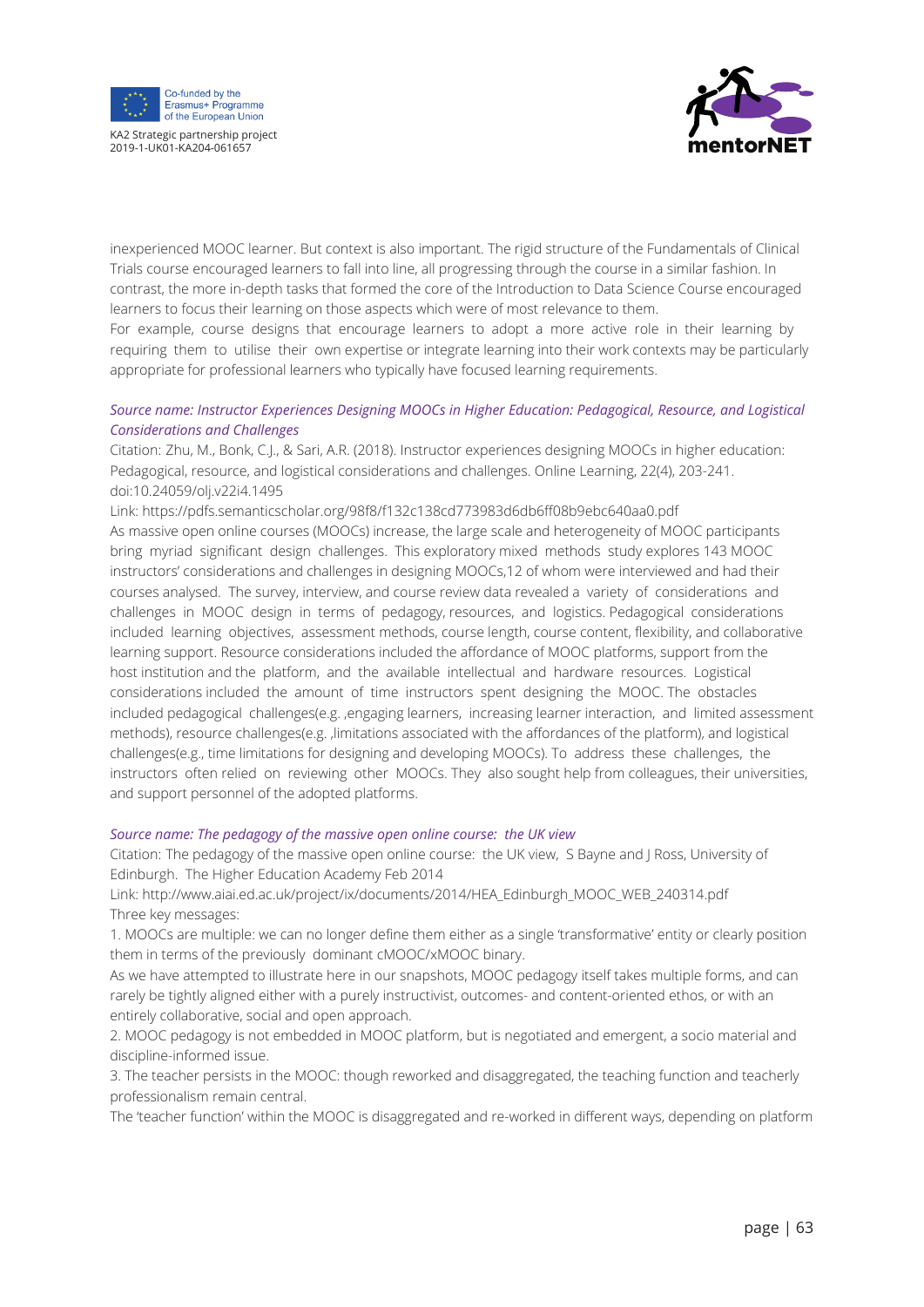inexperienced MOOC learner. But context is also important. The rigid structure of the Fundamentals of Clinical Trials course encouraged learners to fall into line, all progressing through the course in a similar fashion. In contrast, the more in-depth tasks that formed the core of the Introduction to Data Science Course encouraged learners to focus their learning on those aspects which were of most relevance to them.

For example, course designs that encourage learners to adopt a more active role in their learning by requiring them to utilise their own expertise or integrate learning into their work contexts may be particularly appropriate for professional learners who typically have focused learning requirements.

*Source name: Instructor Experiences Designing MOOCs in Higher Education: Pedagogical, Resource, and Logistical Considerations and Challenges*

Citation: Zhu, M., Bonk, C.J., & Sari, A.R. (2018). Instructor experiences designing MOOCs in higher education: Pedagogical, resource, and logistical considerations and challenges. Online Learning, 22(4), 203-241. doi:10.24059/olj.v22i4.1495

Link: https://pdfs.semanticscholar.org/98f8/f132c138cd773983d6db6ff08b9ebc640aa0.pdf

As massive open online courses (MOOCs) increase, the large scale and heterogeneity of MOOC participants bring myriad significant design challenges. This exploratory mixed methods study explores 143 MOOC instructors' considerations and challenges in designing MOOCs,12 of whom were interviewed and had their courses analysed. The survey, interview, and course review data revealed a variety of considerations and challenges in MOOC design in terms of pedagogy, resources, and logistics. Pedagogical considerations included learning objectives, assessment methods, course length, course content, flexibility, and collaborative learning support. Resource considerations included the affordance of MOOC platforms, support from the host institution and the platform, and the available intellectual and hardware resources. Logistical considerations included the amount of time instructors spent designing the MOOC. The obstacles included pedagogical challenges(e.g. ,engaging learners, increasing learner interaction, and limited assessment methods), resource challenges(e.g. ,limitations associated with the affordances of the platform), and logistical challenges(e.g., time limitations for designing and developing MOOCs). To address these challenges, the instructors often relied on reviewing other MOOCs. They also sought help from colleagues, their universities, and support personnel of the adopted platforms.

*Source name: The pedagogy of the massive open online course: the UK view*

Citation: The pedagogy of the massive open online course: the UK view, S Bayne and J Ross, University of Edinburgh. The Higher Education Academy Feb 2014

Link: http://www.aiai.ed.ac.uk/project/ix/documents/2014/HEA_Edinburgh_MOOC_WEB_240314.pdf

Three key messages:

1. MOOCs are multiple: we can no longer define them either as a single 'transformative' entity or clearly position them in terms of the previously dominant cMOOC/xMOOC binary.

As we have attempted to illustrate here in our snapshots, MOOC pedagogy itself takes multiple forms, and can rarely be tightly aligned either with a purely instructivist, outcomes- and content-oriented ethos, or with an entirely collaborative, social and open approach.

2. MOOC pedagogy is not embedded in MOOC platform, but is negotiated and emergent, a socio material and discipline-informed issue.

3. The teacher persists in the MOOC: though reworked and disaggregated, the teaching function and teacherly professionalism remain central.

The 'teacher function' within the MOOC is disaggregated and re-worked in different ways, depending on platform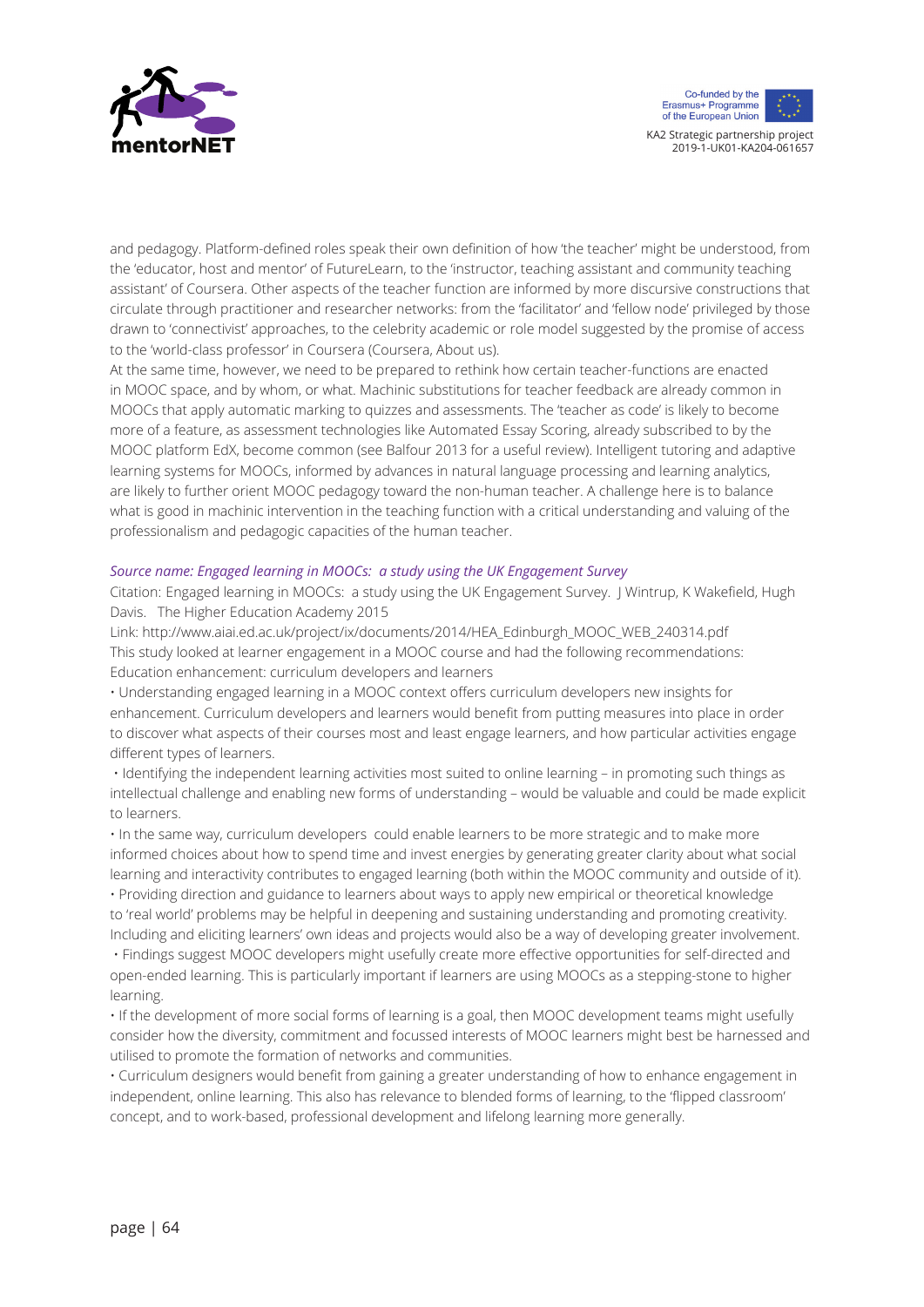and pedagogy. Platform-defined roles speak their own definition of how 'the teacher' might be understood, from the 'educator, host and mentor' of FutureLearn, to the 'instructor, teaching assistant and community teaching assistant' of Coursera. Other aspects of the teacher function are informed by more discursive constructions that circulate through practitioner and researcher networks: from the 'facilitator' and 'fellow node' privileged by those drawn to 'connectivist' approaches, to the celebrity academic or role model suggested by the promise of access to the 'world-class professor' in Coursera (Coursera, About us).

At the same time, however, we need to be prepared to rethink how certain teacher-functions are enacted in MOOC space, and by whom, or what. Machinic substitutions for teacher feedback are already common in MOOCs that apply automatic marking to quizzes and assessments. The 'teacher as code' is likely to become more of a feature, as assessment technologies like Automated Essay Scoring, already subscribed to by the MOOC platform EdX, become common (see Balfour 2013 for a useful review). Intelligent tutoring and adaptive learning systems for MOOCs, informed by advances in natural language processing and learning analytics, are likely to further orient MOOC pedagogy toward the non-human teacher. A challenge here is to balance what is good in machinic intervention in the teaching function with a critical understanding and valuing of the professionalism and pedagogic capacities of the human teacher.

*Source name: Engaged learning in MOOCs: a study using the UK Engagement Survey*

Citation: Engaged learning in MOOCs: a study using the UK Engagement Survey. J Wintrup, K Wakefield, Hugh Davis. The Higher Education Academy 2015

Link: http://www.aiai.ed.ac.uk/project/ix/documents/2014/HEA_Edinburgh_MOOC_WEB_240314.pdf

This study looked at learner engagement in a MOOC course and had the following recommendations:

Education enhancement: curriculum developers and learners

- Understanding engaged learning in a MOOC context offers curriculum developers new insights for enhancement. Curriculum developers and learners would benefit from putting measures into place in order to discover what aspects of their courses most and least engage learners, and how particular activities engage different types of learners.
- Identifying the independent learning activities most suited to online learning – in promoting such things as intellectual challenge and enabling new forms of understanding – would be valuable and could be made explicit to learners.
- In the same way, curriculum developers could enable learners to be more strategic and to make more informed choices about how to spend time and invest energies by generating greater clarity about what social learning and interactivity contributes to engaged learning (both within the MOOC community and outside of it).
- Providing direction and guidance to learners about ways to apply new empirical or theoretical knowledge to 'real world' problems may be helpful in deepening and sustaining understanding and promoting creativity. Including and eliciting learners' own ideas and projects would also be a way of developing greater involvement.
- Findings suggest MOOC developers might usefully create more effective opportunities for self-directed and open-ended learning. This is particularly important if learners are using MOOCs as a stepping-stone to higher learning.
- If the development of more social forms of learning is a goal, then MOOC development teams might usefully consider how the diversity, commitment and focussed interests of MOOC learners might best be harnessed and utilised to promote the formation of networks and communities.
- Curriculum designers would benefit from gaining a greater understanding of how to enhance engagement in independent, online learning. This also has relevance to blended forms of learning, to the 'flipped classroom' concept, and to work-based, professional development and lifelong learning more generally.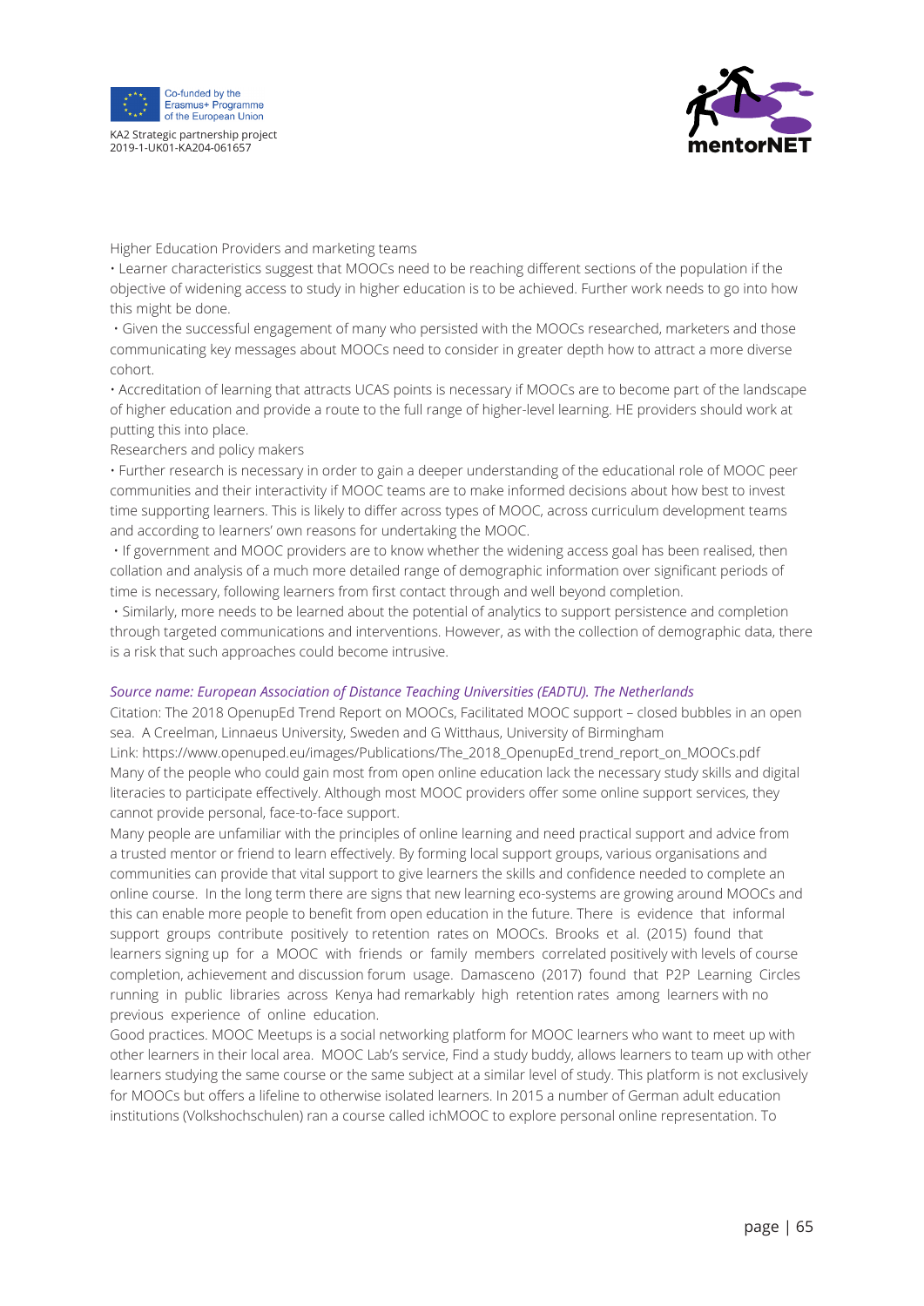Higher Education Providers and marketing teams

• Learner characteristics suggest that MOOCs need to be reaching different sections of the population if the objective of widening access to study in higher education is to be achieved. Further work needs to go into how this might be done.

• Given the successful engagement of many who persisted with the MOOCs researched, marketers and those communicating key messages about MOOCs need to consider in greater depth how to attract a more diverse cohort.

• Accreditation of learning that attracts UCAS points is necessary if MOOCs are to become part of the landscape of higher education and provide a route to the full range of higher-level learning. HE providers should work at putting this into place.

Researchers and policy makers

• Further research is necessary in order to gain a deeper understanding of the educational role of MOOC peer communities and their interactivity if MOOC teams are to make informed decisions about how best to invest time supporting learners. This is likely to differ across types of MOOC, across curriculum development teams and according to learners' own reasons for undertaking the MOOC.

• If government and MOOC providers are to know whether the widening access goal has been realised, then collation and analysis of a much more detailed range of demographic information over significant periods of time is necessary, following learners from first contact through and well beyond completion.

• Similarly, more needs to be learned about the potential of analytics to support persistence and completion through targeted communications and interventions. However, as with the collection of demographic data, there is a risk that such approaches could become intrusive.

*Source name: European Association of Distance Teaching Universities (EADTU). The Netherlands*

Citation: The 2018 OpenupEd Trend Report on MOOCs, Facilitated MOOC support – closed bubbles in an open sea. A Creelman, Linnaeus University, Sweden and G Witthaus, University of Birmingham

Link: https://www.openuped.eu/images/Publications/The_2018_OpenupEd_trend_report_on_MOOCs.pdf

Many of the people who could gain most from open online education lack the necessary study skills and digital literacies to participate effectively. Although most MOOC providers offer some online support services, they cannot provide personal, face-to-face support.

Many people are unfamiliar with the principles of online learning and need practical support and advice from a trusted mentor or friend to learn effectively. By forming local support groups, various organisations and communities can provide that vital support to give learners the skills and confidence needed to complete an online course. In the long term there are signs that new learning eco-systems are growing around MOOCs and this can enable more people to benefit from open education in the future. There is evidence that informal support groups contribute positively to retention rates on MOOCs. Brooks et al. (2015) found that learners signing up for a MOOC with friends or family members correlated positively with levels of course completion, achievement and discussion forum usage. Damasceno (2017) found that P2P Learning Circles running in public libraries across Kenya had remarkably high retention rates among learners with no previous experience of online education.

Good practices. MOOC Meetups is a social networking platform for MOOC learners who want to meet up with other learners in their local area. MOOC Lab's service, Find a study buddy, allows learners to team up with other learners studying the same course or the same subject at a similar level of study. This platform is not exclusively for MOOCs but offers a lifeline to otherwise isolated learners. In 2015 a number of German adult education institutions (Volkshochschulen) ran a course called ichMOOC to explore personal online representation. To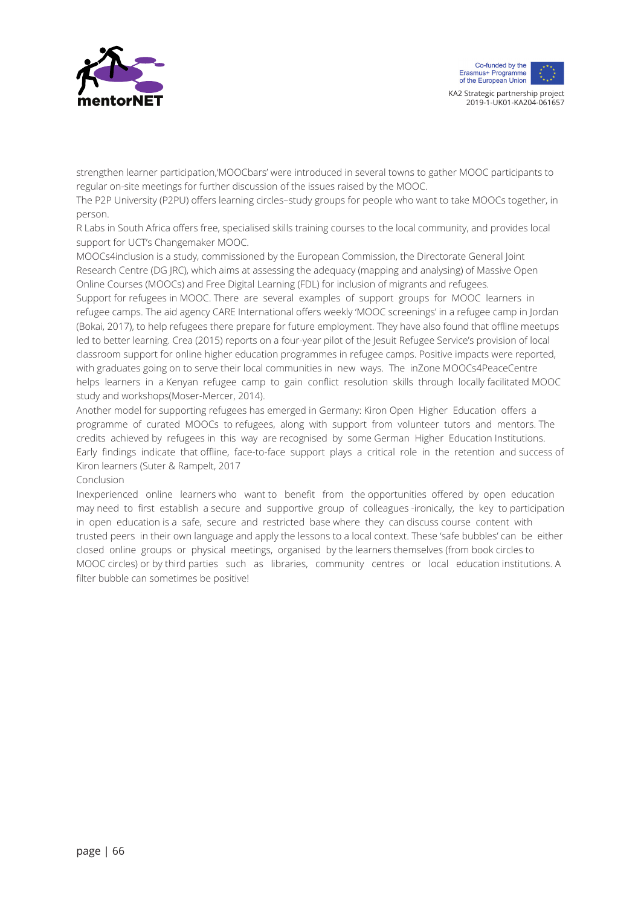strengthen learner participation,'MOOCbars' were introduced in several towns to gather MOOC participants to regular on-site meetings for further discussion of the issues raised by the MOOC.

The P2P University (P2PU) offers learning circles–study groups for people who want to take MOOCs together, in person.

R Labs in South Africa offers free, specialised skills training courses to the local community, and provides local support for UCT's Changemaker MOOC.

MOOCs4inclusion is a study, commissioned by the European Commission, the Directorate General Joint Research Centre (DG JRC), which aims at assessing the adequacy (mapping and analysing) of Massive Open Online Courses (MOOCs) and Free Digital Learning (FDL) for inclusion of migrants and refugees.

Support for refugees in MOOC. There are several examples of support groups for MOOC learners in refugee camps. The aid agency CARE International offers weekly 'MOOC screenings' in a refugee camp in Jordan (Bokai, 2017), to help refugees there prepare for future employment. They have also found that offline meetups led to better learning. Crea (2015) reports on a four-year pilot of the Jesuit Refugee Service's provision of local classroom support for online higher education programmes in refugee camps. Positive impacts were reported, with graduates going on to serve their local communities in new ways. The inZone MOOCs4PeaceCentre helps learners in a Kenyan refugee camp to gain conflict resolution skills through locally facilitated MOOC study and workshops(Moser-Mercer, 2014).

Another model for supporting refugees has emerged in Germany: Kiron Open Higher Education offers a programme of curated MOOCs to refugees, along with support from volunteer tutors and mentors. The credits achieved by refugees in this way are recognised by some German Higher Education Institutions. Early findings indicate that offline, face-to-face support plays a critical role in the retention and success of Kiron learners (Suter & Rampelt, 2017

Conclusion

Inexperienced online learners who want to benefit from the opportunities offered by open education may need to first establish a secure and supportive group of colleagues -ironically, the key to participation in open education is a safe, secure and restricted base where they can discuss course content with trusted peers in their own language and apply the lessons to a local context. These 'safe bubbles' can be either closed online groups or physical meetings, organised by the learners themselves (from book circles to MOOC circles) or by third parties such as libraries, community centres or local education institutions. A filter bubble can sometimes be positive!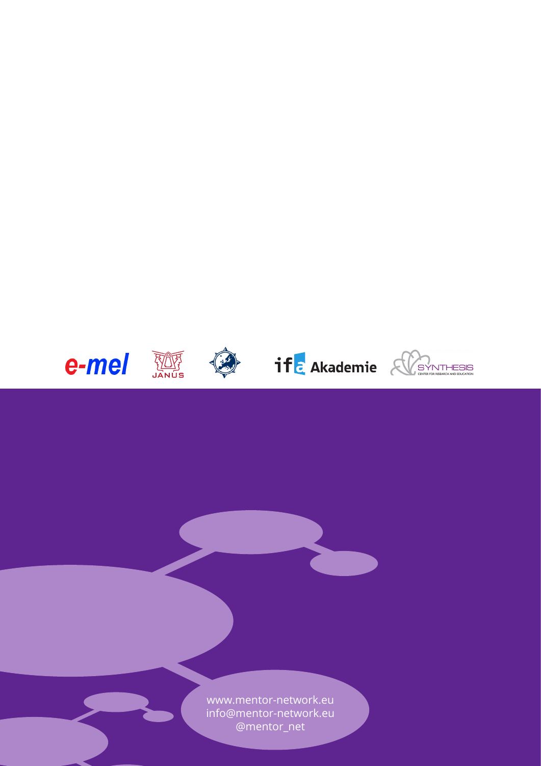e-mel

JANUS

ifa Akademie

SYNTHESIS
CENTER FOR RESEARCH AND EDUCATION

www.mentor-network.eu
info@mentor-network.eu
@mentor_net